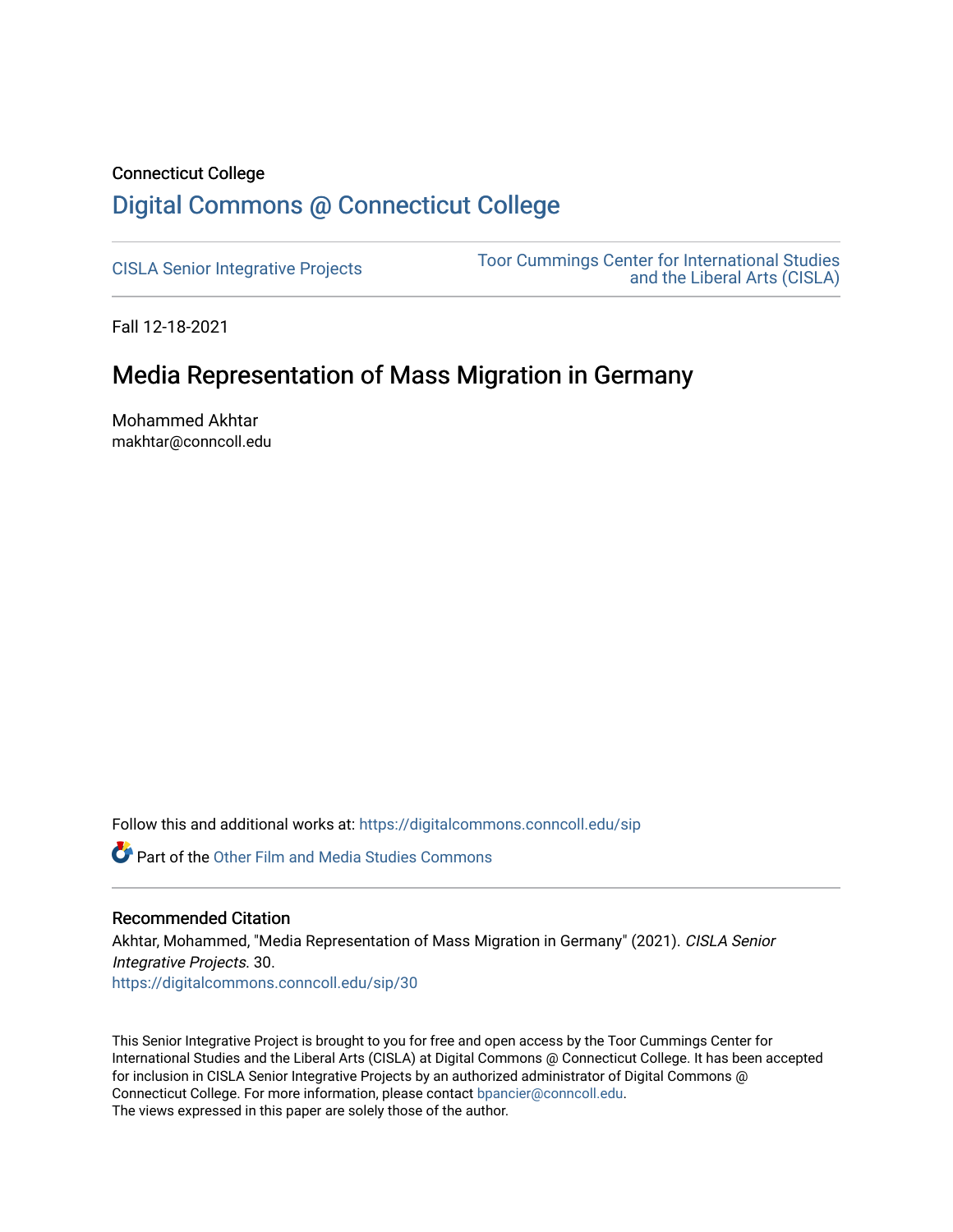Connecticut College

# Digital Commons @ Connecticut College

CISLA Senior Integrative Projects

Toor Cummings Center for International Studies and the Liberal Arts (CISLA)

Fall 12-18-2021

## Media Representation of Mass Migration in Germany

Mohammed Akhtar
makhtar@conncoll.edu

Follow this and additional works at: https://digitalcommons.conncoll.edu/sip

Part of the Other Film and Media Studies Commons

### Recommended Citation

Akhtar, Mohammed, "Media Representation of Mass Migration in Germany" (2021). *CISLA Senior Integrative Projects*. 30.
https://digitalcommons.conncoll.edu/sip/30

This Senior Integrative Project is brought to you for free and open access by the Toor Cummings Center for International Studies and the Liberal Arts (CISLA) at Digital Commons @ Connecticut College. It has been accepted for inclusion in CISLA Senior Integrative Projects by an authorized administrator of Digital Commons @ Connecticut College. For more information, please contact bpancier@conncoll.edu.
The views expressed in this paper are solely those of the author.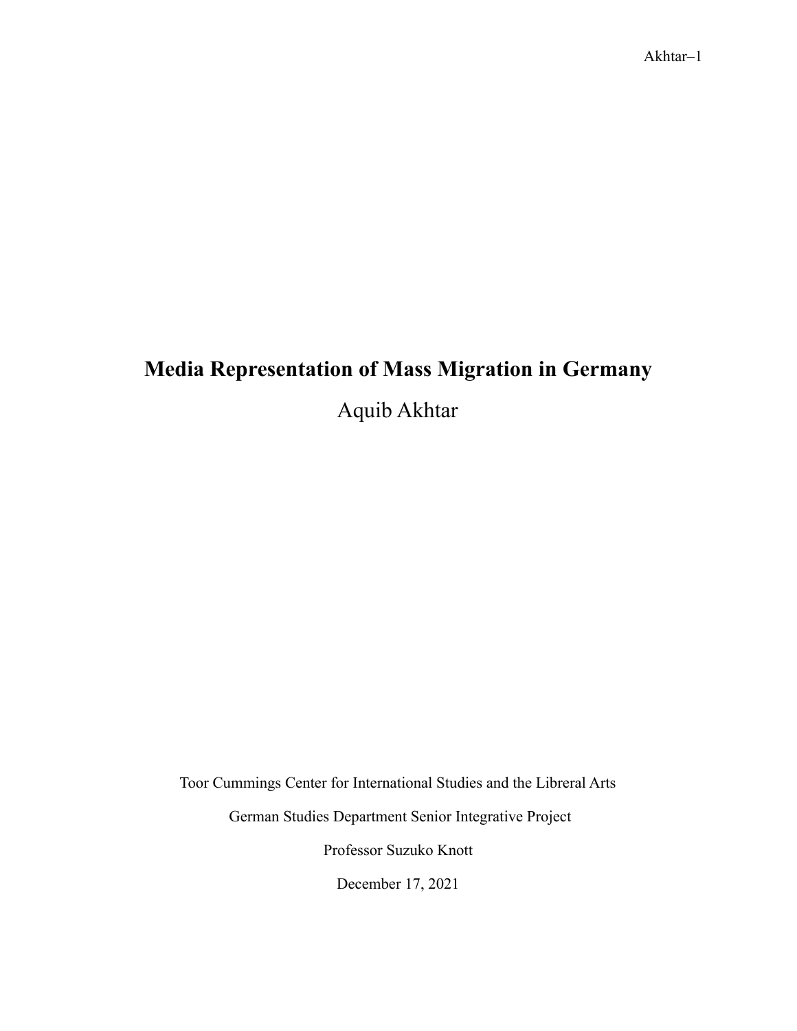# Media Representation of Mass Migration in Germany

Aquib Akhtar

Toor Cummings Center for International Studies and the Libreral Arts

German Studies Department Senior Integrative Project

Professor Suzuko Knott

December 17, 2021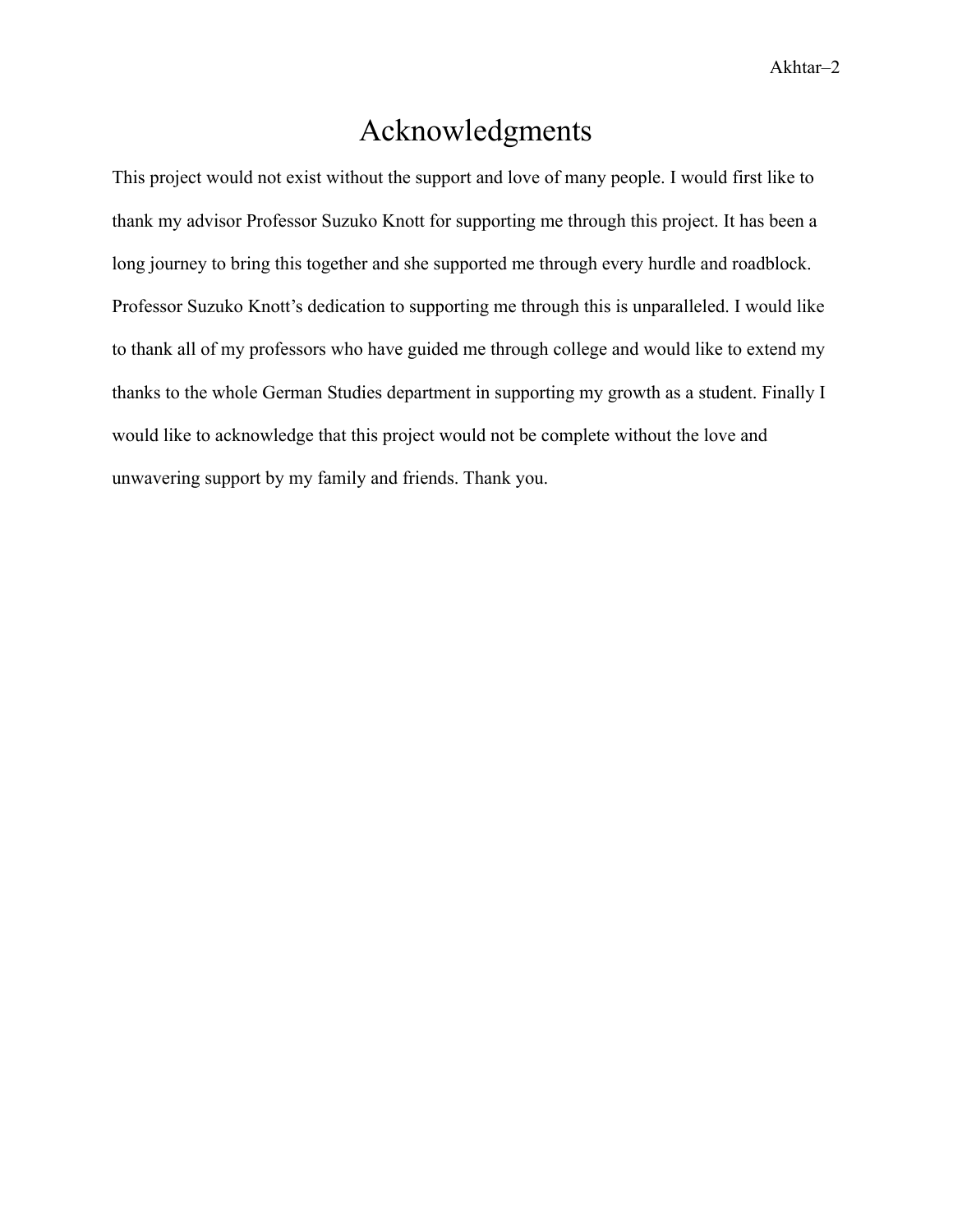# Acknowledgments

This project would not exist without the support and love of many people. I would first like to thank my advisor Professor Suzuko Knott for supporting me through this project. It has been a long journey to bring this together and she supported me through every hurdle and roadblock. Professor Suzuko Knott's dedication to supporting me through this is unparalleled. I would like to thank all of my professors who have guided me through college and would like to extend my thanks to the whole German Studies department in supporting my growth as a student. Finally I would like to acknowledge that this project would not be complete without the love and unwavering support by my family and friends. Thank you.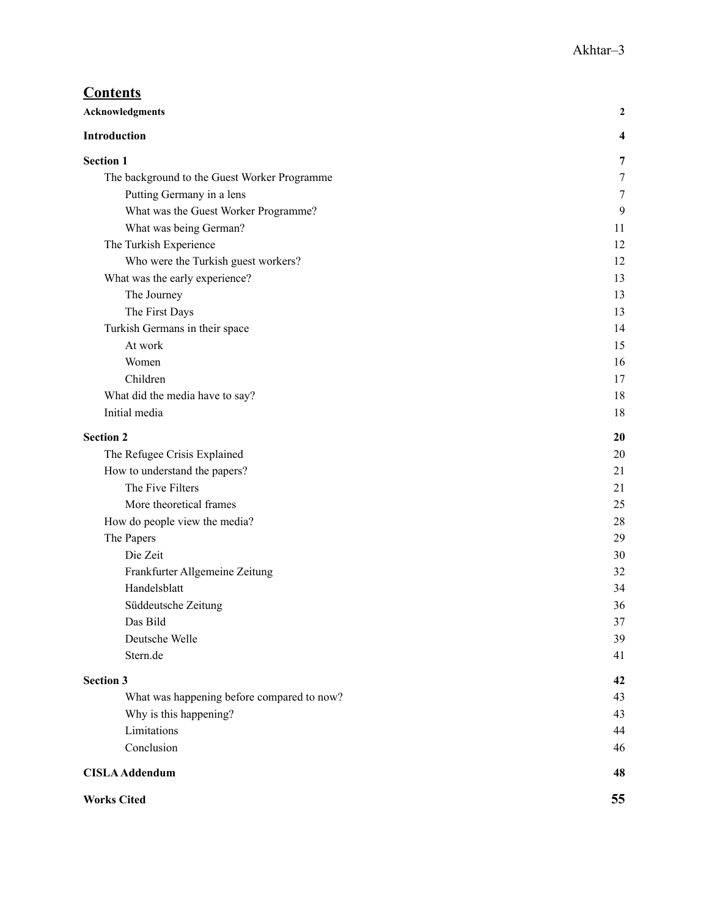# Contents

| | |
|---|---|
| **Acknowledgments** | **2** |
| **Introduction** | **4** |
| **Section 1** | **7** |
| The background to the Guest Worker Programme | 7 |
| Putting Germany in a lens | 7 |
| What was the Guest Worker Programme? | 9 |
| What was being German? | 11 |
| The Turkish Experience | 12 |
| Who were the Turkish guest workers? | 12 |
| What was the early experience? | 13 |
| The Journey | 13 |
| The First Days | 13 |
| Turkish Germans in their space | 14 |
| At work | 15 |
| Women | 16 |
| Children | 17 |
| What did the media have to say? | 18 |
| Initial media | 18 |
| **Section 2** | **20** |
| The Refugee Crisis Explained | 20 |
| How to understand the papers? | 21 |
| The Five Filters | 21 |
| More theoretical frames | 25 |
| How do people view the media? | 28 |
| The Papers | 29 |
| Die Zeit | 30 |
| Frankfurter Allgemeine Zeitung | 32 |
| Handelsblatt | 34 |
| Süddeutsche Zeitung | 36 |
| Das Bild | 37 |
| Deutsche Welle | 39 |
| Stern.de | 41 |
| **Section 3** | **42** |
| What was happening before compared to now? | 43 |
| Why is this happening? | 43 |
| Limitations | 44 |
| Conclusion | 46 |
| **CISLA Addendum** | **48** |
| **Works Cited** | **55** |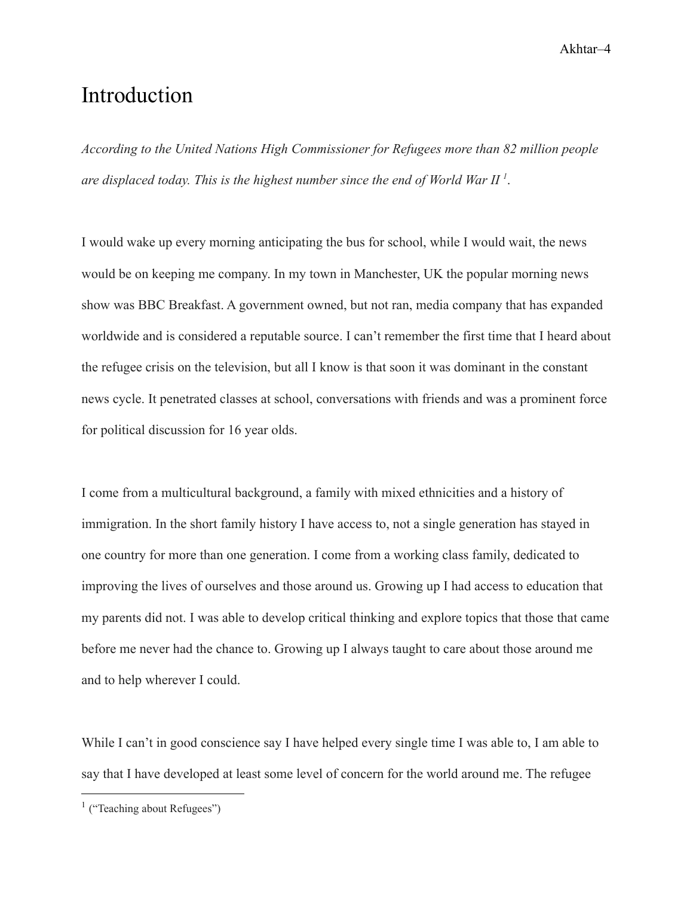# Introduction

*According to the United Nations High Commissioner for Refugees more than 82 million people are displaced today. This is the highest number since the end of World War II* [1].

I would wake up every morning anticipating the bus for school, while I would wait, the news would be on keeping me company. In my town in Manchester, UK the popular morning news show was BBC Breakfast. A government owned, but not ran, media company that has expanded worldwide and is considered a reputable source. I can't remember the first time that I heard about the refugee crisis on the television, but all I know is that soon it was dominant in the constant news cycle. It penetrated classes at school, conversations with friends and was a prominent force for political discussion for 16 year olds.

I come from a multicultural background, a family with mixed ethnicities and a history of immigration. In the short family history I have access to, not a single generation has stayed in one country for more than one generation. I come from a working class family, dedicated to improving the lives of ourselves and those around us. Growing up I had access to education that my parents did not. I was able to develop critical thinking and explore topics that those that came before me never had the chance to. Growing up I always taught to care about those around me and to help wherever I could.

While I can't in good conscience say I have helped every single time I was able to, I am able to say that I have developed at least some level of concern for the world around me. The refugee

[1] ("Teaching about Refugees")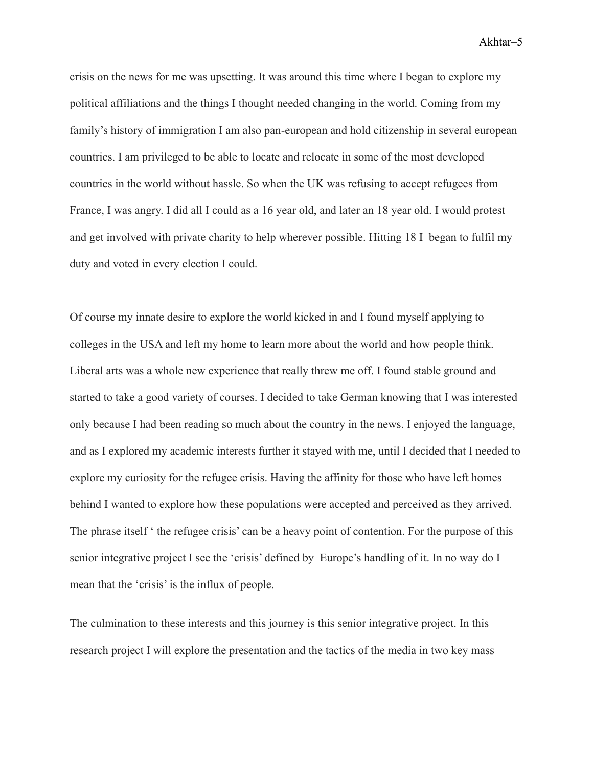crisis on the news for me was upsetting. It was around this time where I began to explore my political affiliations and the things I thought needed changing in the world. Coming from my family's history of immigration I am also pan-european and hold citizenship in several european countries. I am privileged to be able to locate and relocate in some of the most developed countries in the world without hassle. So when the UK was refusing to accept refugees from France, I was angry. I did all I could as a 16 year old, and later an 18 year old. I would protest and get involved with private charity to help wherever possible. Hitting 18 I began to fulfil my duty and voted in every election I could.

Of course my innate desire to explore the world kicked in and I found myself applying to colleges in the USA and left my home to learn more about the world and how people think. Liberal arts was a whole new experience that really threw me off. I found stable ground and started to take a good variety of courses. I decided to take German knowing that I was interested only because I had been reading so much about the country in the news. I enjoyed the language, and as I explored my academic interests further it stayed with me, until I decided that I needed to explore my curiosity for the refugee crisis. Having the affinity for those who have left homes behind I wanted to explore how these populations were accepted and perceived as they arrived. The phrase itself ' the refugee crisis' can be a heavy point of contention. For the purpose of this senior integrative project I see the 'crisis' defined by Europe's handling of it. In no way do I mean that the 'crisis' is the influx of people.

The culmination to these interests and this journey is this senior integrative project. In this research project I will explore the presentation and the tactics of the media in two key mass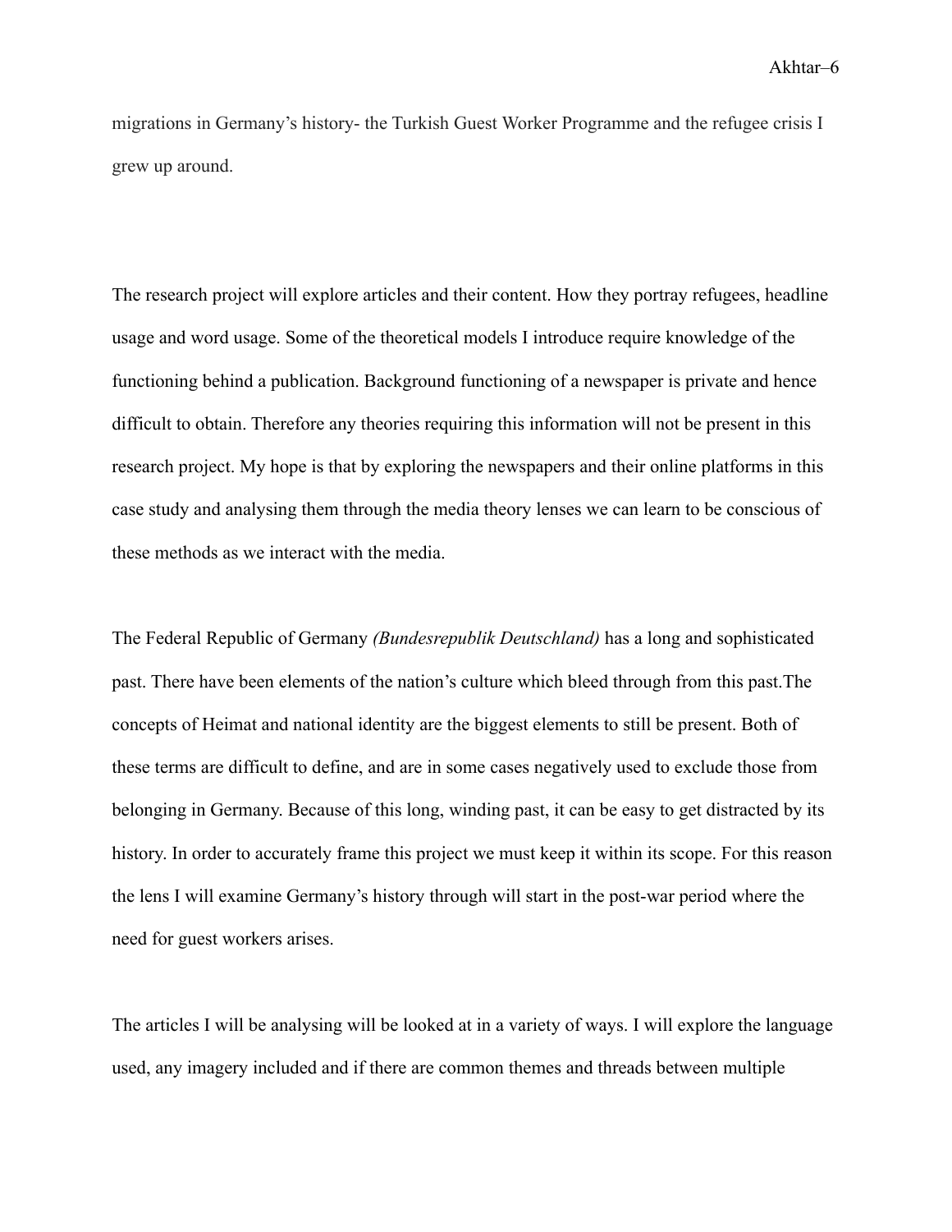migrations in Germany's history- the Turkish Guest Worker Programme and the refugee crisis I grew up around.

The research project will explore articles and their content. How they portray refugees, headline usage and word usage. Some of the theoretical models I introduce require knowledge of the functioning behind a publication. Background functioning of a newspaper is private and hence difficult to obtain. Therefore any theories requiring this information will not be present in this research project. My hope is that by exploring the newspapers and their online platforms in this case study and analysing them through the media theory lenses we can learn to be conscious of these methods as we interact with the media.

The Federal Republic of Germany *(Bundesrepublik Deutschland)* has a long and sophisticated past. There have been elements of the nation's culture which bleed through from this past.The concepts of Heimat and national identity are the biggest elements to still be present. Both of these terms are difficult to define, and are in some cases negatively used to exclude those from belonging in Germany. Because of this long, winding past, it can be easy to get distracted by its history. In order to accurately frame this project we must keep it within its scope. For this reason the lens I will examine Germany's history through will start in the post-war period where the need for guest workers arises.

The articles I will be analysing will be looked at in a variety of ways. I will explore the language used, any imagery included and if there are common themes and threads between multiple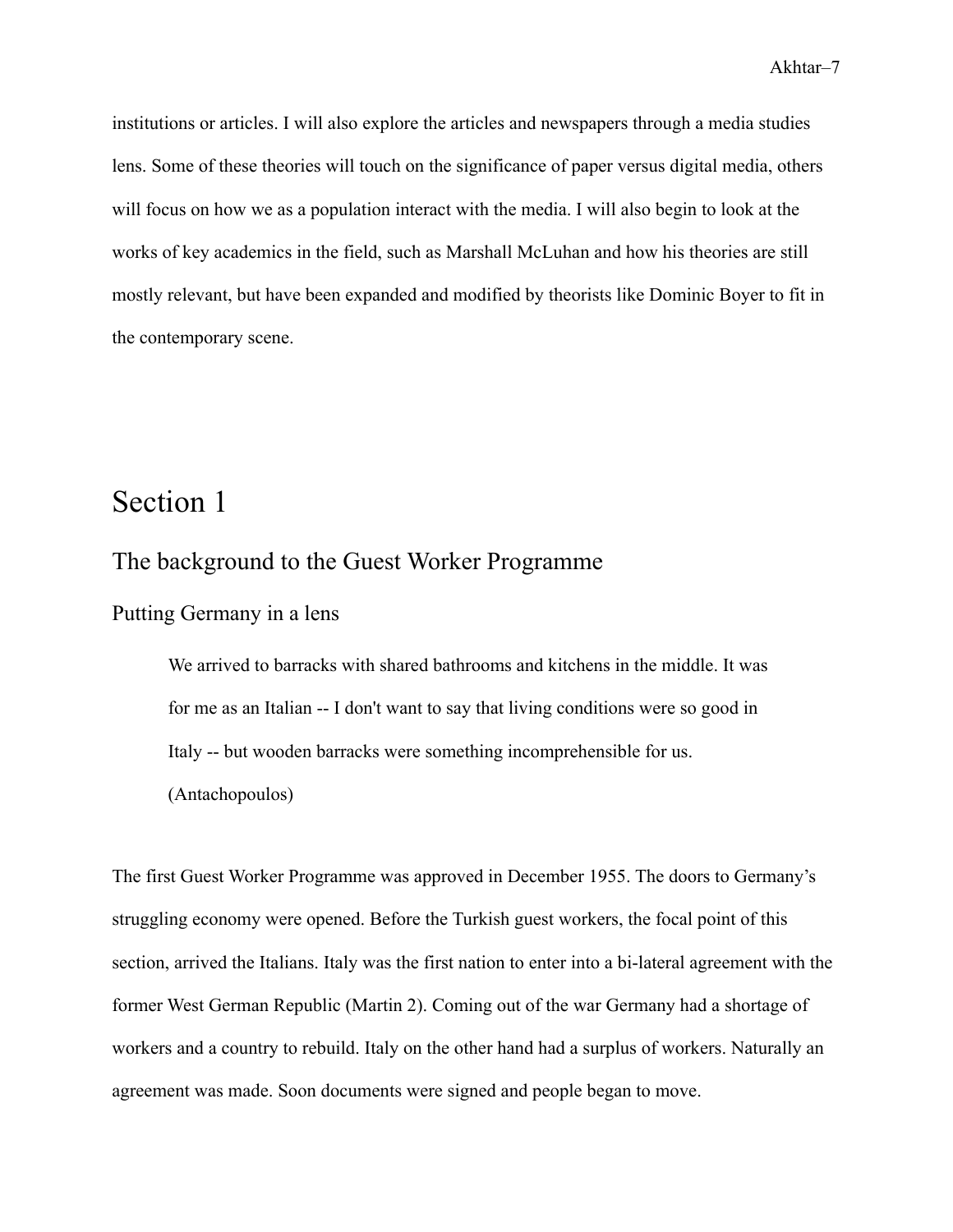institutions or articles. I will also explore the articles and newspapers through a media studies lens. Some of these theories will touch on the significance of paper versus digital media, others will focus on how we as a population interact with the media. I will also begin to look at the works of key academics in the field, such as Marshall McLuhan and how his theories are still mostly relevant, but have been expanded and modified by theorists like Dominic Boyer to fit in the contemporary scene.

# Section 1

## The background to the Guest Worker Programme

### Putting Germany in a lens

> We arrived to barracks with shared bathrooms and kitchens in the middle. It was for me as an Italian -- I don't want to say that living conditions were so good in Italy -- but wooden barracks were something incomprehensible for us. (Antachopoulos)

The first Guest Worker Programme was approved in December 1955. The doors to Germany's struggling economy were opened. Before the Turkish guest workers, the focal point of this section, arrived the Italians. Italy was the first nation to enter into a bi-lateral agreement with the former West German Republic (Martin 2). Coming out of the war Germany had a shortage of workers and a country to rebuild. Italy on the other hand had a surplus of workers. Naturally an agreement was made. Soon documents were signed and people began to move.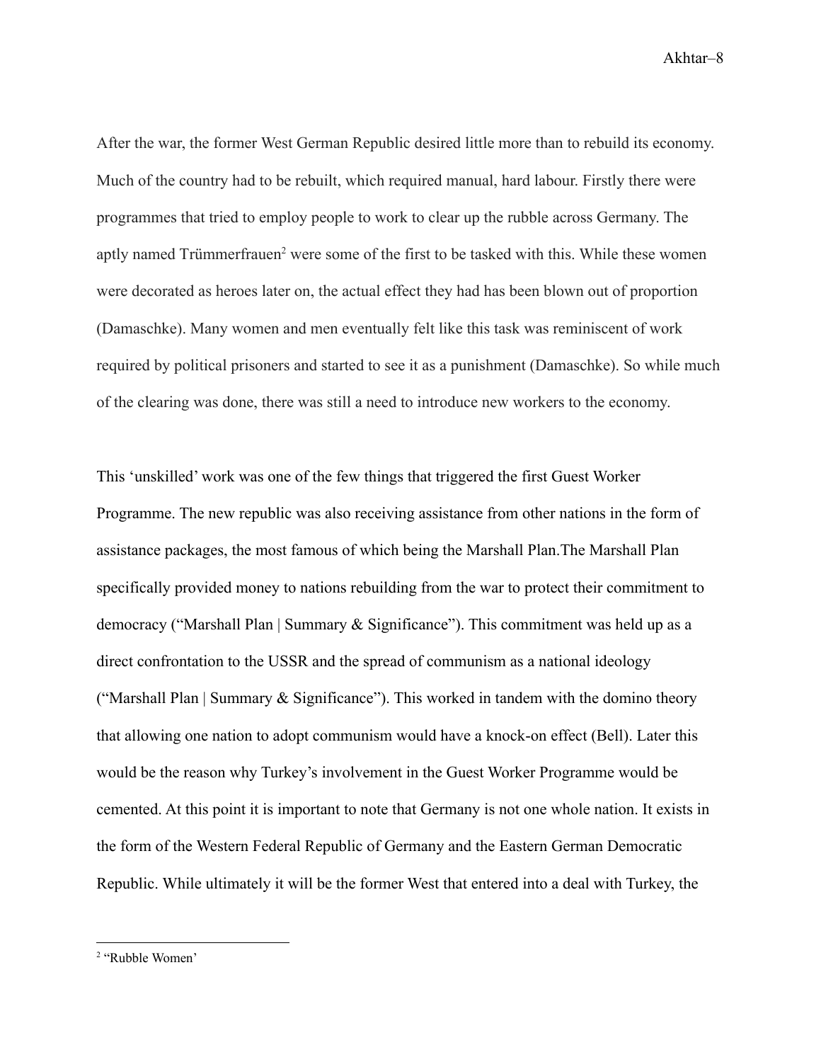After the war, the former West German Republic desired little more than to rebuild its economy. Much of the country had to be rebuilt, which required manual, hard labour. Firstly there were programmes that tried to employ people to work to clear up the rubble across Germany. The aptly named Trümmerfrauen[2] were some of the first to be tasked with this. While these women were decorated as heroes later on, the actual effect they had has been blown out of proportion (Damaschke). Many women and men eventually felt like this task was reminiscent of work required by political prisoners and started to see it as a punishment (Damaschke). So while much of the clearing was done, there was still a need to introduce new workers to the economy.

This 'unskilled' work was one of the few things that triggered the first Guest Worker Programme. The new republic was also receiving assistance from other nations in the form of assistance packages, the most famous of which being the Marshall Plan.The Marshall Plan specifically provided money to nations rebuilding from the war to protect their commitment to democracy ("Marshall Plan | Summary & Significance"). This commitment was held up as a direct confrontation to the USSR and the spread of communism as a national ideology ("Marshall Plan | Summary & Significance"). This worked in tandem with the domino theory that allowing one nation to adopt communism would have a knock-on effect (Bell). Later this would be the reason why Turkey's involvement in the Guest Worker Programme would be cemented. At this point it is important to note that Germany is not one whole nation. It exists in the form of the Western Federal Republic of Germany and the Eastern German Democratic Republic. While ultimately it will be the former West that entered into a deal with Turkey, the

[2] "Rubble Women'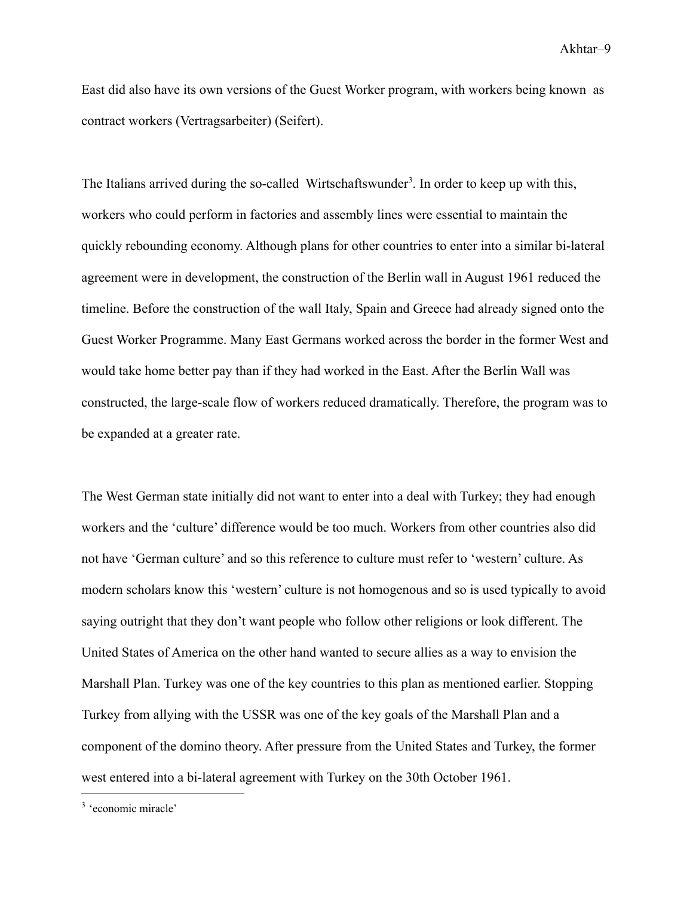East did also have its own versions of the Guest Worker program, with workers being known as contract workers (Vertragsarbeiter) (Seifert).

The Italians arrived during the so-called Wirtschaftswunder[3]. In order to keep up with this, workers who could perform in factories and assembly lines were essential to maintain the quickly rebounding economy. Although plans for other countries to enter into a similar bi-lateral agreement were in development, the construction of the Berlin wall in August 1961 reduced the timeline. Before the construction of the wall Italy, Spain and Greece had already signed onto the Guest Worker Programme. Many East Germans worked across the border in the former West and would take home better pay than if they had worked in the East. After the Berlin Wall was constructed, the large-scale flow of workers reduced dramatically. Therefore, the program was to be expanded at a greater rate.

The West German state initially did not want to enter into a deal with Turkey; they had enough workers and the 'culture' difference would be too much. Workers from other countries also did not have 'German culture' and so this reference to culture must refer to 'western' culture. As modern scholars know this 'western' culture is not homogenous and so is used typically to avoid saying outright that they don't want people who follow other religions or look different. The United States of America on the other hand wanted to secure allies as a way to envision the Marshall Plan. Turkey was one of the key countries to this plan as mentioned earlier. Stopping Turkey from allying with the USSR was one of the key goals of the Marshall Plan and a component of the domino theory. After pressure from the United States and Turkey, the former west entered into a bi-lateral agreement with Turkey on the 30th October 1961.

[3] 'economic miracle'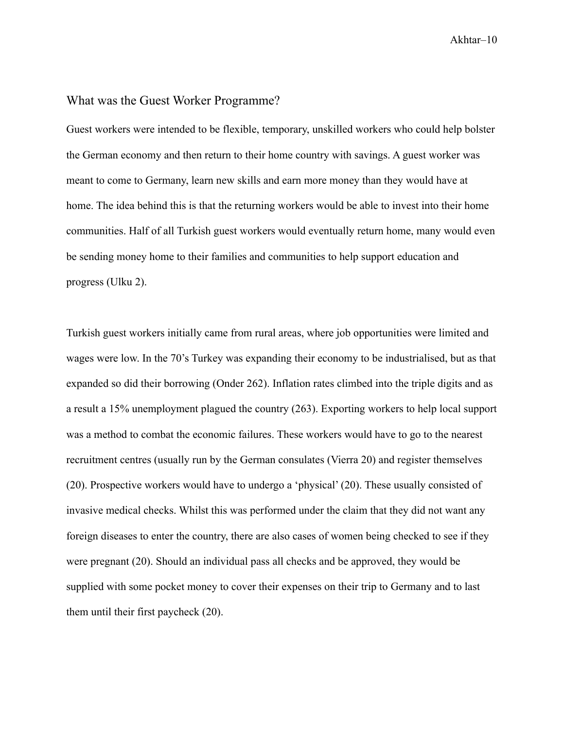## What was the Guest Worker Programme?

Guest workers were intended to be flexible, temporary, unskilled workers who could help bolster the German economy and then return to their home country with savings. A guest worker was meant to come to Germany, learn new skills and earn more money than they would have at home. The idea behind this is that the returning workers would be able to invest into their home communities. Half of all Turkish guest workers would eventually return home, many would even be sending money home to their families and communities to help support education and progress (Ulku 2).

Turkish guest workers initially came from rural areas, where job opportunities were limited and wages were low. In the 70's Turkey was expanding their economy to be industrialised, but as that expanded so did their borrowing (Onder 262). Inflation rates climbed into the triple digits and as a result a 15% unemployment plagued the country (263). Exporting workers to help local support was a method to combat the economic failures. These workers would have to go to the nearest recruitment centres (usually run by the German consulates (Vierra 20) and register themselves (20). Prospective workers would have to undergo a 'physical' (20). These usually consisted of invasive medical checks. Whilst this was performed under the claim that they did not want any foreign diseases to enter the country, there are also cases of women being checked to see if they were pregnant (20). Should an individual pass all checks and be approved, they would be supplied with some pocket money to cover their expenses on their trip to Germany and to last them until their first paycheck (20).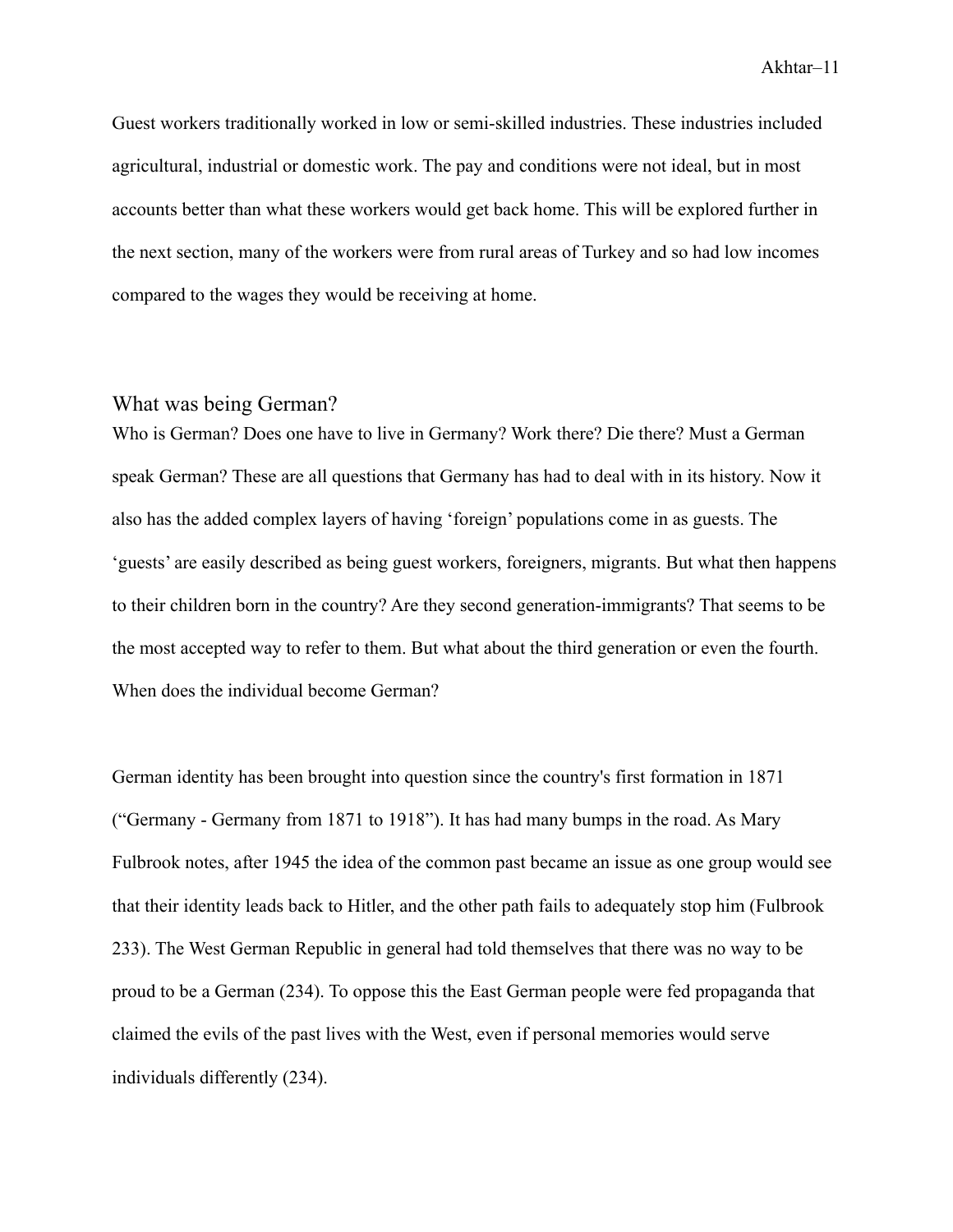Guest workers traditionally worked in low or semi-skilled industries. These industries included agricultural, industrial or domestic work. The pay and conditions were not ideal, but in most accounts better than what these workers would get back home. This will be explored further in the next section, many of the workers were from rural areas of Turkey and so had low incomes compared to the wages they would be receiving at home.

## What was being German?

Who is German? Does one have to live in Germany? Work there? Die there? Must a German speak German? These are all questions that Germany has had to deal with in its history. Now it also has the added complex layers of having 'foreign' populations come in as guests. The 'guests' are easily described as being guest workers, foreigners, migrants. But what then happens to their children born in the country? Are they second generation-immigrants? That seems to be the most accepted way to refer to them. But what about the third generation or even the fourth. When does the individual become German?

German identity has been brought into question since the country's first formation in 1871 ("Germany - Germany from 1871 to 1918"). It has had many bumps in the road. As Mary Fulbrook notes, after 1945 the idea of the common past became an issue as one group would see that their identity leads back to Hitler, and the other path fails to adequately stop him (Fulbrook 233). The West German Republic in general had told themselves that there was no way to be proud to be a German (234). To oppose this the East German people were fed propaganda that claimed the evils of the past lives with the West, even if personal memories would serve individuals differently (234).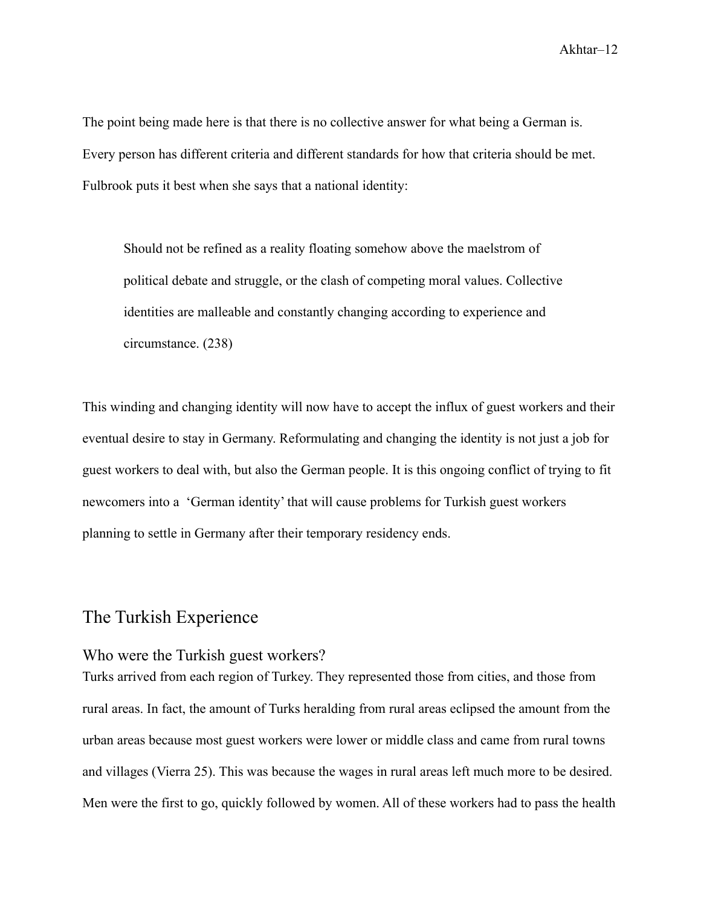The point being made here is that there is no collective answer for what being a German is. Every person has different criteria and different standards for how that criteria should be met. Fulbrook puts it best when she says that a national identity:

> Should not be refined as a reality floating somehow above the maelstrom of political debate and struggle, or the clash of competing moral values. Collective identities are malleable and constantly changing according to experience and circumstance. (238)

This winding and changing identity will now have to accept the influx of guest workers and their eventual desire to stay in Germany. Reformulating and changing the identity is not just a job for guest workers to deal with, but also the German people. It is this ongoing conflict of trying to fit newcomers into a 'German identity' that will cause problems for Turkish guest workers planning to settle in Germany after their temporary residency ends.

## The Turkish Experience

### Who were the Turkish guest workers?

Turks arrived from each region of Turkey. They represented those from cities, and those from rural areas. In fact, the amount of Turks heralding from rural areas eclipsed the amount from the urban areas because most guest workers were lower or middle class and came from rural towns and villages (Vierra 25). This was because the wages in rural areas left much more to be desired. Men were the first to go, quickly followed by women. All of these workers had to pass the health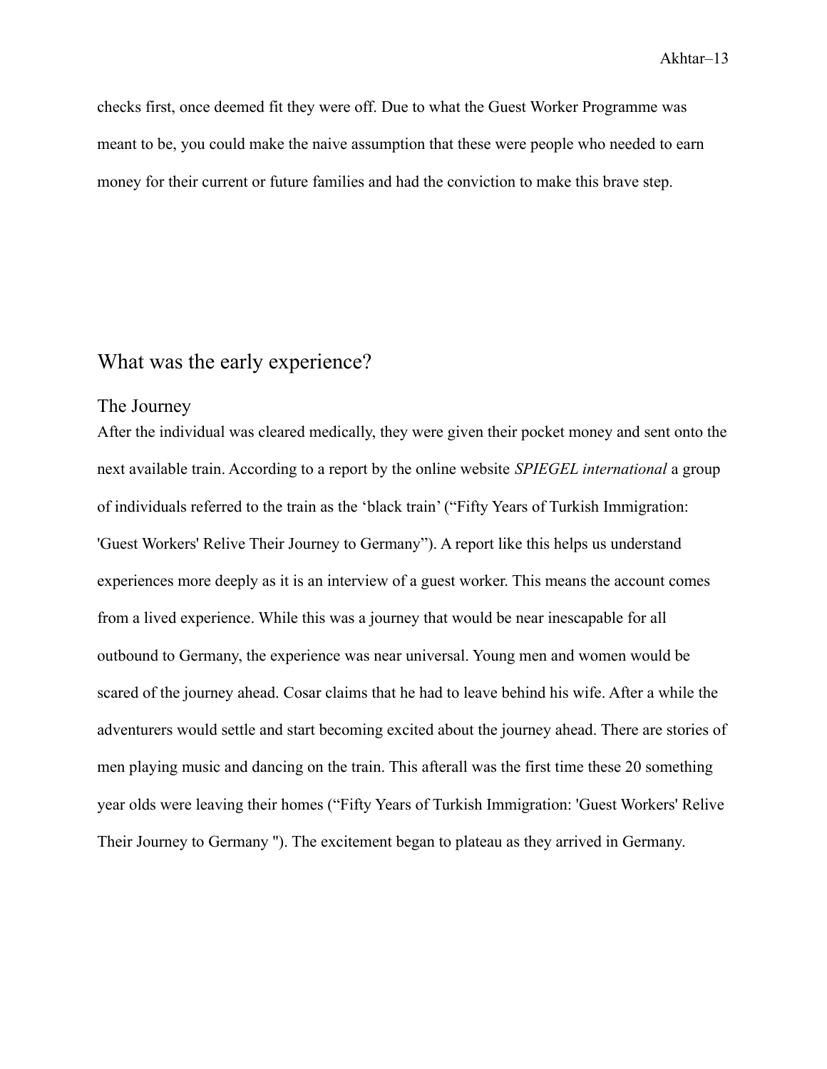checks first, once deemed fit they were off. Due to what the Guest Worker Programme was meant to be, you could make the naive assumption that these were people who needed to earn money for their current or future families and had the conviction to make this brave step.

## What was the early experience?

### The Journey

After the individual was cleared medically, they were given their pocket money and sent onto the next available train. According to a report by the online website *SPIEGEL international* a group of individuals referred to the train as the 'black train' ("Fifty Years of Turkish Immigration: 'Guest Workers' Relive Their Journey to Germany"). A report like this helps us understand experiences more deeply as it is an interview of a guest worker. This means the account comes from a lived experience. While this was a journey that would be near inescapable for all outbound to Germany, the experience was near universal. Young men and women would be scared of the journey ahead. Cosar claims that he had to leave behind his wife. After a while the adventurers would settle and start becoming excited about the journey ahead. There are stories of men playing music and dancing on the train. This afterall was the first time these 20 something year olds were leaving their homes ("Fifty Years of Turkish Immigration: 'Guest Workers' Relive Their Journey to Germany "). The excitement began to plateau as they arrived in Germany.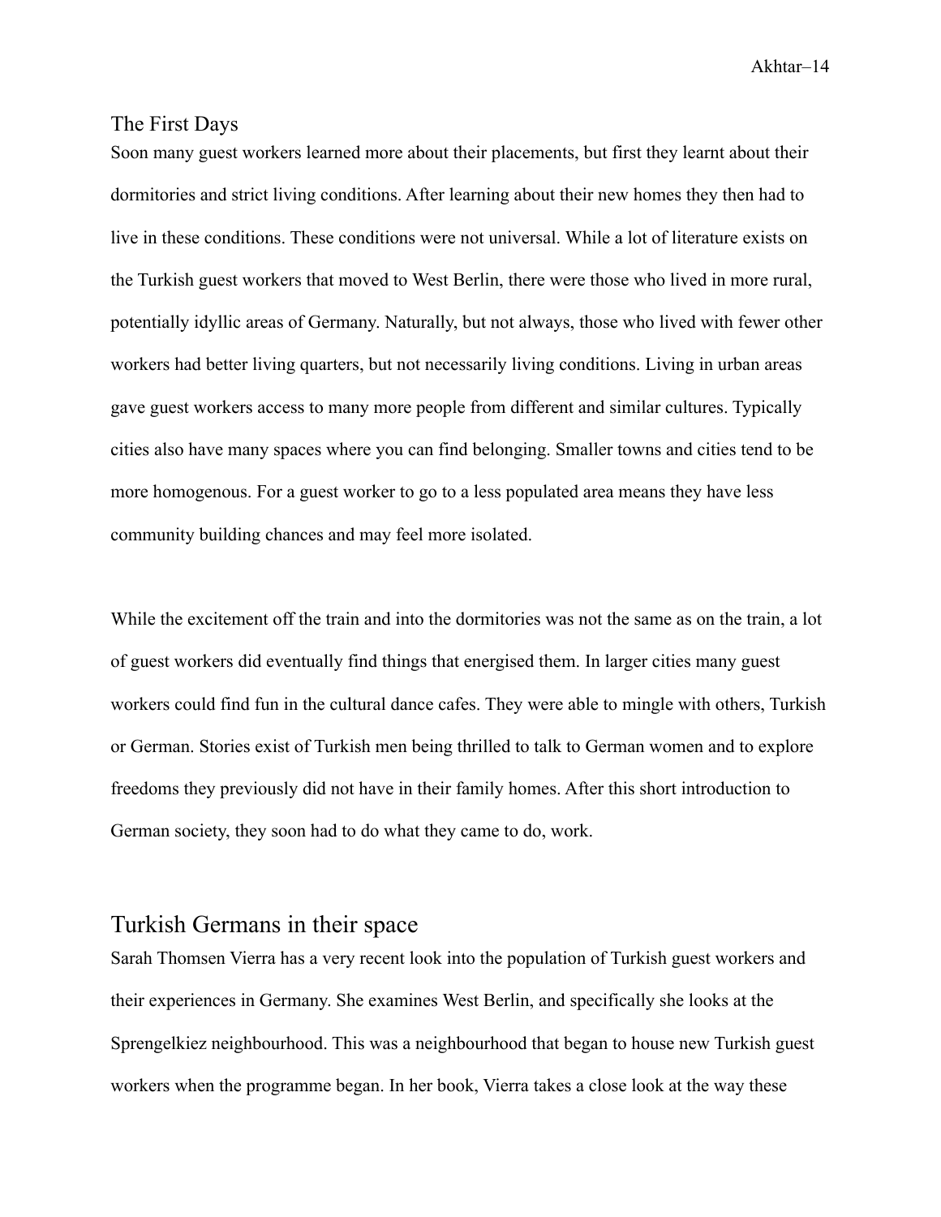### The First Days

Soon many guest workers learned more about their placements, but first they learnt about their dormitories and strict living conditions. After learning about their new homes they then had to live in these conditions. These conditions were not universal. While a lot of literature exists on the Turkish guest workers that moved to West Berlin, there were those who lived in more rural, potentially idyllic areas of Germany. Naturally, but not always, those who lived with fewer other workers had better living quarters, but not necessarily living conditions. Living in urban areas gave guest workers access to many more people from different and similar cultures. Typically cities also have many spaces where you can find belonging. Smaller towns and cities tend to be more homogenous. For a guest worker to go to a less populated area means they have less community building chances and may feel more isolated.

While the excitement off the train and into the dormitories was not the same as on the train, a lot of guest workers did eventually find things that energised them. In larger cities many guest workers could find fun in the cultural dance cafes. They were able to mingle with others, Turkish or German. Stories exist of Turkish men being thrilled to talk to German women and to explore freedoms they previously did not have in their family homes. After this short introduction to German society, they soon had to do what they came to do, work.

## Turkish Germans in their space

Sarah Thomsen Vierra has a very recent look into the population of Turkish guest workers and their experiences in Germany. She examines West Berlin, and specifically she looks at the Sprengelkiez neighbourhood. This was a neighbourhood that began to house new Turkish guest workers when the programme began. In her book, Vierra takes a close look at the way these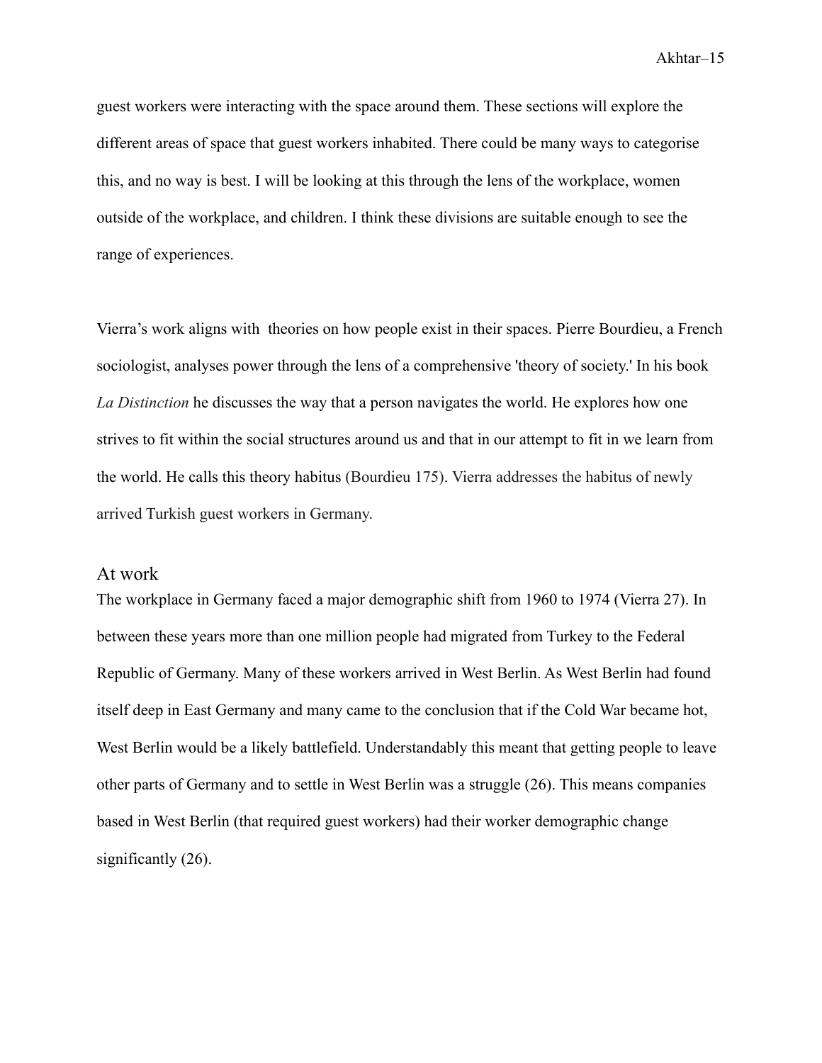guest workers were interacting with the space around them. These sections will explore the different areas of space that guest workers inhabited. There could be many ways to categorise this, and no way is best. I will be looking at this through the lens of the workplace, women outside of the workplace, and children. I think these divisions are suitable enough to see the range of experiences.

Vierra's work aligns with theories on how people exist in their spaces. Pierre Bourdieu, a French sociologist, analyses power through the lens of a comprehensive 'theory of society.' In his book *La Distinction* he discusses the way that a person navigates the world. He explores how one strives to fit within the social structures around us and that in our attempt to fit in we learn from the world. He calls this theory habitus (Bourdieu 175). Vierra addresses the habitus of newly arrived Turkish guest workers in Germany.

## At work

The workplace in Germany faced a major demographic shift from 1960 to 1974 (Vierra 27). In between these years more than one million people had migrated from Turkey to the Federal Republic of Germany. Many of these workers arrived in West Berlin. As West Berlin had found itself deep in East Germany and many came to the conclusion that if the Cold War became hot, West Berlin would be a likely battlefield. Understandably this meant that getting people to leave other parts of Germany and to settle in West Berlin was a struggle (26). This means companies based in West Berlin (that required guest workers) had their worker demographic change significantly (26).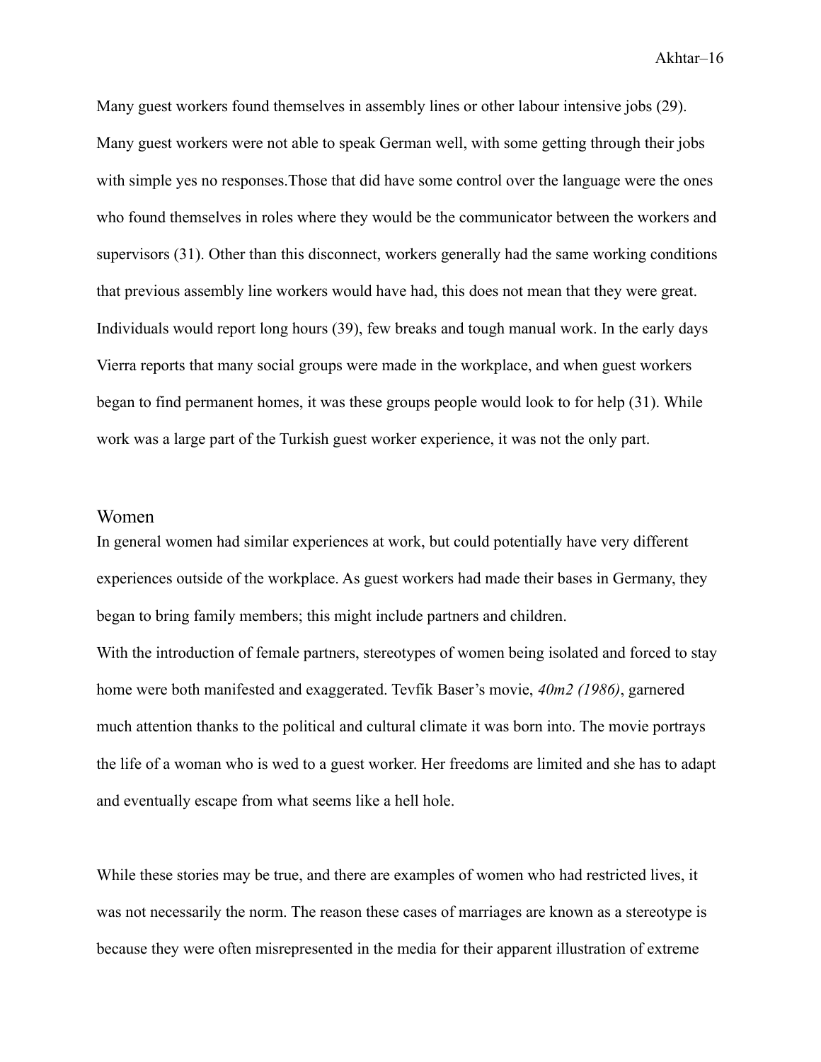Many guest workers found themselves in assembly lines or other labour intensive jobs (29). Many guest workers were not able to speak German well, with some getting through their jobs with simple yes no responses.Those that did have some control over the language were the ones who found themselves in roles where they would be the communicator between the workers and supervisors (31). Other than this disconnect, workers generally had the same working conditions that previous assembly line workers would have had, this does not mean that they were great. Individuals would report long hours (39), few breaks and tough manual work. In the early days Vierra reports that many social groups were made in the workplace, and when guest workers began to find permanent homes, it was these groups people would look to for help (31). While work was a large part of the Turkish guest worker experience, it was not the only part.

## Women

In general women had similar experiences at work, but could potentially have very different experiences outside of the workplace. As guest workers had made their bases in Germany, they began to bring family members; this might include partners and children.

With the introduction of female partners, stereotypes of women being isolated and forced to stay home were both manifested and exaggerated. Tevfik Baser's movie, *40m2 (1986)*, garnered much attention thanks to the political and cultural climate it was born into. The movie portrays the life of a woman who is wed to a guest worker. Her freedoms are limited and she has to adapt and eventually escape from what seems like a hell hole.

While these stories may be true, and there are examples of women who had restricted lives, it was not necessarily the norm. The reason these cases of marriages are known as a stereotype is because they were often misrepresented in the media for their apparent illustration of extreme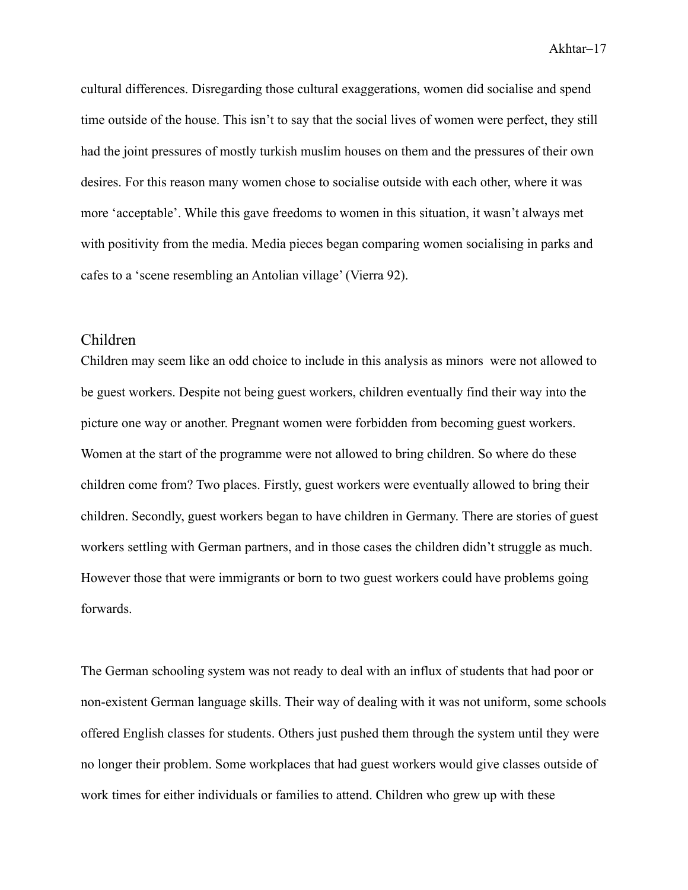cultural differences. Disregarding those cultural exaggerations, women did socialise and spend time outside of the house. This isn't to say that the social lives of women were perfect, they still had the joint pressures of mostly turkish muslim houses on them and the pressures of their own desires. For this reason many women chose to socialise outside with each other, where it was more 'acceptable'. While this gave freedoms to women in this situation, it wasn't always met with positivity from the media. Media pieces began comparing women socialising in parks and cafes to a 'scene resembling an Antolian village' (Vierra 92).

## Children

Children may seem like an odd choice to include in this analysis as minors were not allowed to be guest workers. Despite not being guest workers, children eventually find their way into the picture one way or another. Pregnant women were forbidden from becoming guest workers. Women at the start of the programme were not allowed to bring children. So where do these children come from? Two places. Firstly, guest workers were eventually allowed to bring their children. Secondly, guest workers began to have children in Germany. There are stories of guest workers settling with German partners, and in those cases the children didn't struggle as much. However those that were immigrants or born to two guest workers could have problems going forwards.

The German schooling system was not ready to deal with an influx of students that had poor or non-existent German language skills. Their way of dealing with it was not uniform, some schools offered English classes for students. Others just pushed them through the system until they were no longer their problem. Some workplaces that had guest workers would give classes outside of work times for either individuals or families to attend. Children who grew up with these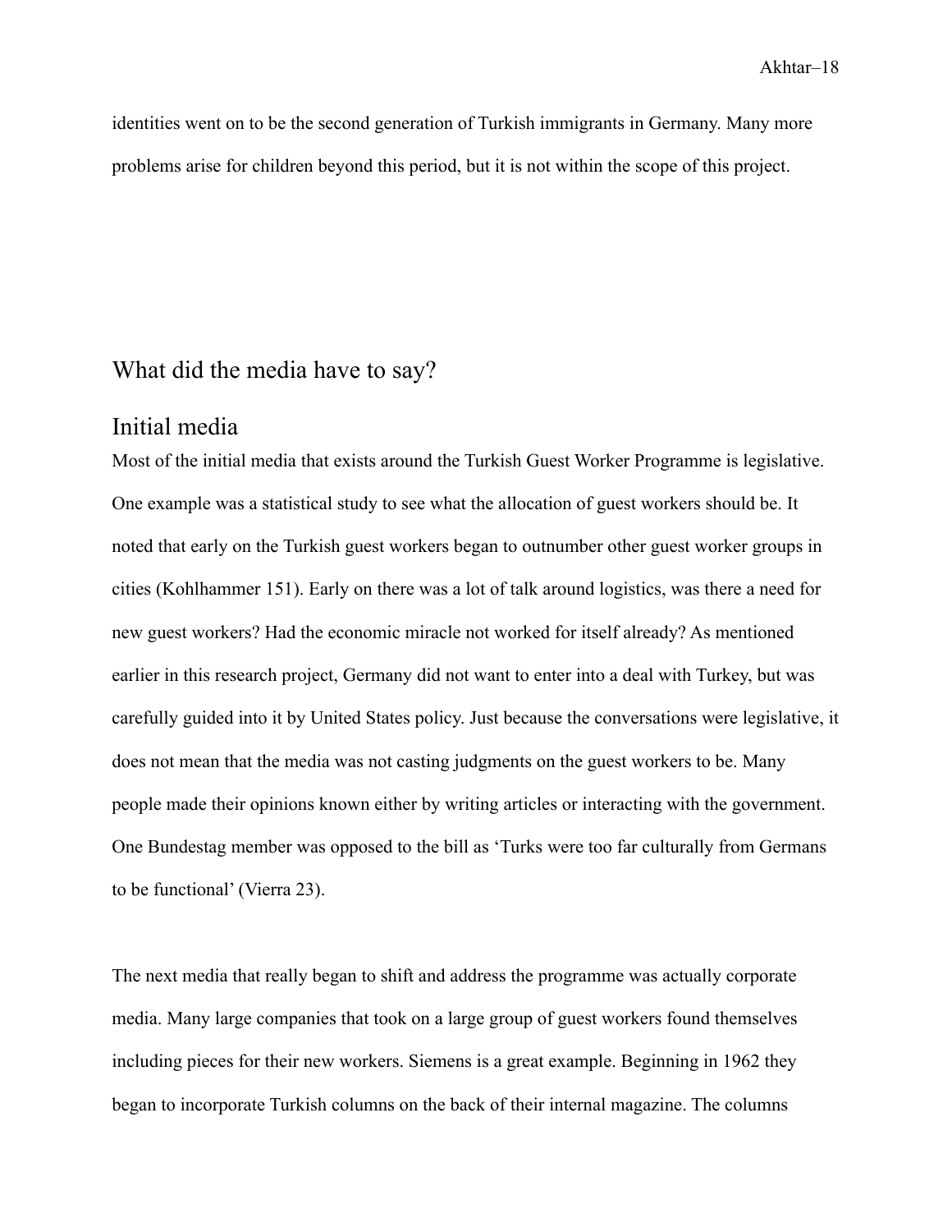identities went on to be the second generation of Turkish immigrants in Germany. Many more problems arise for children beyond this period, but it is not within the scope of this project.

## What did the media have to say?

## Initial media

Most of the initial media that exists around the Turkish Guest Worker Programme is legislative. One example was a statistical study to see what the allocation of guest workers should be. It noted that early on the Turkish guest workers began to outnumber other guest worker groups in cities (Kohlhammer 151). Early on there was a lot of talk around logistics, was there a need for new guest workers? Had the economic miracle not worked for itself already? As mentioned earlier in this research project, Germany did not want to enter into a deal with Turkey, but was carefully guided into it by United States policy. Just because the conversations were legislative, it does not mean that the media was not casting judgments on the guest workers to be. Many people made their opinions known either by writing articles or interacting with the government. One Bundestag member was opposed to the bill as 'Turks were too far culturally from Germans to be functional' (Vierra 23).

The next media that really began to shift and address the programme was actually corporate media. Many large companies that took on a large group of guest workers found themselves including pieces for their new workers. Siemens is a great example. Beginning in 1962 they began to incorporate Turkish columns on the back of their internal magazine. The columns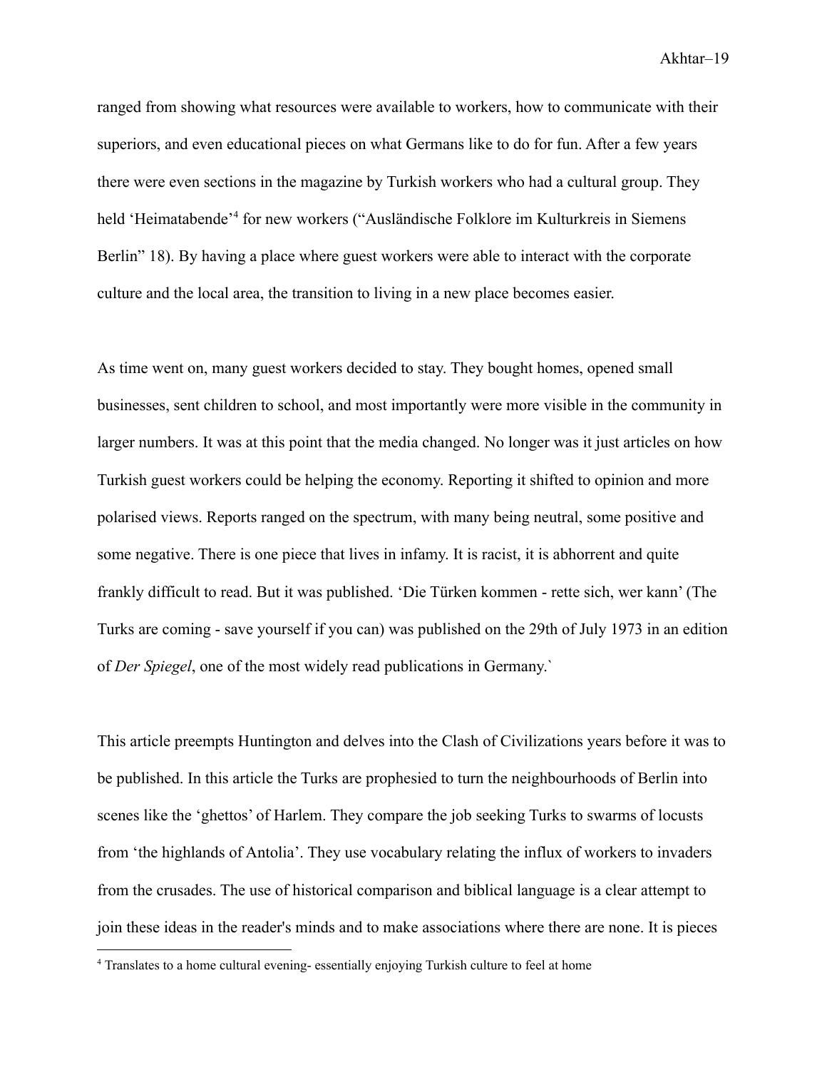ranged from showing what resources were available to workers, how to communicate with their superiors, and even educational pieces on what Germans like to do for fun. After a few years there were even sections in the magazine by Turkish workers who had a cultural group. They held 'Heimatabende'[4] for new workers ("Ausländische Folklore im Kulturkreis in Siemens Berlin" 18). By having a place where guest workers were able to interact with the corporate culture and the local area, the transition to living in a new place becomes easier.

As time went on, many guest workers decided to stay. They bought homes, opened small businesses, sent children to school, and most importantly were more visible in the community in larger numbers. It was at this point that the media changed. No longer was it just articles on how Turkish guest workers could be helping the economy. Reporting it shifted to opinion and more polarised views. Reports ranged on the spectrum, with many being neutral, some positive and some negative. There is one piece that lives in infamy. It is racist, it is abhorrent and quite frankly difficult to read. But it was published. 'Die Türken kommen - rette sich, wer kann' (The Turks are coming - save yourself if you can) was published on the 29th of July 1973 in an edition of *Der Spiegel*, one of the most widely read publications in Germany.`

This article preempts Huntington and delves into the Clash of Civilizations years before it was to be published. In this article the Turks are prophesied to turn the neighbourhoods of Berlin into scenes like the 'ghettos' of Harlem. They compare the job seeking Turks to swarms of locusts from 'the highlands of Antolia'. They use vocabulary relating the influx of workers to invaders from the crusades. The use of historical comparison and biblical language is a clear attempt to join these ideas in the reader's minds and to make associations where there are none. It is pieces

[4] Translates to a home cultural evening- essentially enjoying Turkish culture to feel at home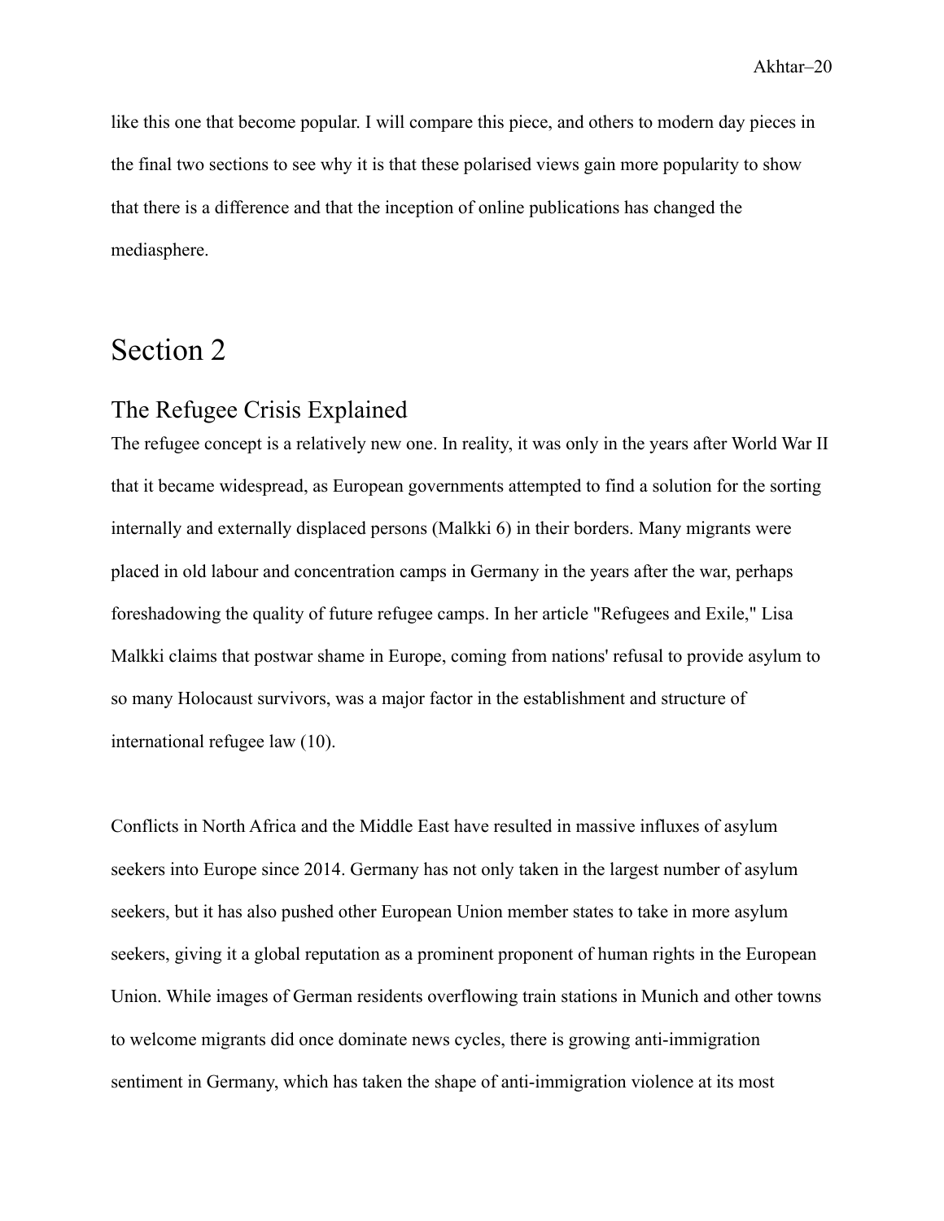like this one that become popular. I will compare this piece, and others to modern day pieces in the final two sections to see why it is that these polarised views gain more popularity to show that there is a difference and that the inception of online publications has changed the mediasphere.

# Section 2

## The Refugee Crisis Explained

The refugee concept is a relatively new one. In reality, it was only in the years after World War II that it became widespread, as European governments attempted to find a solution for the sorting internally and externally displaced persons (Malkki 6) in their borders. Many migrants were placed in old labour and concentration camps in Germany in the years after the war, perhaps foreshadowing the quality of future refugee camps. In her article "Refugees and Exile," Lisa Malkki claims that postwar shame in Europe, coming from nations' refusal to provide asylum to so many Holocaust survivors, was a major factor in the establishment and structure of international refugee law (10).

Conflicts in North Africa and the Middle East have resulted in massive influxes of asylum seekers into Europe since 2014. Germany has not only taken in the largest number of asylum seekers, but it has also pushed other European Union member states to take in more asylum seekers, giving it a global reputation as a prominent proponent of human rights in the European Union. While images of German residents overflowing train stations in Munich and other towns to welcome migrants did once dominate news cycles, there is growing anti-immigration sentiment in Germany, which has taken the shape of anti-immigration violence at its most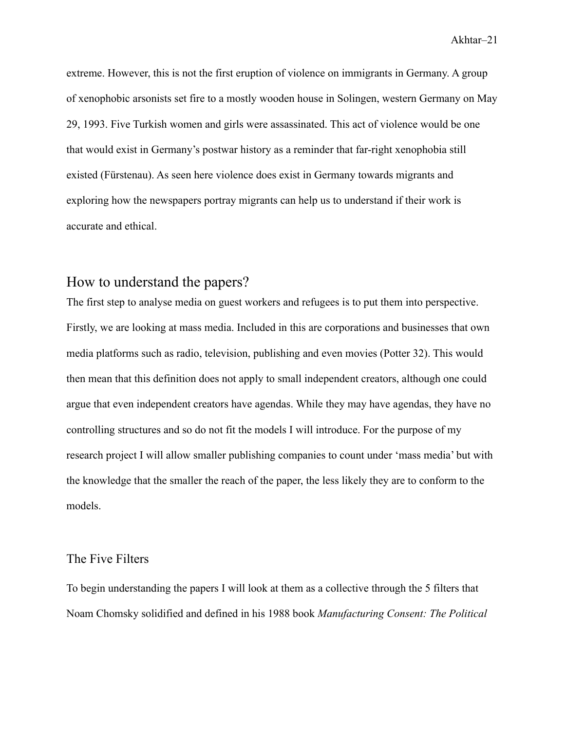extreme. However, this is not the first eruption of violence on immigrants in Germany. A group of xenophobic arsonists set fire to a mostly wooden house in Solingen, western Germany on May 29, 1993. Five Turkish women and girls were assassinated. This act of violence would be one that would exist in Germany's postwar history as a reminder that far-right xenophobia still existed (Fürstenau). As seen here violence does exist in Germany towards migrants and exploring how the newspapers portray migrants can help us to understand if their work is accurate and ethical.

## How to understand the papers?

The first step to analyse media on guest workers and refugees is to put them into perspective. Firstly, we are looking at mass media. Included in this are corporations and businesses that own media platforms such as radio, television, publishing and even movies (Potter 32). This would then mean that this definition does not apply to small independent creators, although one could argue that even independent creators have agendas. While they may have agendas, they have no controlling structures and so do not fit the models I will introduce. For the purpose of my research project I will allow smaller publishing companies to count under 'mass media' but with the knowledge that the smaller the reach of the paper, the less likely they are to conform to the models.

### The Five Filters

To begin understanding the papers I will look at them as a collective through the 5 filters that Noam Chomsky solidified and defined in his 1988 book *Manufacturing Consent: The Political*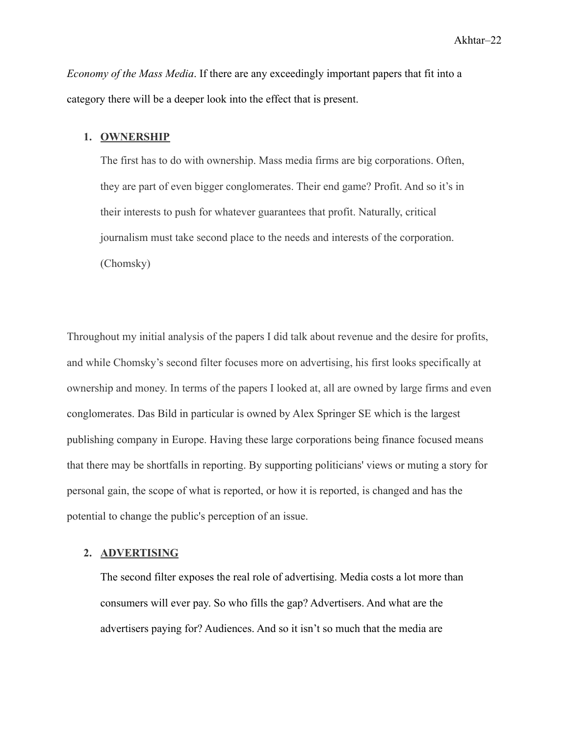*Economy of the Mass Media*. If there are any exceedingly important papers that fit into a category there will be a deeper look into the effect that is present.

1. **OWNERSHIP**

   The first has to do with ownership. Mass media firms are big corporations. Often, they are part of even bigger conglomerates. Their end game? Profit. And so it's in their interests to push for whatever guarantees that profit. Naturally, critical journalism must take second place to the needs and interests of the corporation. (Chomsky)

Throughout my initial analysis of the papers I did talk about revenue and the desire for profits, and while Chomsky's second filter focuses more on advertising, his first looks specifically at ownership and money. In terms of the papers I looked at, all are owned by large firms and even conglomerates. Das Bild in particular is owned by Alex Springer SE which is the largest publishing company in Europe. Having these large corporations being finance focused means that there may be shortfalls in reporting. By supporting politicians' views or muting a story for personal gain, the scope of what is reported, or how it is reported, is changed and has the potential to change the public's perception of an issue.

2. **ADVERTISING**

   The second filter exposes the real role of advertising. Media costs a lot more than consumers will ever pay. So who fills the gap? Advertisers. And what are the advertisers paying for? Audiences. And so it isn't so much that the media are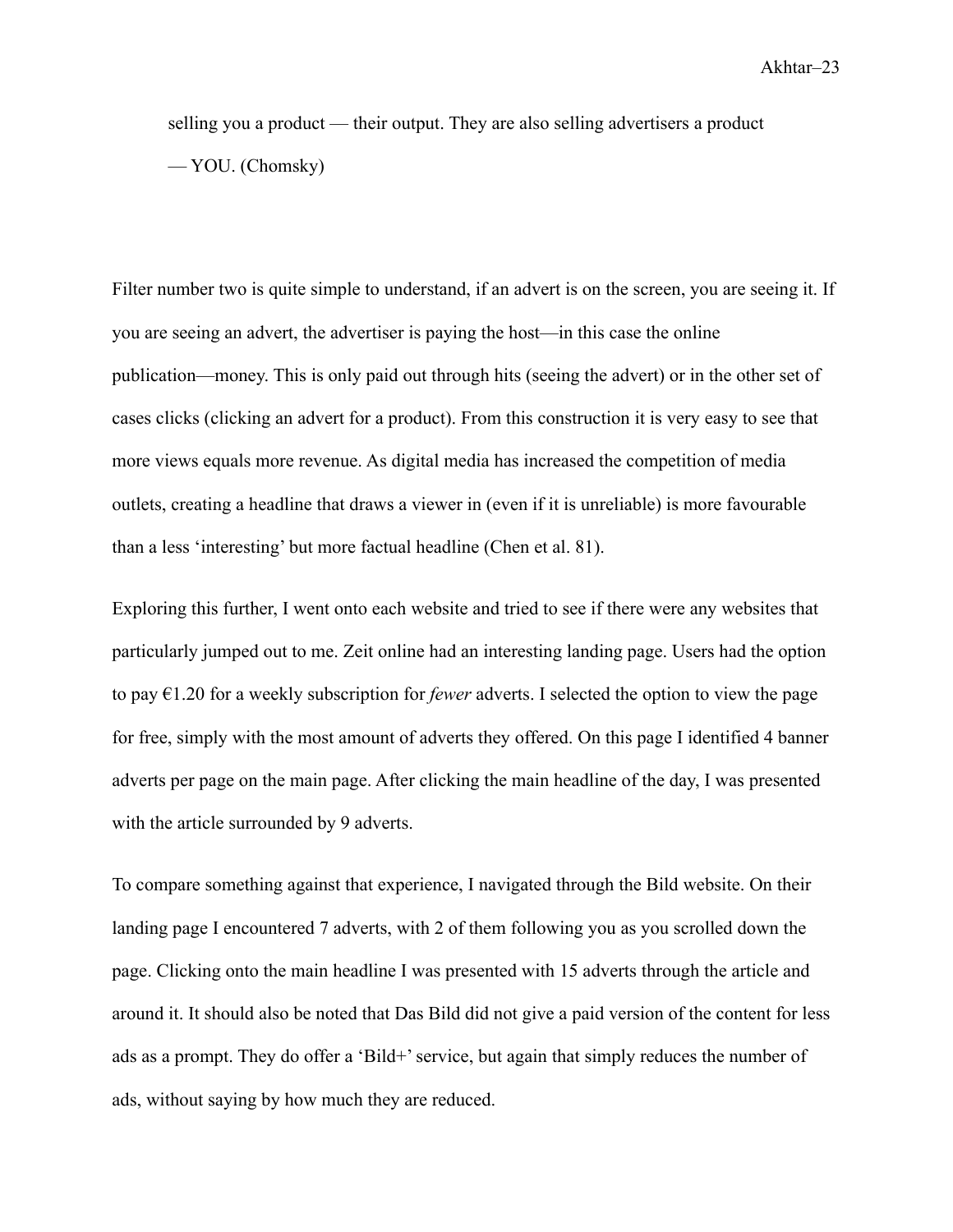> selling you a product — their output. They are also selling advertisers a product — YOU. (Chomsky)

Filter number two is quite simple to understand, if an advert is on the screen, you are seeing it. If you are seeing an advert, the advertiser is paying the host—in this case the online publication—money. This is only paid out through hits (seeing the advert) or in the other set of cases clicks (clicking an advert for a product). From this construction it is very easy to see that more views equals more revenue. As digital media has increased the competition of media outlets, creating a headline that draws a viewer in (even if it is unreliable) is more favourable than a less 'interesting' but more factual headline (Chen et al. 81).

Exploring this further, I went onto each website and tried to see if there were any websites that particularly jumped out to me. Zeit online had an interesting landing page. Users had the option to pay €1.20 for a weekly subscription for *fewer* adverts. I selected the option to view the page for free, simply with the most amount of adverts they offered. On this page I identified 4 banner adverts per page on the main page. After clicking the main headline of the day, I was presented with the article surrounded by 9 adverts.

To compare something against that experience, I navigated through the Bild website. On their landing page I encountered 7 adverts, with 2 of them following you as you scrolled down the page. Clicking onto the main headline I was presented with 15 adverts through the article and around it. It should also be noted that Das Bild did not give a paid version of the content for less ads as a prompt. They do offer a 'Bild+' service, but again that simply reduces the number of ads, without saying by how much they are reduced.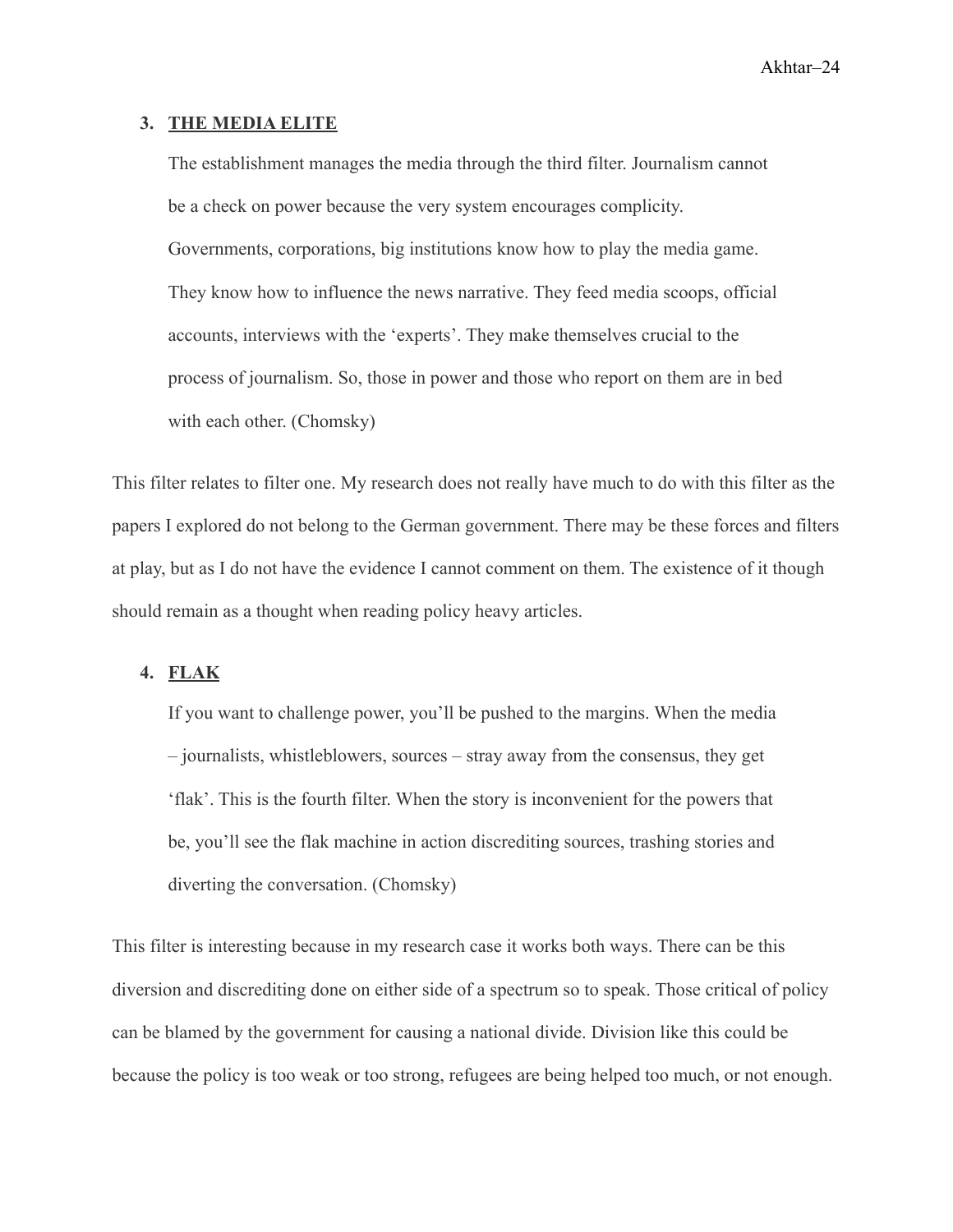3. **THE MEDIA ELITE**

> The establishment manages the media through the third filter. Journalism cannot be a check on power because the very system encourages complicity. Governments, corporations, big institutions know how to play the media game. They know how to influence the news narrative. They feed media scoops, official accounts, interviews with the 'experts'. They make themselves crucial to the process of journalism. So, those in power and those who report on them are in bed with each other. (Chomsky)

This filter relates to filter one. My research does not really have much to do with this filter as the papers I explored do not belong to the German government. There may be these forces and filters at play, but as I do not have the evidence I cannot comment on them. The existence of it though should remain as a thought when reading policy heavy articles.

4. **FLAK**

> If you want to challenge power, you'll be pushed to the margins. When the media – journalists, whistleblowers, sources – stray away from the consensus, they get 'flak'. This is the fourth filter. When the story is inconvenient for the powers that be, you'll see the flak machine in action discrediting sources, trashing stories and diverting the conversation. (Chomsky)

This filter is interesting because in my research case it works both ways. There can be this diversion and discrediting done on either side of a spectrum so to speak. Those critical of policy can be blamed by the government for causing a national divide. Division like this could be because the policy is too weak or too strong, refugees are being helped too much, or not enough.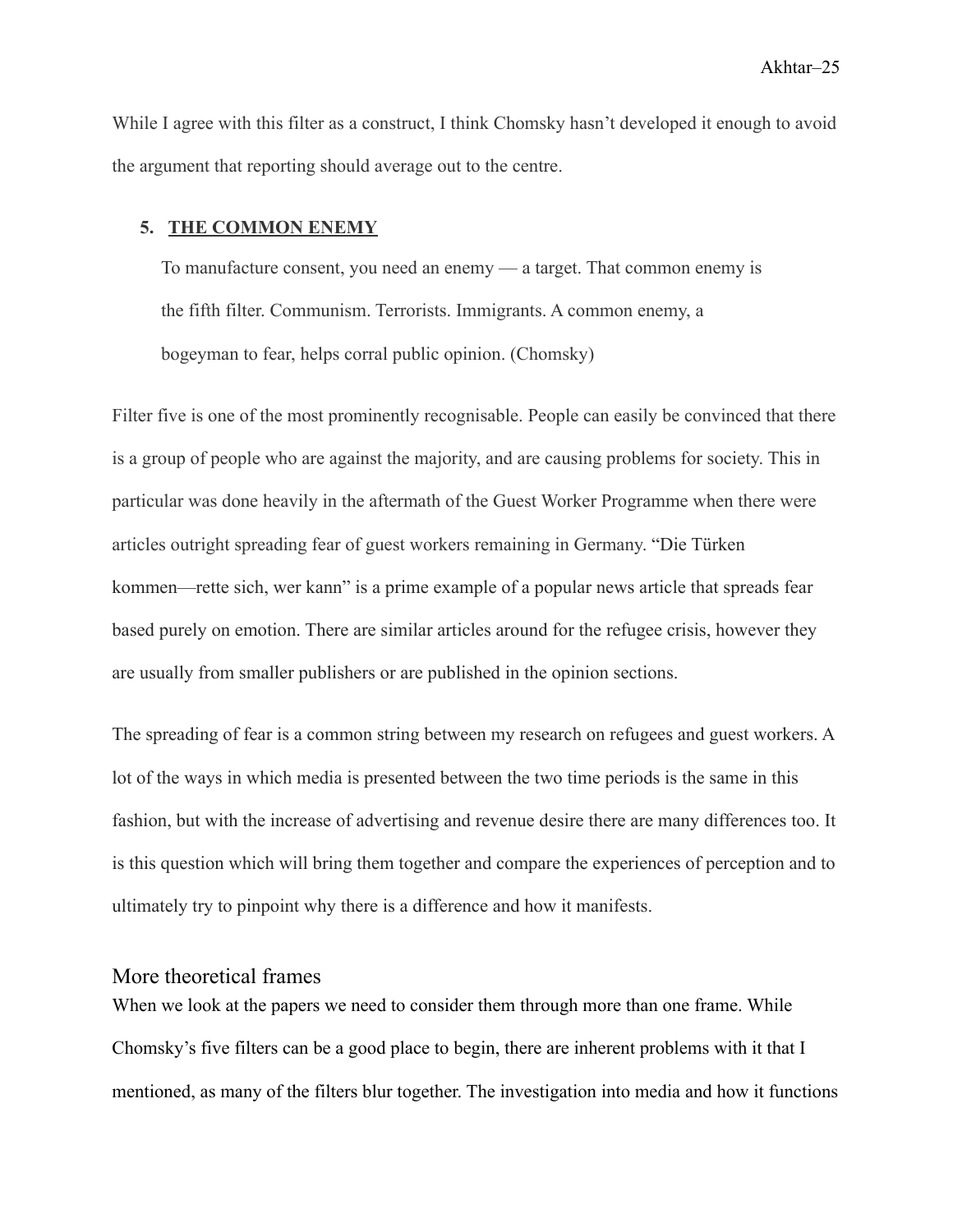While I agree with this filter as a construct, I think Chomsky hasn't developed it enough to avoid the argument that reporting should average out to the centre.

5. **THE COMMON ENEMY**

> To manufacture consent, you need an enemy — a target. That common enemy is the fifth filter. Communism. Terrorists. Immigrants. A common enemy, a bogeyman to fear, helps corral public opinion. (Chomsky)

Filter five is one of the most prominently recognisable. People can easily be convinced that there is a group of people who are against the majority, and are causing problems for society. This in particular was done heavily in the aftermath of the Guest Worker Programme when there were articles outright spreading fear of guest workers remaining in Germany. "Die Türken kommen—rette sich, wer kann" is a prime example of a popular news article that spreads fear based purely on emotion. There are similar articles around for the refugee crisis, however they are usually from smaller publishers or are published in the opinion sections.

The spreading of fear is a common string between my research on refugees and guest workers. A lot of the ways in which media is presented between the two time periods is the same in this fashion, but with the increase of advertising and revenue desire there are many differences too. It is this question which will bring them together and compare the experiences of perception and to ultimately try to pinpoint why there is a difference and how it manifests.

## More theoretical frames

When we look at the papers we need to consider them through more than one frame. While Chomsky's five filters can be a good place to begin, there are inherent problems with it that I mentioned, as many of the filters blur together. The investigation into media and how it functions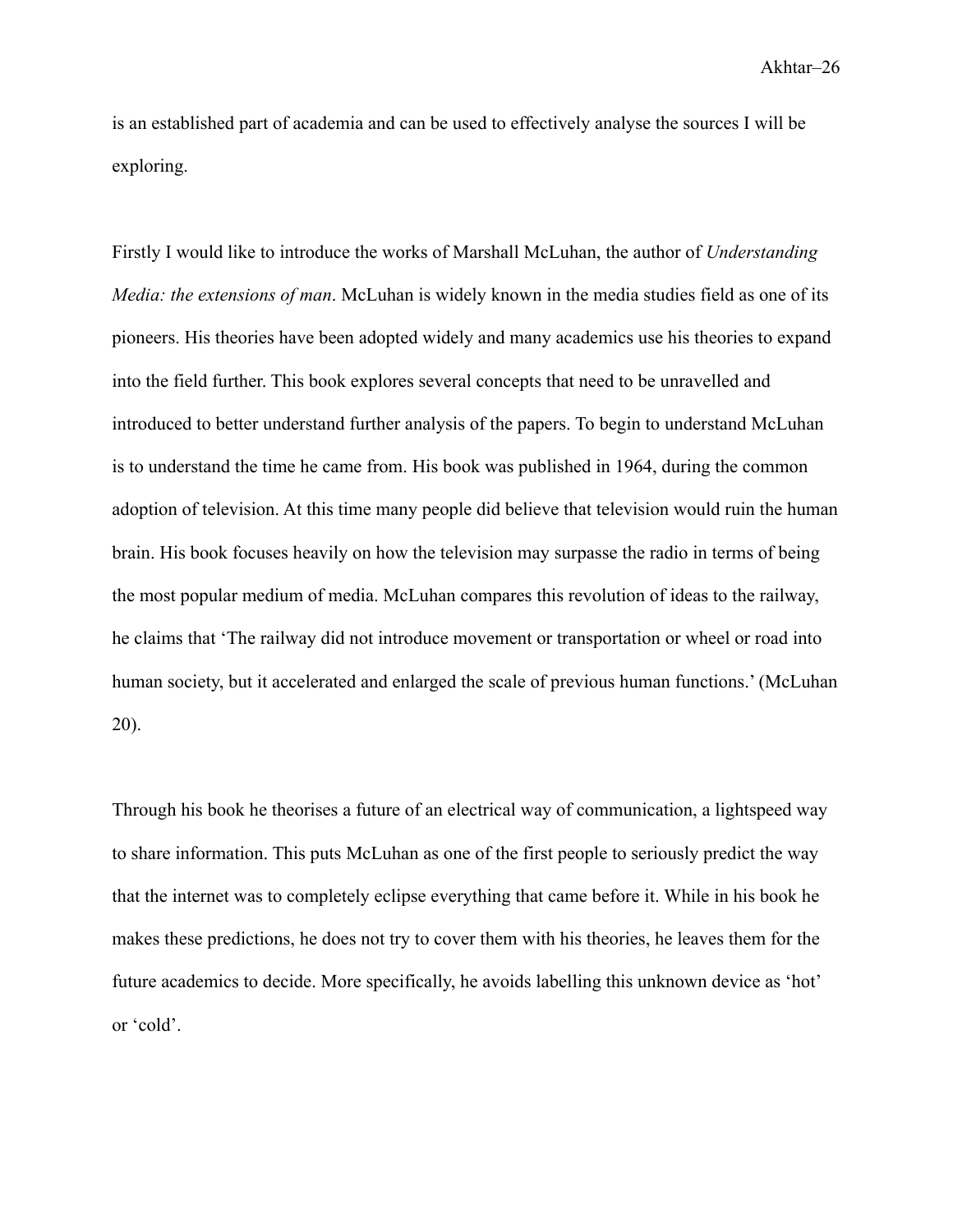is an established part of academia and can be used to effectively analyse the sources I will be exploring.

Firstly I would like to introduce the works of Marshall McLuhan, the author of *Understanding Media: the extensions of man*. McLuhan is widely known in the media studies field as one of its pioneers. His theories have been adopted widely and many academics use his theories to expand into the field further. This book explores several concepts that need to be unravelled and introduced to better understand further analysis of the papers. To begin to understand McLuhan is to understand the time he came from. His book was published in 1964, during the common adoption of television. At this time many people did believe that television would ruin the human brain. His book focuses heavily on how the television may surpasse the radio in terms of being the most popular medium of media. McLuhan compares this revolution of ideas to the railway, he claims that 'The railway did not introduce movement or transportation or wheel or road into human society, but it accelerated and enlarged the scale of previous human functions.' (McLuhan 20).

Through his book he theorises a future of an electrical way of communication, a lightspeed way to share information. This puts McLuhan as one of the first people to seriously predict the way that the internet was to completely eclipse everything that came before it. While in his book he makes these predictions, he does not try to cover them with his theories, he leaves them for the future academics to decide. More specifically, he avoids labelling this unknown device as 'hot' or 'cold'.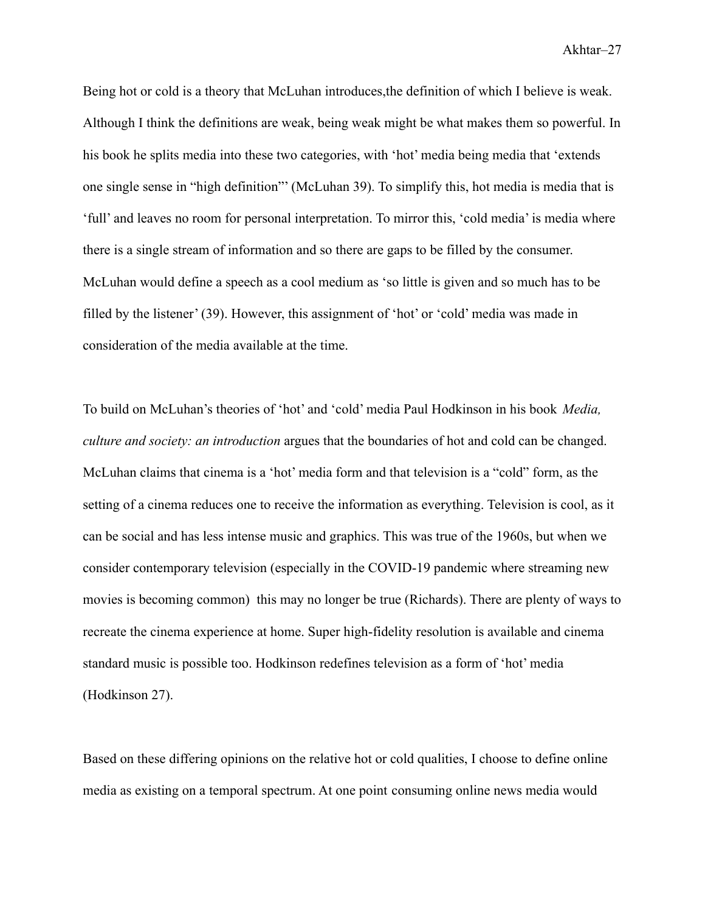Being hot or cold is a theory that McLuhan introduces,the definition of which I believe is weak. Although I think the definitions are weak, being weak might be what makes them so powerful. In his book he splits media into these two categories, with 'hot' media being media that 'extends one single sense in "high definition"' (McLuhan 39). To simplify this, hot media is media that is 'full' and leaves no room for personal interpretation. To mirror this, 'cold media' is media where there is a single stream of information and so there are gaps to be filled by the consumer. McLuhan would define a speech as a cool medium as 'so little is given and so much has to be filled by the listener' (39). However, this assignment of 'hot' or 'cold' media was made in consideration of the media available at the time.

To build on McLuhan's theories of 'hot' and 'cold' media Paul Hodkinson in his book *Media, culture and society: an introduction* argues that the boundaries of hot and cold can be changed. McLuhan claims that cinema is a 'hot' media form and that television is a "cold" form, as the setting of a cinema reduces one to receive the information as everything. Television is cool, as it can be social and has less intense music and graphics. This was true of the 1960s, but when we consider contemporary television (especially in the COVID-19 pandemic where streaming new movies is becoming common)  this may no longer be true (Richards). There are plenty of ways to recreate the cinema experience at home. Super high-fidelity resolution is available and cinema standard music is possible too. Hodkinson redefines television as a form of 'hot' media (Hodkinson 27).

Based on these differing opinions on the relative hot or cold qualities, I choose to define online media as existing on a temporal spectrum. At one point consuming online news media would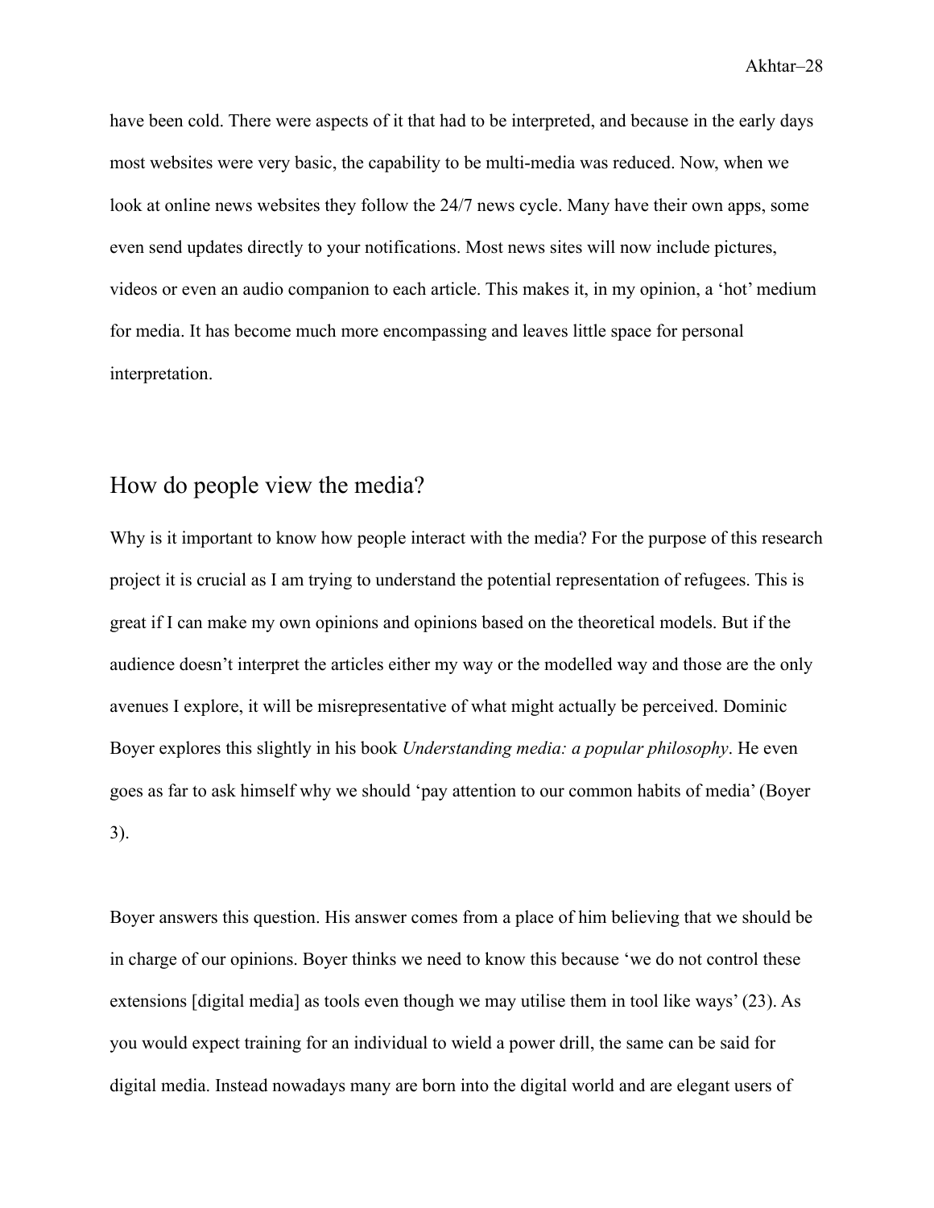have been cold. There were aspects of it that had to be interpreted, and because in the early days most websites were very basic, the capability to be multi-media was reduced. Now, when we look at online news websites they follow the 24/7 news cycle. Many have their own apps, some even send updates directly to your notifications. Most news sites will now include pictures, videos or even an audio companion to each article. This makes it, in my opinion, a 'hot' medium for media. It has become much more encompassing and leaves little space for personal interpretation.

## How do people view the media?

Why is it important to know how people interact with the media? For the purpose of this research project it is crucial as I am trying to understand the potential representation of refugees. This is great if I can make my own opinions and opinions based on the theoretical models. But if the audience doesn't interpret the articles either my way or the modelled way and those are the only avenues I explore, it will be misrepresentative of what might actually be perceived. Dominic Boyer explores this slightly in his book *Understanding media: a popular philosophy*. He even goes as far to ask himself why we should 'pay attention to our common habits of media' (Boyer 3).

Boyer answers this question. His answer comes from a place of him believing that we should be in charge of our opinions. Boyer thinks we need to know this because 'we do not control these extensions [digital media] as tools even though we may utilise them in tool like ways' (23). As you would expect training for an individual to wield a power drill, the same can be said for digital media. Instead nowadays many are born into the digital world and are elegant users of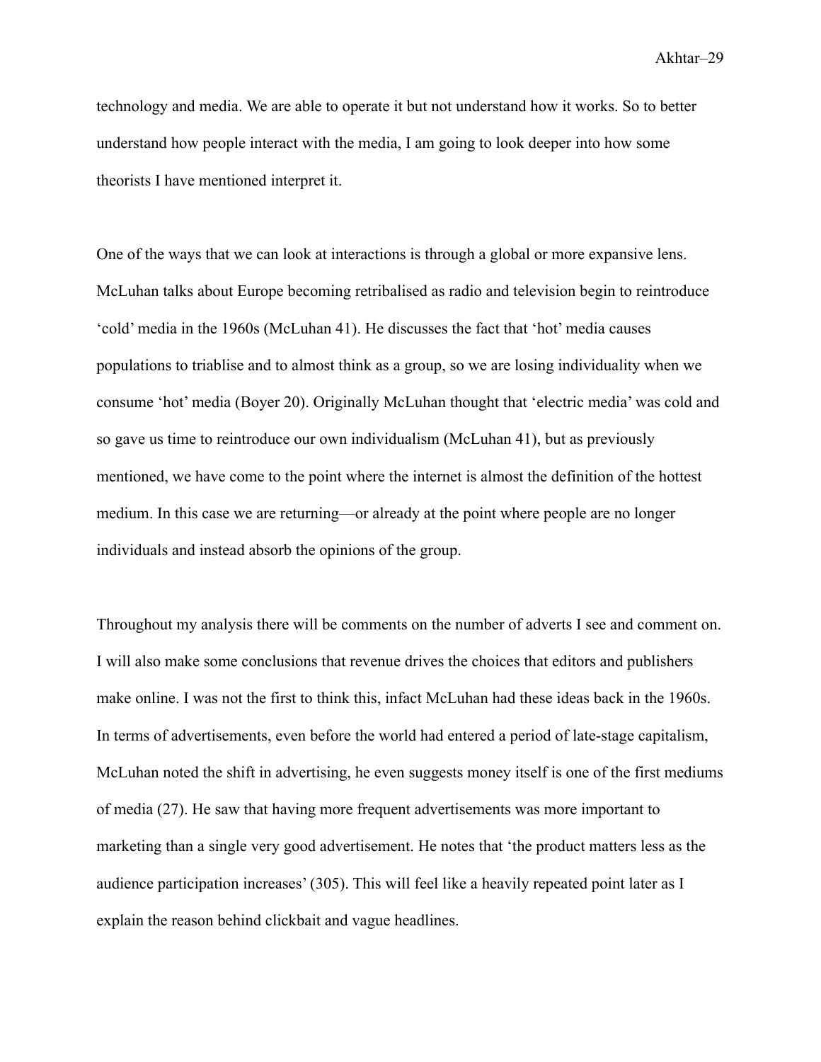technology and media. We are able to operate it but not understand how it works. So to better understand how people interact with the media, I am going to look deeper into how some theorists I have mentioned interpret it.

One of the ways that we can look at interactions is through a global or more expansive lens. McLuhan talks about Europe becoming retribalised as radio and television begin to reintroduce 'cold' media in the 1960s (McLuhan 41). He discusses the fact that 'hot' media causes populations to triablise and to almost think as a group, so we are losing individuality when we consume 'hot' media (Boyer 20). Originally McLuhan thought that 'electric media' was cold and so gave us time to reintroduce our own individualism (McLuhan 41), but as previously mentioned, we have come to the point where the internet is almost the definition of the hottest medium. In this case we are returning—or already at the point where people are no longer individuals and instead absorb the opinions of the group.

Throughout my analysis there will be comments on the number of adverts I see and comment on. I will also make some conclusions that revenue drives the choices that editors and publishers make online. I was not the first to think this, infact McLuhan had these ideas back in the 1960s. In terms of advertisements, even before the world had entered a period of late-stage capitalism, McLuhan noted the shift in advertising, he even suggests money itself is one of the first mediums of media (27). He saw that having more frequent advertisements was more important to marketing than a single very good advertisement. He notes that 'the product matters less as the audience participation increases' (305). This will feel like a heavily repeated point later as I explain the reason behind clickbait and vague headlines.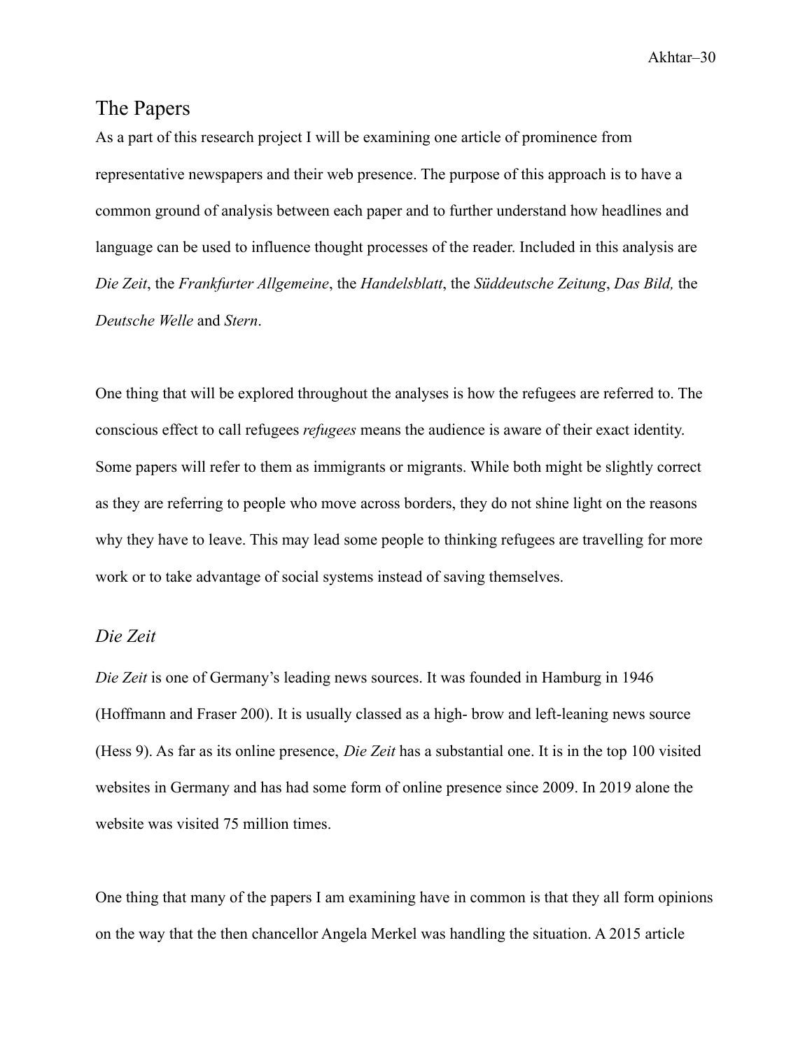## The Papers

As a part of this research project I will be examining one article of prominence from representative newspapers and their web presence. The purpose of this approach is to have a common ground of analysis between each paper and to further understand how headlines and language can be used to influence thought processes of the reader. Included in this analysis are *Die Zeit*, the *Frankfurter Allgemeine*, the *Handelsblatt*, the *Süddeutsche Zeitung*, *Das Bild,* the *Deutsche Welle* and *Stern*.

One thing that will be explored throughout the analyses is how the refugees are referred to. The conscious effect to call refugees *refugees* means the audience is aware of their exact identity. Some papers will refer to them as immigrants or migrants. While both might be slightly correct as they are referring to people who move across borders, they do not shine light on the reasons why they have to leave. This may lead some people to thinking refugees are travelling for more work or to take advantage of social systems instead of saving themselves.

### *Die Zeit*

*Die Zeit* is one of Germany's leading news sources. It was founded in Hamburg in 1946 (Hoffmann and Fraser 200). It is usually classed as a high- brow and left-leaning news source (Hess 9). As far as its online presence, *Die Zeit* has a substantial one. It is in the top 100 visited websites in Germany and has had some form of online presence since 2009. In 2019 alone the website was visited 75 million times.

One thing that many of the papers I am examining have in common is that they all form opinions on the way that the then chancellor Angela Merkel was handling the situation. A 2015 article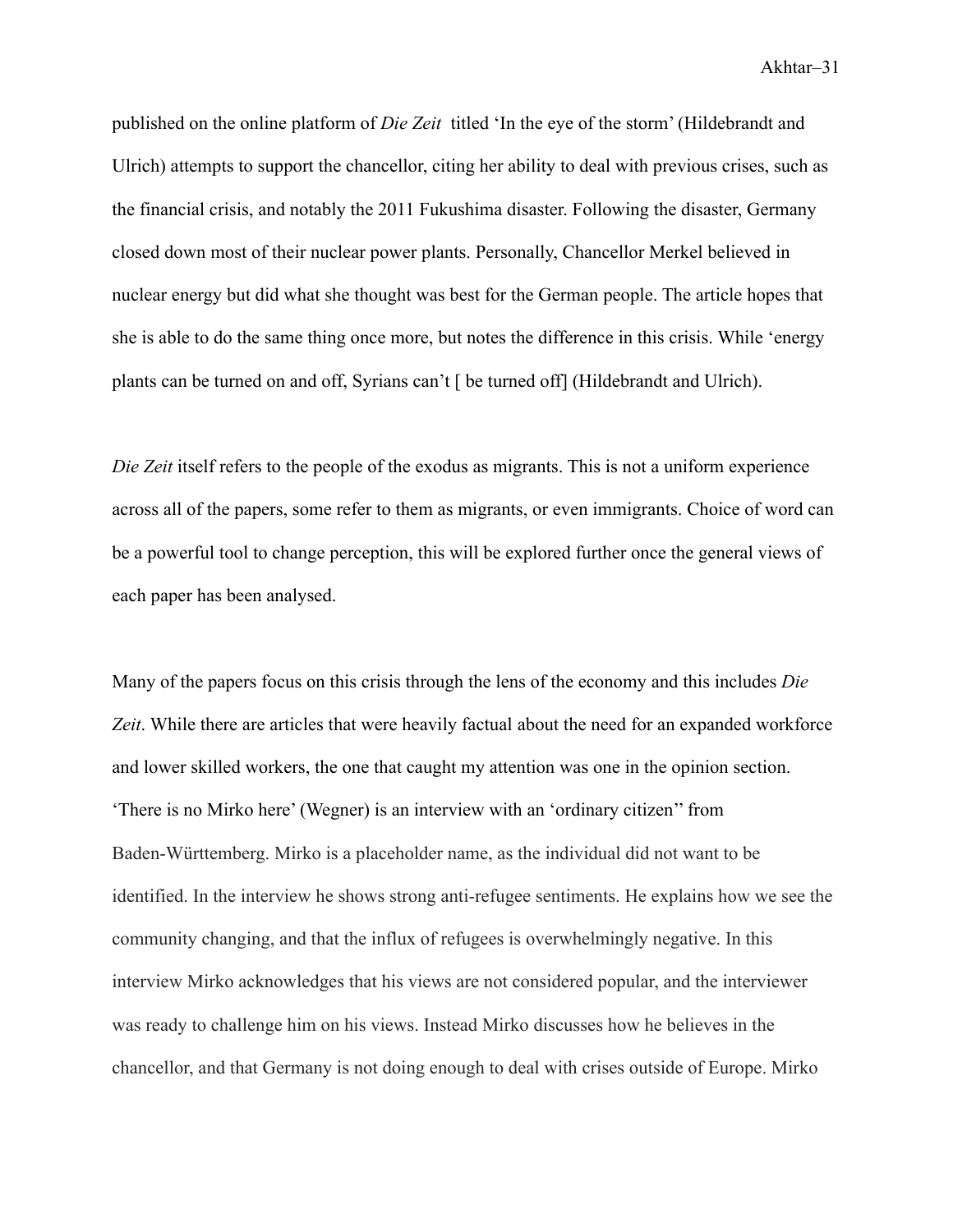published on the online platform of *Die Zeit* titled 'In the eye of the storm' (Hildebrandt and Ulrich) attempts to support the chancellor, citing her ability to deal with previous crises, such as the financial crisis, and notably the 2011 Fukushima disaster. Following the disaster, Germany closed down most of their nuclear power plants. Personally, Chancellor Merkel believed in nuclear energy but did what she thought was best for the German people. The article hopes that she is able to do the same thing once more, but notes the difference in this crisis. While 'energy plants can be turned on and off, Syrians can't [ be turned off] (Hildebrandt and Ulrich).

*Die Zeit* itself refers to the people of the exodus as migrants. This is not a uniform experience across all of the papers, some refer to them as migrants, or even immigrants. Choice of word can be a powerful tool to change perception, this will be explored further once the general views of each paper has been analysed.

Many of the papers focus on this crisis through the lens of the economy and this includes *Die Zeit*. While there are articles that were heavily factual about the need for an expanded workforce and lower skilled workers, the one that caught my attention was one in the opinion section. 'There is no Mirko here' (Wegner) is an interview with an 'ordinary citizen'' from Baden-Württemberg. Mirko is a placeholder name, as the individual did not want to be identified. In the interview he shows strong anti-refugee sentiments. He explains how we see the community changing, and that the influx of refugees is overwhelmingly negative. In this interview Mirko acknowledges that his views are not considered popular, and the interviewer was ready to challenge him on his views. Instead Mirko discusses how he believes in the chancellor, and that Germany is not doing enough to deal with crises outside of Europe. Mirko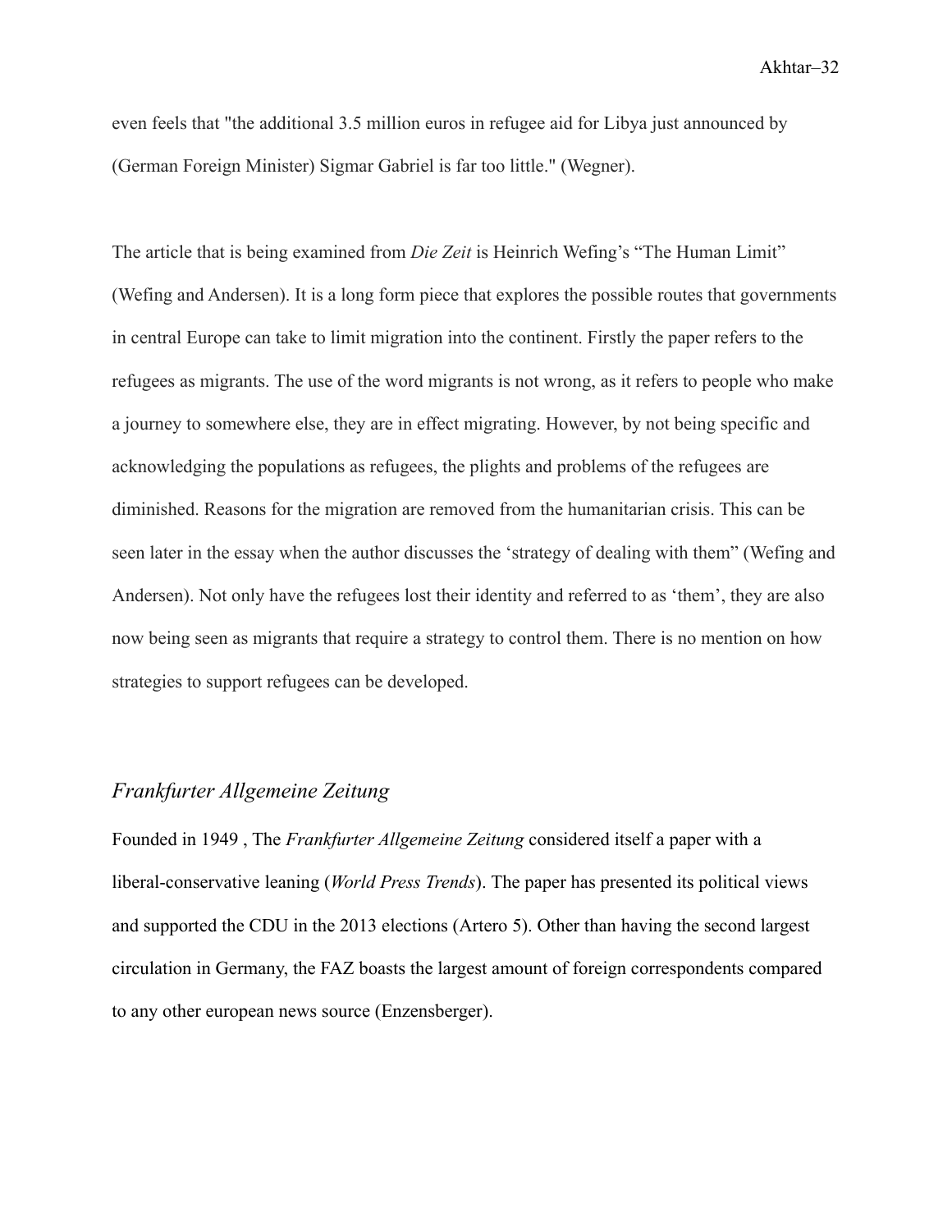even feels that "the additional 3.5 million euros in refugee aid for Libya just announced by (German Foreign Minister) Sigmar Gabriel is far too little." (Wegner).

The article that is being examined from *Die Zeit* is Heinrich Wefing's "The Human Limit" (Wefing and Andersen). It is a long form piece that explores the possible routes that governments in central Europe can take to limit migration into the continent. Firstly the paper refers to the refugees as migrants. The use of the word migrants is not wrong, as it refers to people who make a journey to somewhere else, they are in effect migrating. However, by not being specific and acknowledging the populations as refugees, the plights and problems of the refugees are diminished. Reasons for the migration are removed from the humanitarian crisis. This can be seen later in the essay when the author discusses the 'strategy of dealing with them" (Wefing and Andersen). Not only have the refugees lost their identity and referred to as 'them', they are also now being seen as migrants that require a strategy to control them. There is no mention on how strategies to support refugees can be developed.

## *Frankfurter Allgemeine Zeitung*

Founded in 1949 , The *Frankfurter Allgemeine Zeitung* considered itself a paper with a liberal-conservative leaning (*World Press Trends*). The paper has presented its political views and supported the CDU in the 2013 elections (Artero 5). Other than having the second largest circulation in Germany, the FAZ boasts the largest amount of foreign correspondents compared to any other european news source (Enzensberger).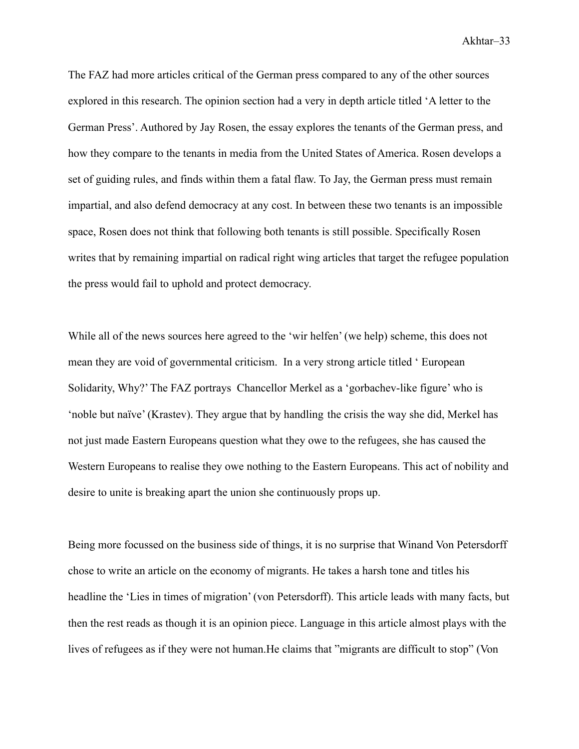The FAZ had more articles critical of the German press compared to any of the other sources explored in this research. The opinion section had a very in depth article titled 'A letter to the German Press'. Authored by Jay Rosen, the essay explores the tenants of the German press, and how they compare to the tenants in media from the United States of America. Rosen develops a set of guiding rules, and finds within them a fatal flaw. To Jay, the German press must remain impartial, and also defend democracy at any cost. In between these two tenants is an impossible space, Rosen does not think that following both tenants is still possible. Specifically Rosen writes that by remaining impartial on radical right wing articles that target the refugee population the press would fail to uphold and protect democracy.

While all of the news sources here agreed to the 'wir helfen' (we help) scheme, this does not mean they are void of governmental criticism.  In a very strong article titled ' European Solidarity, Why?' The FAZ portrays  Chancellor Merkel as a 'gorbachev-like figure' who is 'noble but naïve' (Krastev). They argue that by handling the crisis the way she did, Merkel has not just made Eastern Europeans question what they owe to the refugees, she has caused the Western Europeans to realise they owe nothing to the Eastern Europeans. This act of nobility and desire to unite is breaking apart the union she continuously props up.

Being more focussed on the business side of things, it is no surprise that Winand Von Petersdorff chose to write an article on the economy of migrants. He takes a harsh tone and titles his headline the 'Lies in times of migration' (von Petersdorff). This article leads with many facts, but then the rest reads as though it is an opinion piece. Language in this article almost plays with the lives of refugees as if they were not human.He claims that "migrants are difficult to stop" (Von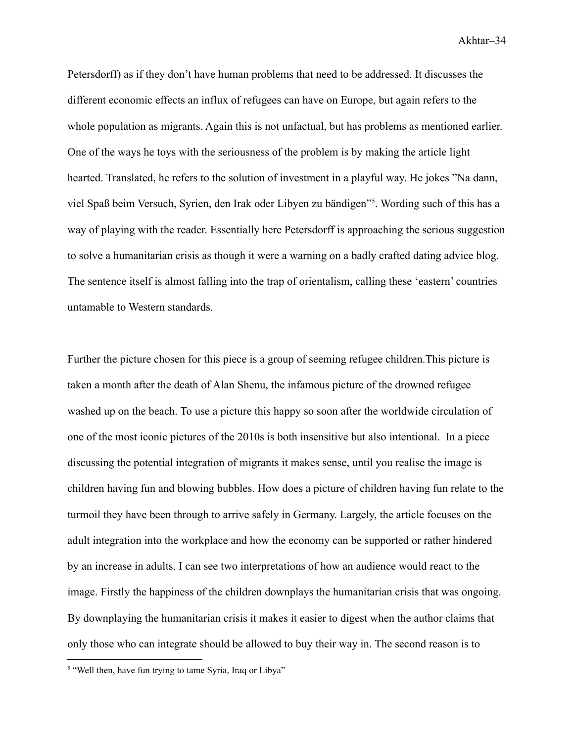Petersdorff) as if they don't have human problems that need to be addressed. It discusses the different economic effects an influx of refugees can have on Europe, but again refers to the whole population as migrants. Again this is not unfactual, but has problems as mentioned earlier. One of the ways he toys with the seriousness of the problem is by making the article light hearted. Translated, he refers to the solution of investment in a playful way. He jokes "Na dann, viel Spaß beim Versuch, Syrien, den Irak oder Libyen zu bändigen"[5]. Wording such of this has a way of playing with the reader. Essentially here Petersdorff is approaching the serious suggestion to solve a humanitarian crisis as though it were a warning on a badly crafted dating advice blog. The sentence itself is almost falling into the trap of orientalism, calling these 'eastern' countries untamable to Western standards.

Further the picture chosen for this piece is a group of seeming refugee children.This picture is taken a month after the death of Alan Shenu, the infamous picture of the drowned refugee washed up on the beach. To use a picture this happy so soon after the worldwide circulation of one of the most iconic pictures of the 2010s is both insensitive but also intentional. In a piece discussing the potential integration of migrants it makes sense, until you realise the image is children having fun and blowing bubbles. How does a picture of children having fun relate to the turmoil they have been through to arrive safely in Germany. Largely, the article focuses on the adult integration into the workplace and how the economy can be supported or rather hindered by an increase in adults. I can see two interpretations of how an audience would react to the image. Firstly the happiness of the children downplays the humanitarian crisis that was ongoing. By downplaying the humanitarian crisis it makes it easier to digest when the author claims that only those who can integrate should be allowed to buy their way in. The second reason is to

[5] "Well then, have fun trying to tame Syria, Iraq or Libya"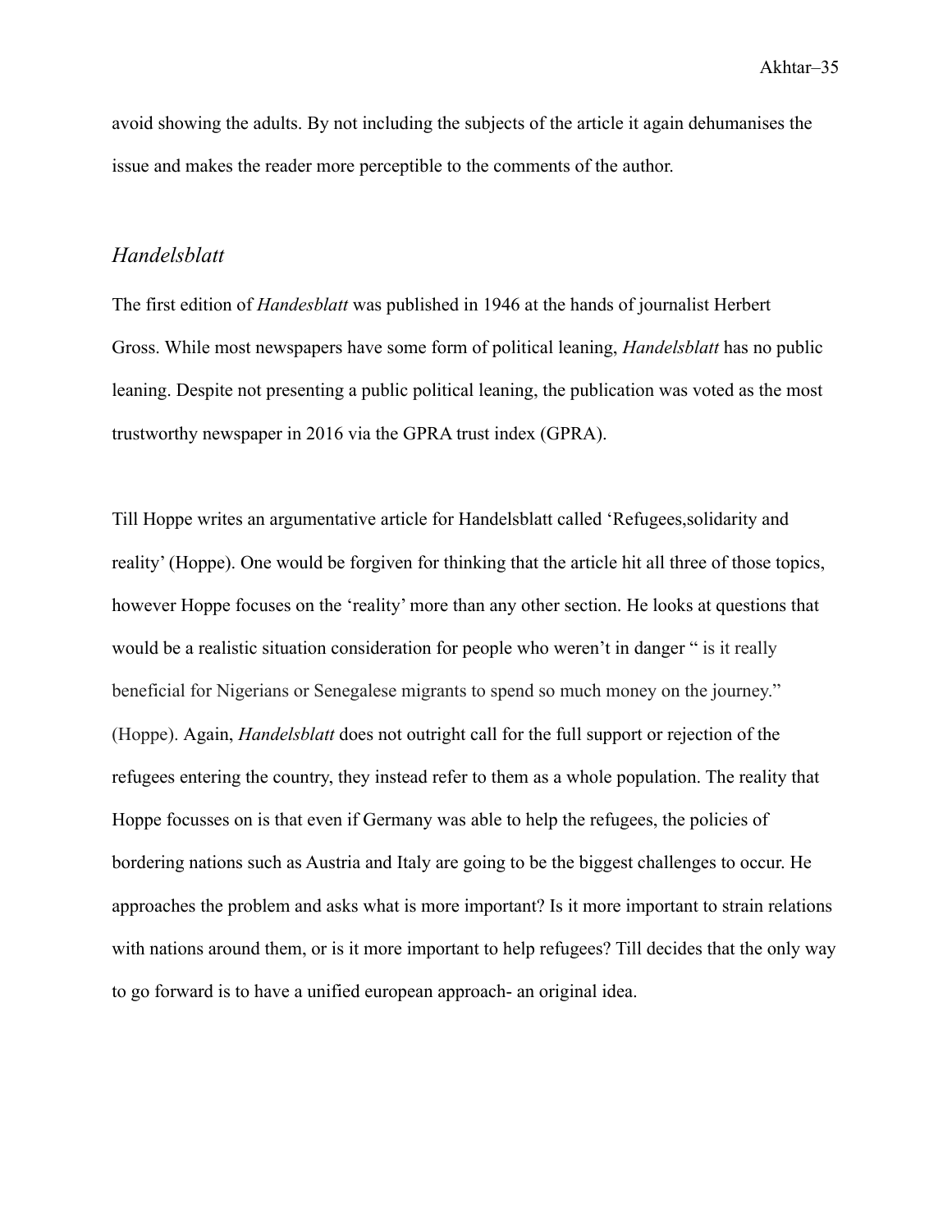avoid showing the adults. By not including the subjects of the article it again dehumanises the issue and makes the reader more perceptible to the comments of the author.

## *Handelsblatt*

The first edition of *Handesblatt* was published in 1946 at the hands of journalist Herbert Gross. While most newspapers have some form of political leaning, *Handelsblatt* has no public leaning. Despite not presenting a public political leaning, the publication was voted as the most trustworthy newspaper in 2016 via the GPRA trust index (GPRA).

Till Hoppe writes an argumentative article for Handelsblatt called 'Refugees,solidarity and reality' (Hoppe). One would be forgiven for thinking that the article hit all three of those topics, however Hoppe focuses on the 'reality' more than any other section. He looks at questions that would be a realistic situation consideration for people who weren't in danger " is it really beneficial for Nigerians or Senegalese migrants to spend so much money on the journey." (Hoppe). Again, *Handelsblatt* does not outright call for the full support or rejection of the refugees entering the country, they instead refer to them as a whole population. The reality that Hoppe focusses on is that even if Germany was able to help the refugees, the policies of bordering nations such as Austria and Italy are going to be the biggest challenges to occur. He approaches the problem and asks what is more important? Is it more important to strain relations with nations around them, or is it more important to help refugees? Till decides that the only way to go forward is to have a unified european approach- an original idea.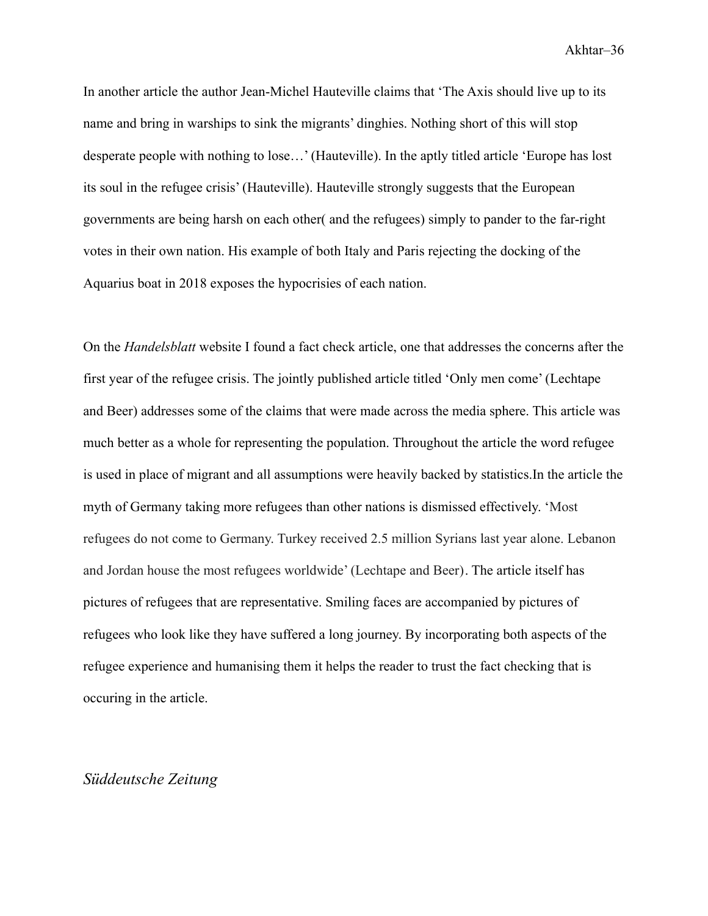In another article the author Jean-Michel Hauteville claims that 'The Axis should live up to its name and bring in warships to sink the migrants' dinghies. Nothing short of this will stop desperate people with nothing to lose…' (Hauteville). In the aptly titled article 'Europe has lost its soul in the refugee crisis' (Hauteville). Hauteville strongly suggests that the European governments are being harsh on each other( and the refugees) simply to pander to the far-right votes in their own nation. His example of both Italy and Paris rejecting the docking of the Aquarius boat in 2018 exposes the hypocrisies of each nation.

On the *Handelsblatt* website I found a fact check article, one that addresses the concerns after the first year of the refugee crisis. The jointly published article titled 'Only men come' (Lechtape and Beer) addresses some of the claims that were made across the media sphere. This article was much better as a whole for representing the population. Throughout the article the word refugee is used in place of migrant and all assumptions were heavily backed by statistics.In the article the myth of Germany taking more refugees than other nations is dismissed effectively. 'Most refugees do not come to Germany. Turkey received 2.5 million Syrians last year alone. Lebanon and Jordan house the most refugees worldwide' (Lechtape and Beer). The article itself has pictures of refugees that are representative. Smiling faces are accompanied by pictures of refugees who look like they have suffered a long journey. By incorporating both aspects of the refugee experience and humanising them it helps the reader to trust the fact checking that is occuring in the article.

## *Süddeutsche Zeitung*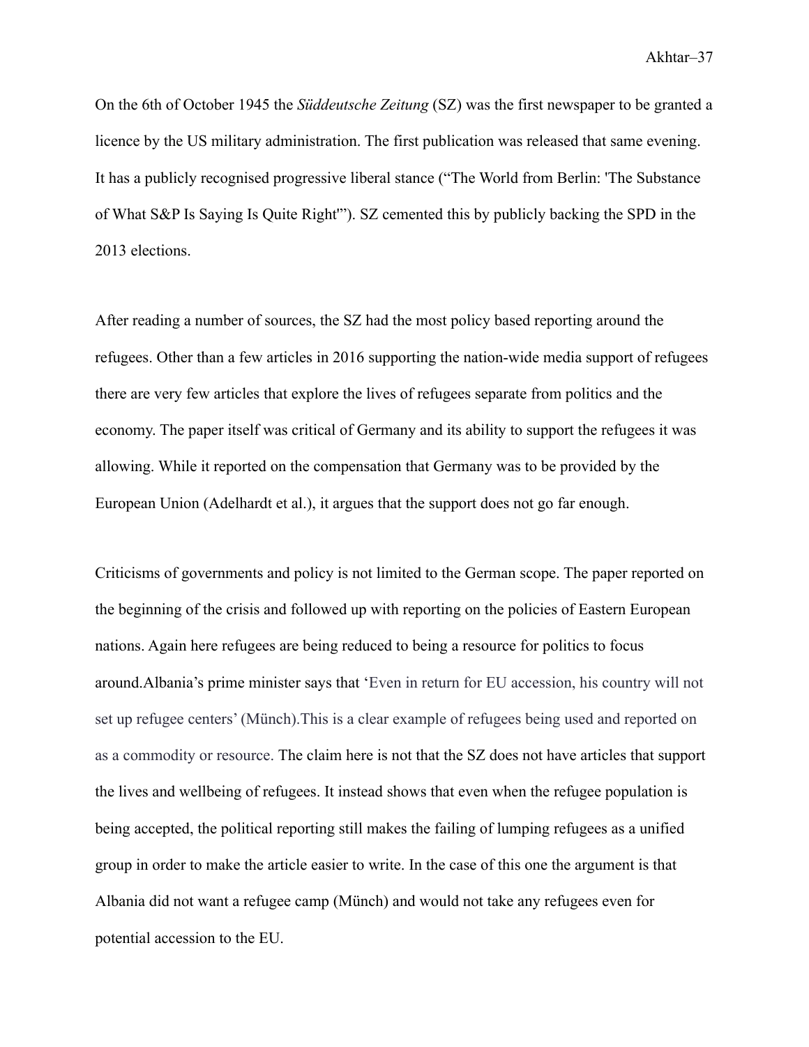On the 6th of October 1945 the *Süddeutsche Zeitung* (SZ) was the first newspaper to be granted a licence by the US military administration. The first publication was released that same evening. It has a publicly recognised progressive liberal stance ("The World from Berlin: 'The Substance of What S&P Is Saying Is Quite Right'"). SZ cemented this by publicly backing the SPD in the 2013 elections.

After reading a number of sources, the SZ had the most policy based reporting around the refugees. Other than a few articles in 2016 supporting the nation-wide media support of refugees there are very few articles that explore the lives of refugees separate from politics and the economy. The paper itself was critical of Germany and its ability to support the refugees it was allowing. While it reported on the compensation that Germany was to be provided by the European Union (Adelhardt et al.), it argues that the support does not go far enough.

Criticisms of governments and policy is not limited to the German scope. The paper reported on the beginning of the crisis and followed up with reporting on the policies of Eastern European nations. Again here refugees are being reduced to being a resource for politics to focus around.Albania's prime minister says that 'Even in return for EU accession, his country will not set up refugee centers' (Münch).This is a clear example of refugees being used and reported on as a commodity or resource. The claim here is not that the SZ does not have articles that support the lives and wellbeing of refugees. It instead shows that even when the refugee population is being accepted, the political reporting still makes the failing of lumping refugees as a unified group in order to make the article easier to write. In the case of this one the argument is that Albania did not want a refugee camp (Münch) and would not take any refugees even for potential accession to the EU.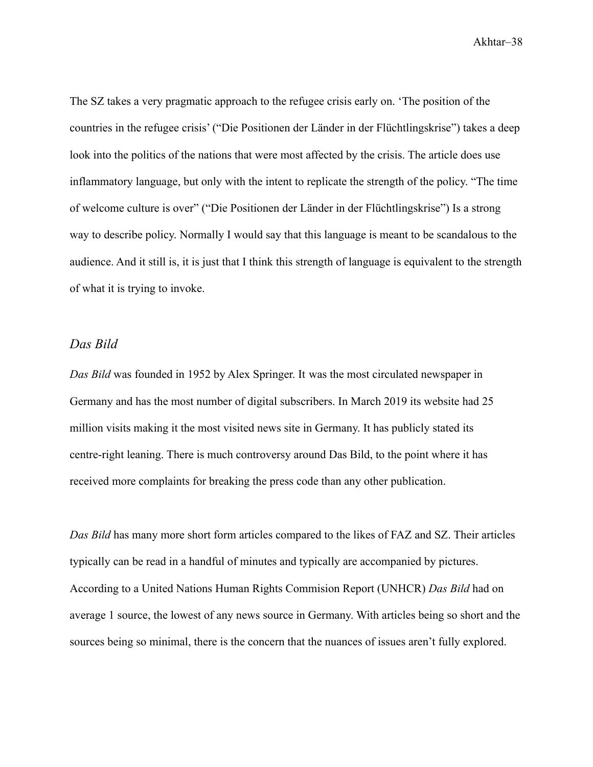The SZ takes a very pragmatic approach to the refugee crisis early on. 'The position of the countries in the refugee crisis' ("Die Positionen der Länder in der Flüchtlingskrise") takes a deep look into the politics of the nations that were most affected by the crisis. The article does use inflammatory language, but only with the intent to replicate the strength of the policy. "The time of welcome culture is over" ("Die Positionen der Länder in der Flüchtlingskrise") Is a strong way to describe policy. Normally I would say that this language is meant to be scandalous to the audience. And it still is, it is just that I think this strength of language is equivalent to the strength of what it is trying to invoke.

## *Das Bild*

*Das Bild* was founded in 1952 by Alex Springer. It was the most circulated newspaper in Germany and has the most number of digital subscribers. In March 2019 its website had 25 million visits making it the most visited news site in Germany. It has publicly stated its centre-right leaning. There is much controversy around Das Bild, to the point where it has received more complaints for breaking the press code than any other publication.

*Das Bild* has many more short form articles compared to the likes of FAZ and SZ. Their articles typically can be read in a handful of minutes and typically are accompanied by pictures. According to a United Nations Human Rights Commision Report (UNHCR) *Das Bild* had on average 1 source, the lowest of any news source in Germany. With articles being so short and the sources being so minimal, there is the concern that the nuances of issues aren't fully explored.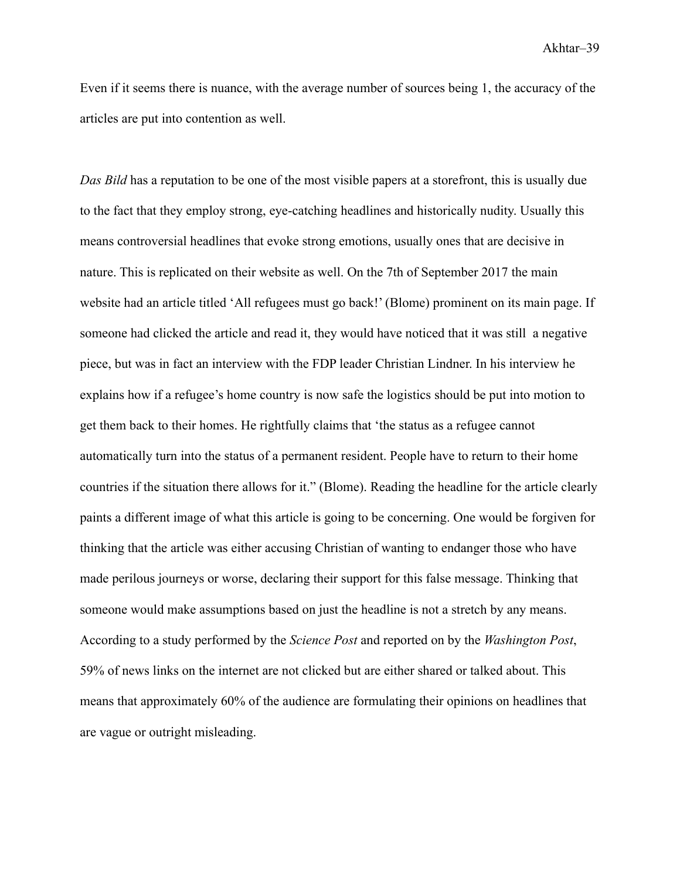Even if it seems there is nuance, with the average number of sources being 1, the accuracy of the articles are put into contention as well.

*Das Bild* has a reputation to be one of the most visible papers at a storefront, this is usually due to the fact that they employ strong, eye-catching headlines and historically nudity. Usually this means controversial headlines that evoke strong emotions, usually ones that are decisive in nature. This is replicated on their website as well. On the 7th of September 2017 the main website had an article titled 'All refugees must go back!' (Blome) prominent on its main page. If someone had clicked the article and read it, they would have noticed that it was still a negative piece, but was in fact an interview with the FDP leader Christian Lindner. In his interview he explains how if a refugee's home country is now safe the logistics should be put into motion to get them back to their homes. He rightfully claims that 'the status as a refugee cannot automatically turn into the status of a permanent resident. People have to return to their home countries if the situation there allows for it." (Blome). Reading the headline for the article clearly paints a different image of what this article is going to be concerning. One would be forgiven for thinking that the article was either accusing Christian of wanting to endanger those who have made perilous journeys or worse, declaring their support for this false message. Thinking that someone would make assumptions based on just the headline is not a stretch by any means. According to a study performed by the *Science Post* and reported on by the *Washington Post*, 59% of news links on the internet are not clicked but are either shared or talked about. This means that approximately 60% of the audience are formulating their opinions on headlines that are vague or outright misleading.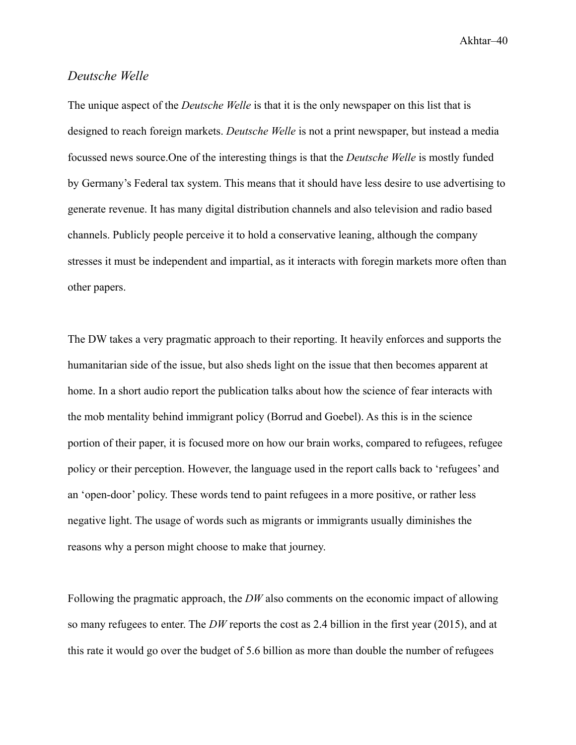### *Deutsche Welle*

The unique aspect of the *Deutsche Welle* is that it is the only newspaper on this list that is designed to reach foreign markets. *Deutsche Welle* is not a print newspaper, but instead a media focussed news source.One of the interesting things is that the *Deutsche Welle* is mostly funded by Germany's Federal tax system. This means that it should have less desire to use advertising to generate revenue. It has many digital distribution channels and also television and radio based channels. Publicly people perceive it to hold a conservative leaning, although the company stresses it must be independent and impartial, as it interacts with foregin markets more often than other papers.

The DW takes a very pragmatic approach to their reporting. It heavily enforces and supports the humanitarian side of the issue, but also sheds light on the issue that then becomes apparent at home. In a short audio report the publication talks about how the science of fear interacts with the mob mentality behind immigrant policy (Borrud and Goebel). As this is in the science portion of their paper, it is focused more on how our brain works, compared to refugees, refugee policy or their perception. However, the language used in the report calls back to 'refugees' and an 'open-door' policy. These words tend to paint refugees in a more positive, or rather less negative light. The usage of words such as migrants or immigrants usually diminishes the reasons why a person might choose to make that journey.

Following the pragmatic approach, the *DW* also comments on the economic impact of allowing so many refugees to enter. The *DW* reports the cost as 2.4 billion in the first year (2015), and at this rate it would go over the budget of 5.6 billion as more than double the number of refugees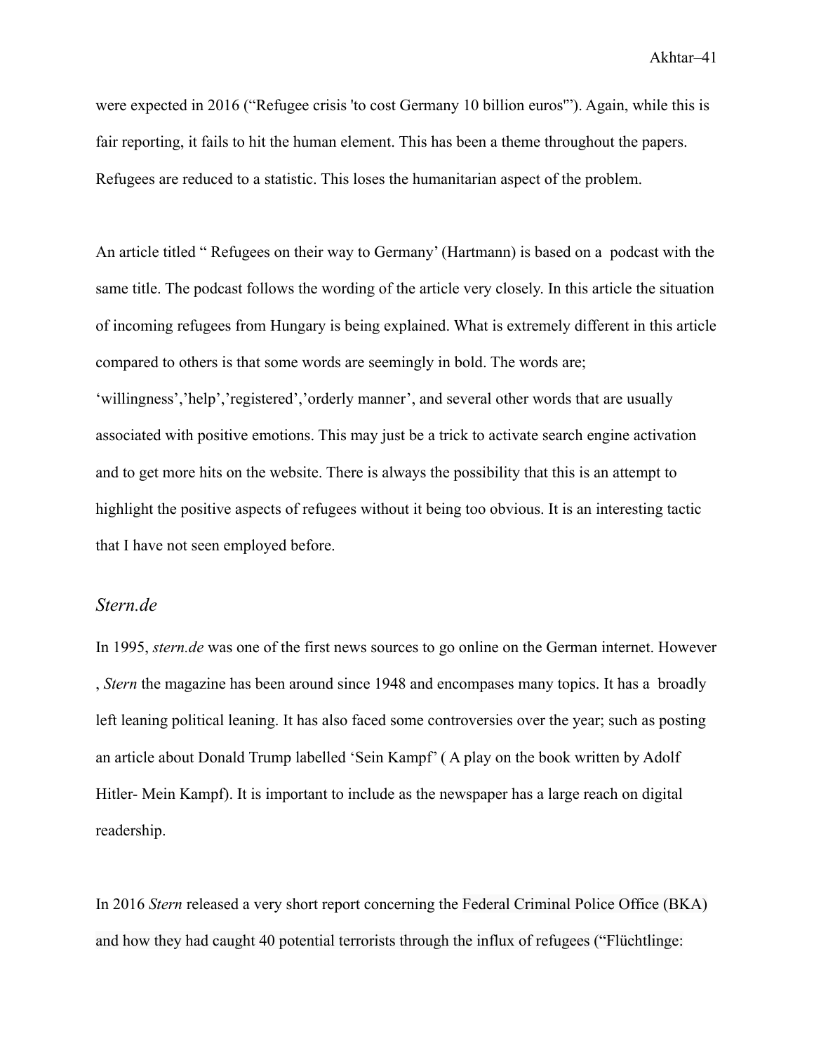were expected in 2016 (“Refugee crisis 'to cost Germany 10 billion euros'”). Again, while this is fair reporting, it fails to hit the human element. This has been a theme throughout the papers. Refugees are reduced to a statistic. This loses the humanitarian aspect of the problem.

An article titled “ Refugees on their way to Germany’ (Hartmann) is based on a podcast with the same title. The podcast follows the wording of the article very closely. In this article the situation of incoming refugees from Hungary is being explained. What is extremely different in this article compared to others is that some words are seemingly in bold. The words are; ‘willingness’,’help’,’registered’,’orderly manner’, and several other words that are usually associated with positive emotions. This may just be a trick to activate search engine activation and to get more hits on the website. There is always the possibility that this is an attempt to highlight the positive aspects of refugees without it being too obvious. It is an interesting tactic that I have not seen employed before.

### *Stern.de*

In 1995, *stern.de* was one of the first news sources to go online on the German internet. However , *Stern* the magazine has been around since 1948 and encompases many topics. It has a broadly left leaning political leaning. It has also faced some controversies over the year; such as posting an article about Donald Trump labelled ‘Sein Kampf’ ( A play on the book written by Adolf Hitler- Mein Kampf). It is important to include as the newspaper has a large reach on digital readership.

In 2016 *Stern* released a very short report concerning the Federal Criminal Police Office (BKA) and how they had caught 40 potential terrorists through the influx of refugees (“Flüchtlinge: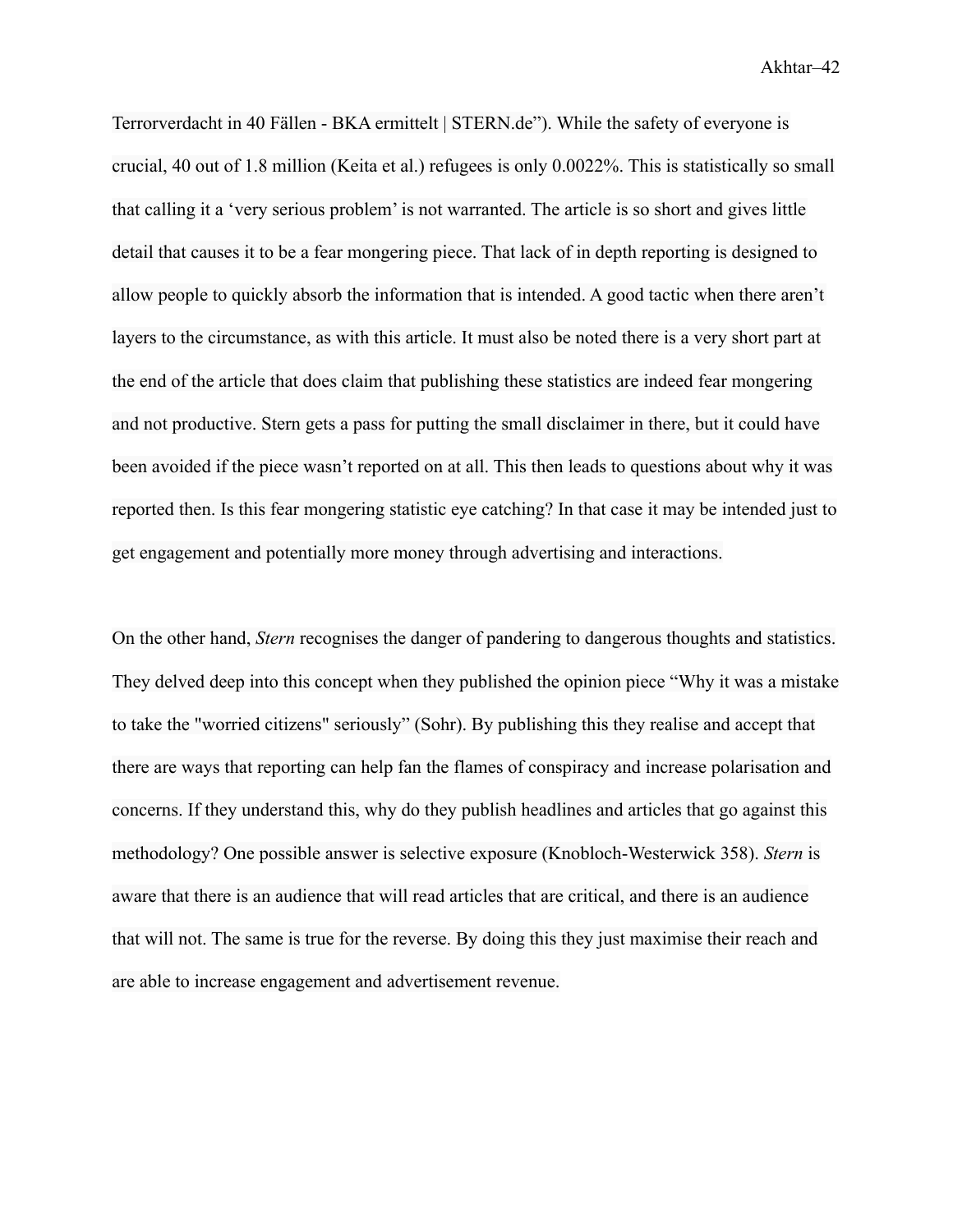Terrorverdacht in 40 Fällen - BKA ermittelt | STERN.de"). While the safety of everyone is crucial, 40 out of 1.8 million (Keita et al.) refugees is only 0.0022%. This is statistically so small that calling it a 'very serious problem' is not warranted. The article is so short and gives little detail that causes it to be a fear mongering piece. That lack of in depth reporting is designed to allow people to quickly absorb the information that is intended. A good tactic when there aren't layers to the circumstance, as with this article. It must also be noted there is a very short part at the end of the article that does claim that publishing these statistics are indeed fear mongering and not productive. Stern gets a pass for putting the small disclaimer in there, but it could have been avoided if the piece wasn't reported on at all. This then leads to questions about why it was reported then. Is this fear mongering statistic eye catching? In that case it may be intended just to get engagement and potentially more money through advertising and interactions.

On the other hand, *Stern* recognises the danger of pandering to dangerous thoughts and statistics. They delved deep into this concept when they published the opinion piece "Why it was a mistake to take the "worried citizens" seriously" (Sohr). By publishing this they realise and accept that there are ways that reporting can help fan the flames of conspiracy and increase polarisation and concerns. If they understand this, why do they publish headlines and articles that go against this methodology? One possible answer is selective exposure (Knobloch-Westerwick 358). *Stern* is aware that there is an audience that will read articles that are critical, and there is an audience that will not. The same is true for the reverse. By doing this they just maximise their reach and are able to increase engagement and advertisement revenue.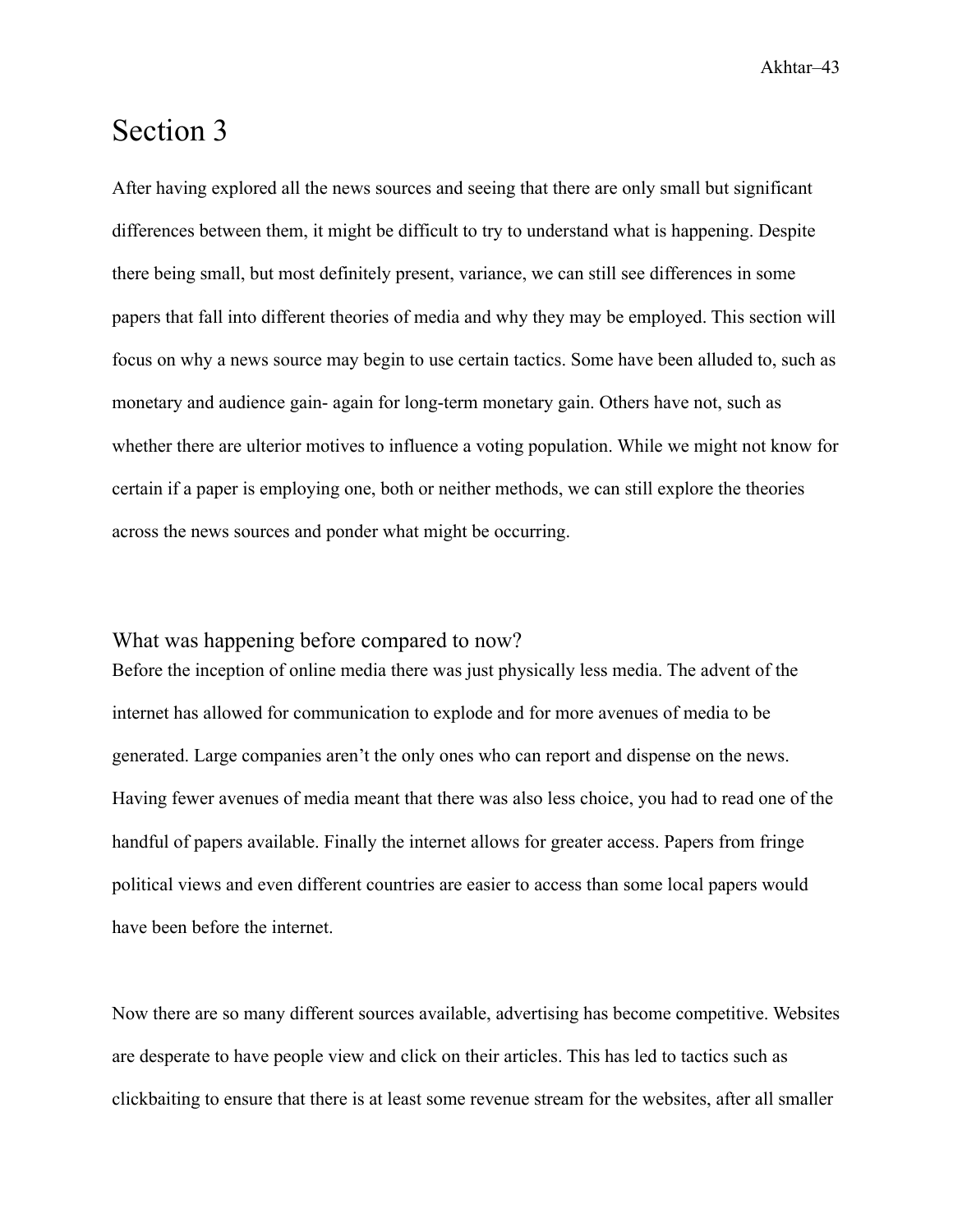# Section 3

After having explored all the news sources and seeing that there are only small but significant differences between them, it might be difficult to try to understand what is happening. Despite there being small, but most definitely present, variance, we can still see differences in some papers that fall into different theories of media and why they may be employed. This section will focus on why a news source may begin to use certain tactics. Some have been alluded to, such as monetary and audience gain- again for long-term monetary gain. Others have not, such as whether there are ulterior motives to influence a voting population. While we might not know for certain if a paper is employing one, both or neither methods, we can still explore the theories across the news sources and ponder what might be occurring.

## What was happening before compared to now?

Before the inception of online media there was just physically less media. The advent of the internet has allowed for communication to explode and for more avenues of media to be generated. Large companies aren't the only ones who can report and dispense on the news. Having fewer avenues of media meant that there was also less choice, you had to read one of the handful of papers available. Finally the internet allows for greater access. Papers from fringe political views and even different countries are easier to access than some local papers would have been before the internet.

Now there are so many different sources available, advertising has become competitive. Websites are desperate to have people view and click on their articles. This has led to tactics such as clickbaiting to ensure that there is at least some revenue stream for the websites, after all smaller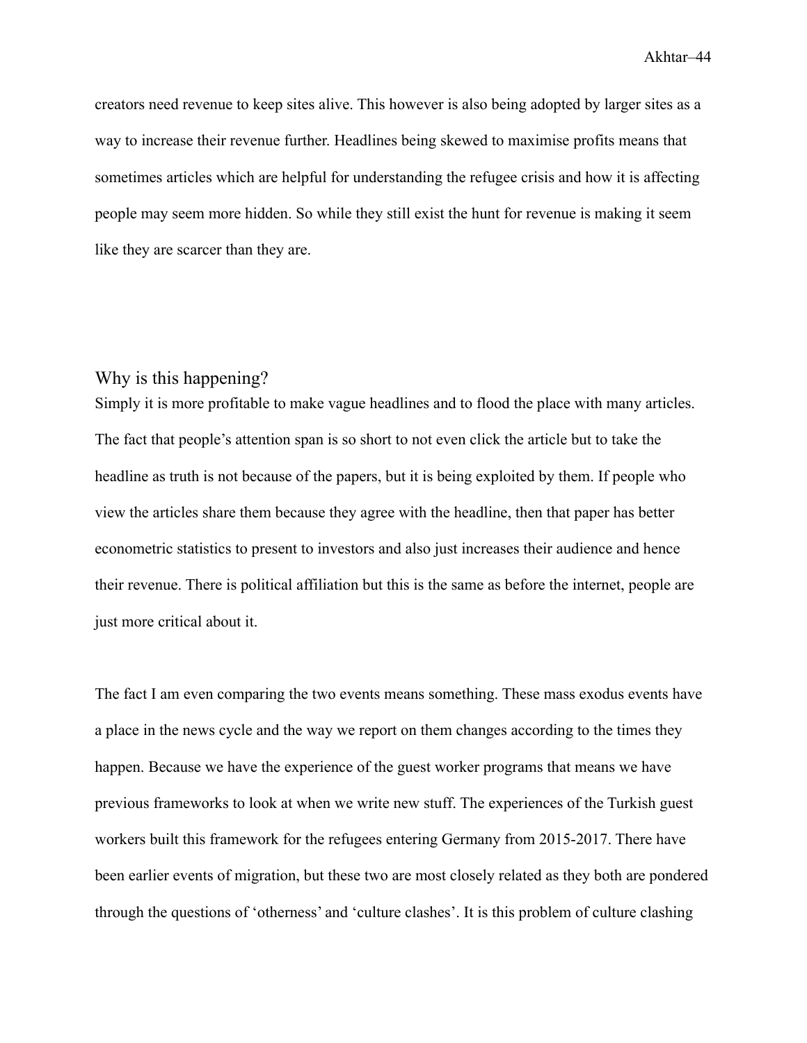creators need revenue to keep sites alive. This however is also being adopted by larger sites as a way to increase their revenue further. Headlines being skewed to maximise profits means that sometimes articles which are helpful for understanding the refugee crisis and how it is affecting people may seem more hidden. So while they still exist the hunt for revenue is making it seem like they are scarcer than they are.

## Why is this happening?

Simply it is more profitable to make vague headlines and to flood the place with many articles. The fact that people's attention span is so short to not even click the article but to take the headline as truth is not because of the papers, but it is being exploited by them. If people who view the articles share them because they agree with the headline, then that paper has better econometric statistics to present to investors and also just increases their audience and hence their revenue. There is political affiliation but this is the same as before the internet, people are just more critical about it.

The fact I am even comparing the two events means something. These mass exodus events have a place in the news cycle and the way we report on them changes according to the times they happen. Because we have the experience of the guest worker programs that means we have previous frameworks to look at when we write new stuff. The experiences of the Turkish guest workers built this framework for the refugees entering Germany from 2015-2017. There have been earlier events of migration, but these two are most closely related as they both are pondered through the questions of 'otherness' and 'culture clashes'. It is this problem of culture clashing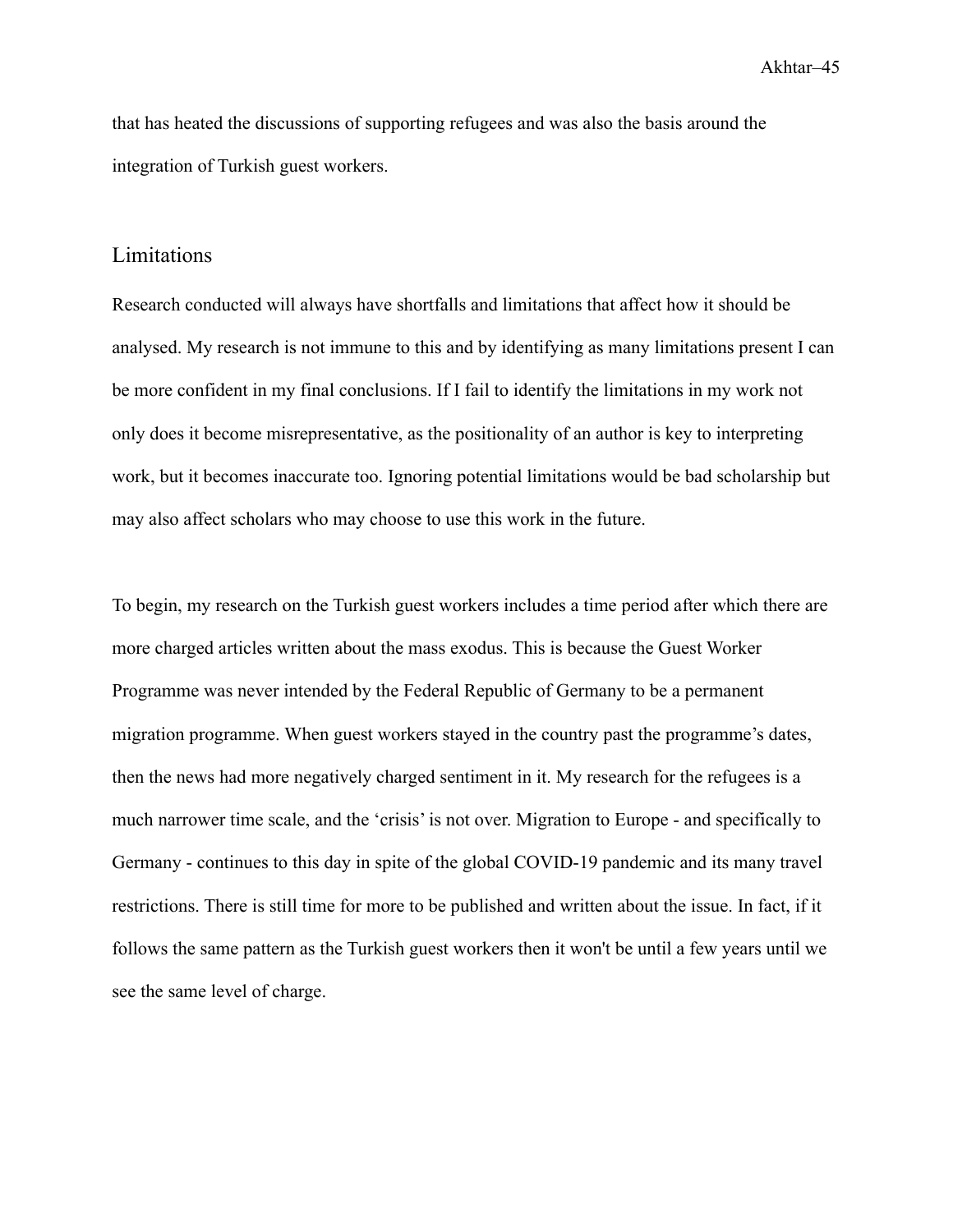that has heated the discussions of supporting refugees and was also the basis around the integration of Turkish guest workers.

## Limitations

Research conducted will always have shortfalls and limitations that affect how it should be analysed. My research is not immune to this and by identifying as many limitations present I can be more confident in my final conclusions. If I fail to identify the limitations in my work not only does it become misrepresentative, as the positionality of an author is key to interpreting work, but it becomes inaccurate too. Ignoring potential limitations would be bad scholarship but may also affect scholars who may choose to use this work in the future.

To begin, my research on the Turkish guest workers includes a time period after which there are more charged articles written about the mass exodus. This is because the Guest Worker Programme was never intended by the Federal Republic of Germany to be a permanent migration programme. When guest workers stayed in the country past the programme's dates, then the news had more negatively charged sentiment in it. My research for the refugees is a much narrower time scale, and the 'crisis' is not over. Migration to Europe - and specifically to Germany - continues to this day in spite of the global COVID-19 pandemic and its many travel restrictions. There is still time for more to be published and written about the issue. In fact, if it follows the same pattern as the Turkish guest workers then it won't be until a few years until we see the same level of charge.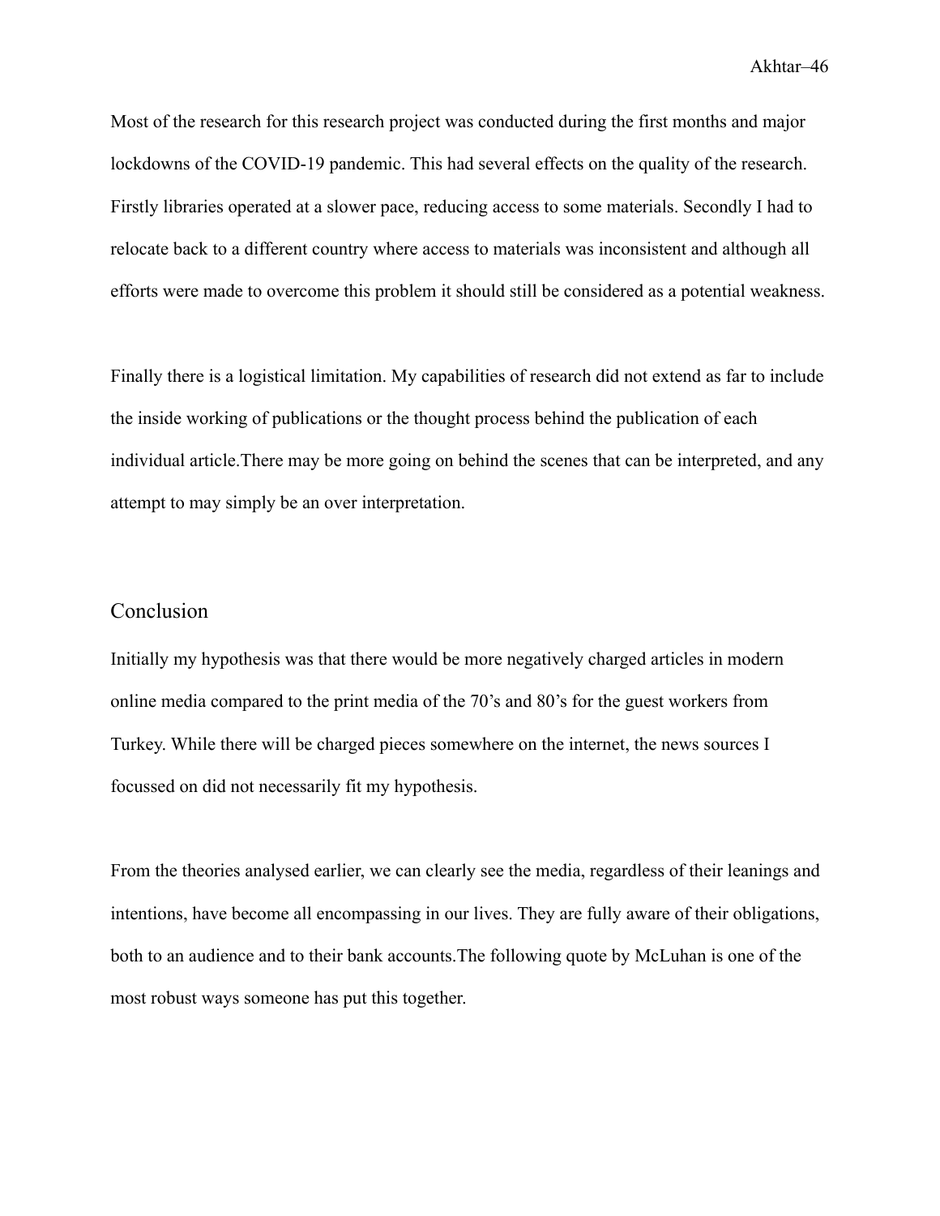Most of the research for this research project was conducted during the first months and major lockdowns of the COVID-19 pandemic. This had several effects on the quality of the research. Firstly libraries operated at a slower pace, reducing access to some materials. Secondly I had to relocate back to a different country where access to materials was inconsistent and although all efforts were made to overcome this problem it should still be considered as a potential weakness.

Finally there is a logistical limitation. My capabilities of research did not extend as far to include the inside working of publications or the thought process behind the publication of each individual article.There may be more going on behind the scenes that can be interpreted, and any attempt to may simply be an over interpretation.

## Conclusion

Initially my hypothesis was that there would be more negatively charged articles in modern online media compared to the print media of the 70's and 80's for the guest workers from Turkey. While there will be charged pieces somewhere on the internet, the news sources I focussed on did not necessarily fit my hypothesis.

From the theories analysed earlier, we can clearly see the media, regardless of their leanings and intentions, have become all encompassing in our lives. They are fully aware of their obligations, both to an audience and to their bank accounts.The following quote by McLuhan is one of the most robust ways someone has put this together.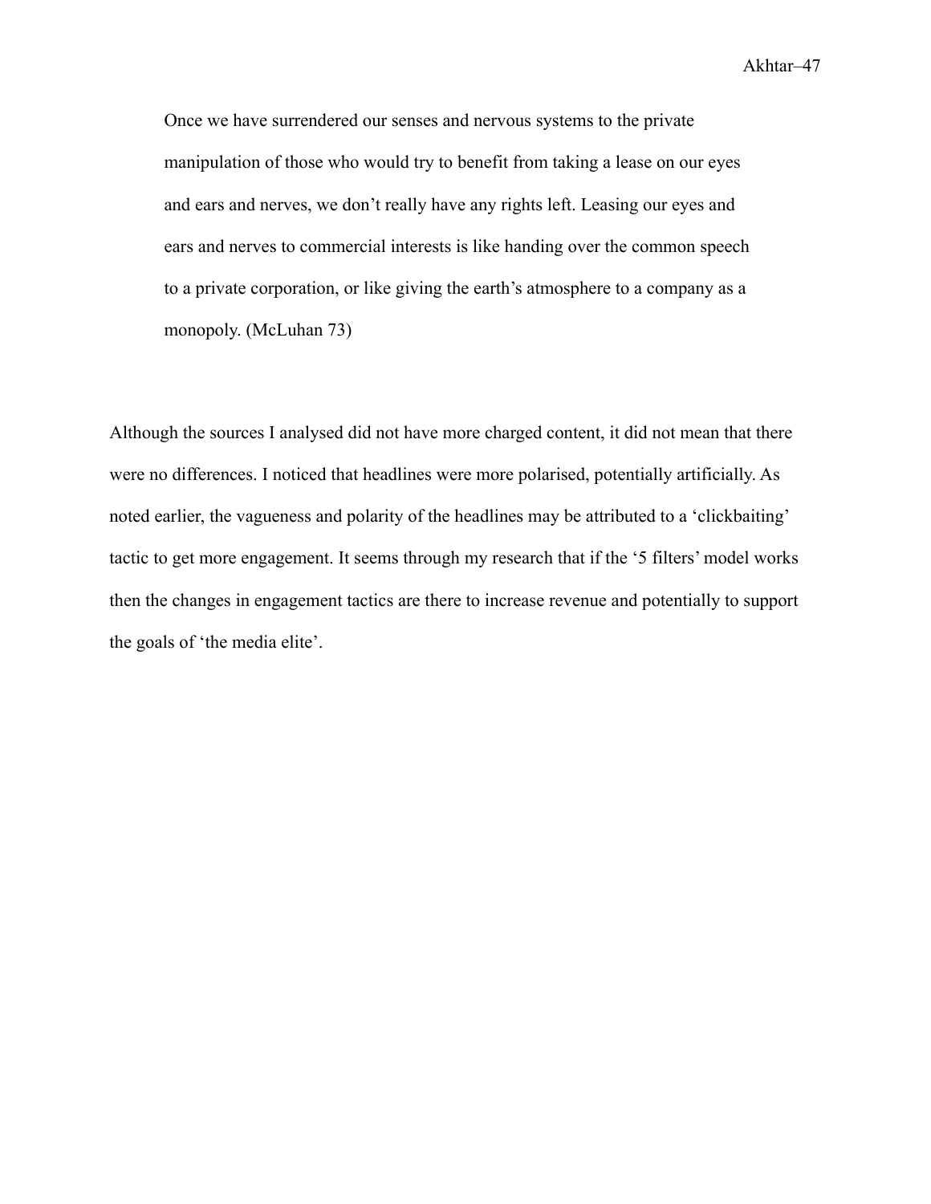> Once we have surrendered our senses and nervous systems to the private manipulation of those who would try to benefit from taking a lease on our eyes and ears and nerves, we don't really have any rights left. Leasing our eyes and ears and nerves to commercial interests is like handing over the common speech to a private corporation, or like giving the earth's atmosphere to a company as a monopoly. (McLuhan 73)

Although the sources I analysed did not have more charged content, it did not mean that there were no differences. I noticed that headlines were more polarised, potentially artificially. As noted earlier, the vagueness and polarity of the headlines may be attributed to a 'clickbaiting' tactic to get more engagement. It seems through my research that if the '5 filters' model works then the changes in engagement tactics are there to increase revenue and potentially to support the goals of 'the media elite'.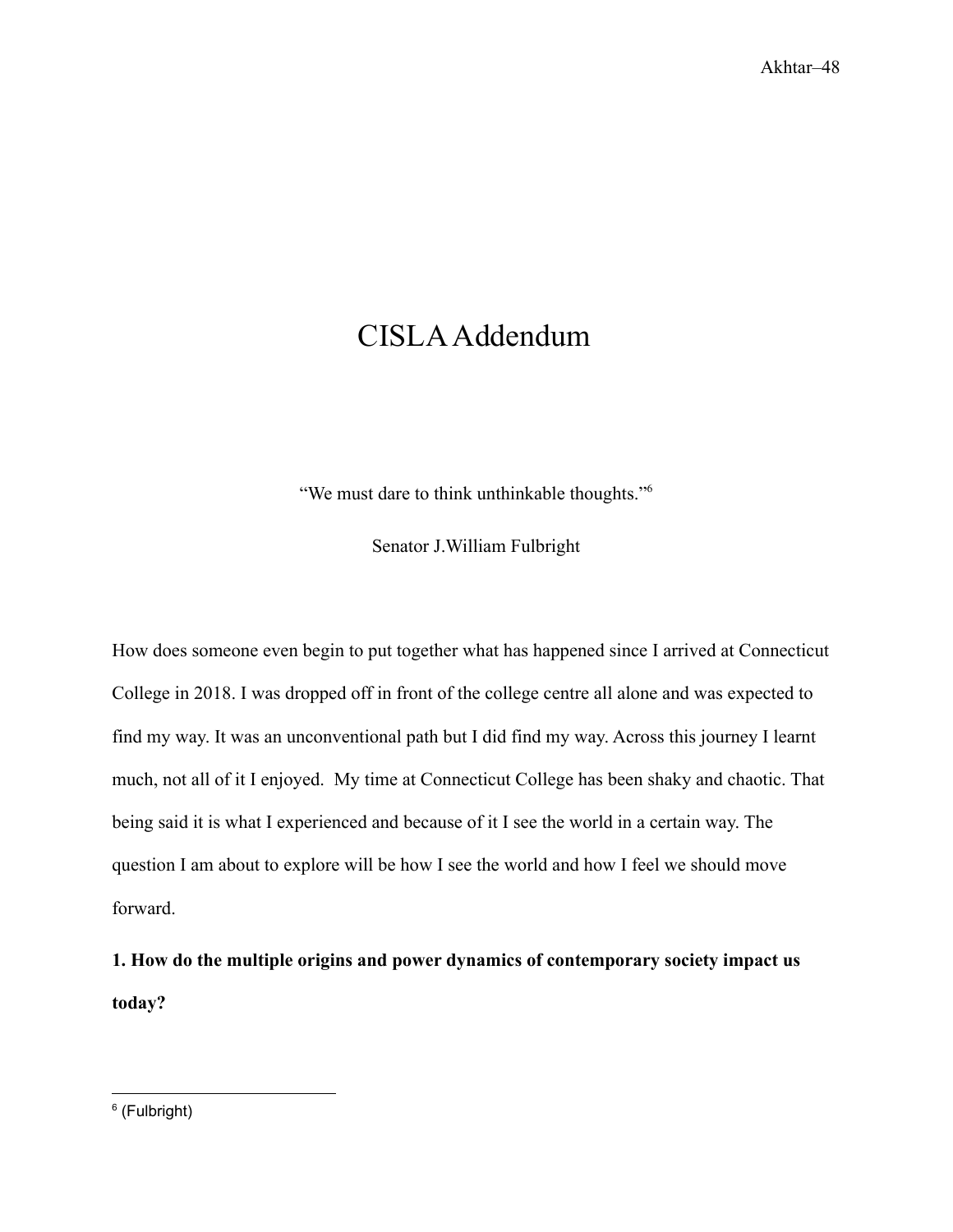# CISLA Addendum

"We must dare to think unthinkable thoughts."[6]

Senator J.William Fulbright

How does someone even begin to put together what has happened since I arrived at Connecticut College in 2018. I was dropped off in front of the college centre all alone and was expected to find my way. It was an unconventional path but I did find my way. Across this journey I learnt much, not all of it I enjoyed.  My time at Connecticut College has been shaky and chaotic. That being said it is what I experienced and because of it I see the world in a certain way. The question I am about to explore will be how I see the world and how I feel we should move forward.

**1. How do the multiple origins and power dynamics of contemporary society impact us today?**

---

[6] (Fulbright)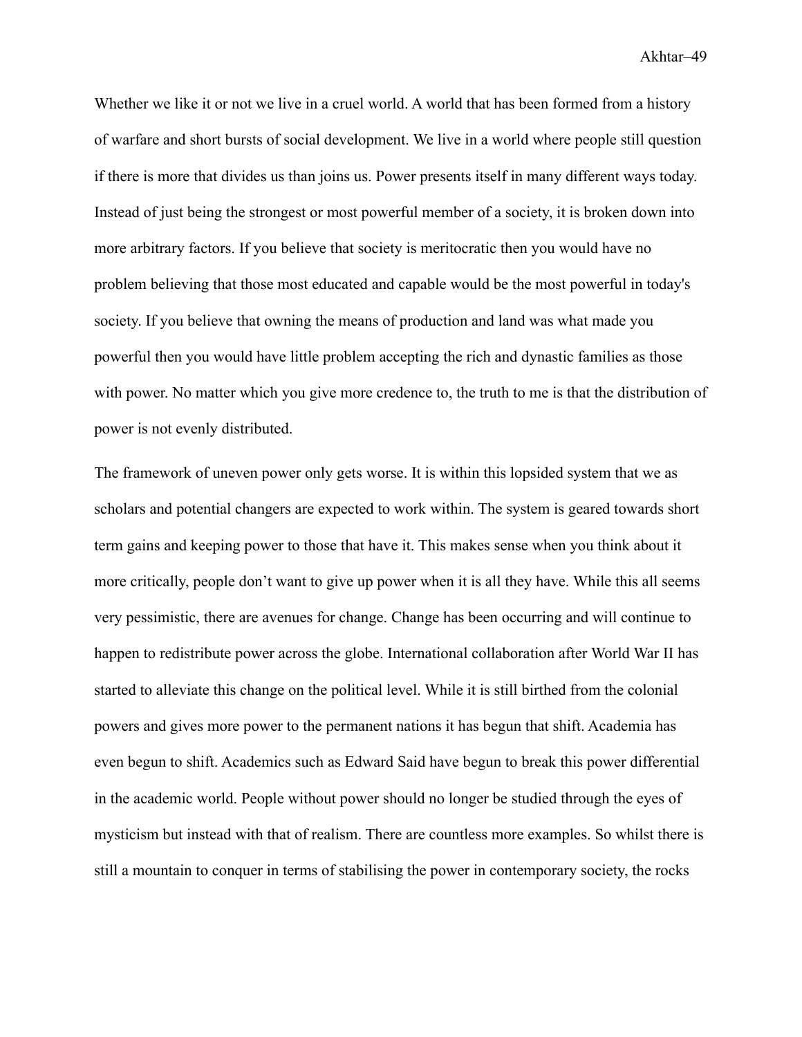Whether we like it or not we live in a cruel world. A world that has been formed from a history of warfare and short bursts of social development. We live in a world where people still question if there is more that divides us than joins us. Power presents itself in many different ways today. Instead of just being the strongest or most powerful member of a society, it is broken down into more arbitrary factors. If you believe that society is meritocratic then you would have no problem believing that those most educated and capable would be the most powerful in today's society. If you believe that owning the means of production and land was what made you powerful then you would have little problem accepting the rich and dynastic families as those with power. No matter which you give more credence to, the truth to me is that the distribution of power is not evenly distributed.

The framework of uneven power only gets worse. It is within this lopsided system that we as scholars and potential changers are expected to work within. The system is geared towards short term gains and keeping power to those that have it. This makes sense when you think about it more critically, people don’t want to give up power when it is all they have. While this all seems very pessimistic, there are avenues for change. Change has been occurring and will continue to happen to redistribute power across the globe. International collaboration after World War II has started to alleviate this change on the political level. While it is still birthed from the colonial powers and gives more power to the permanent nations it has begun that shift. Academia has even begun to shift. Academics such as Edward Said have begun to break this power differential in the academic world. People without power should no longer be studied through the eyes of mysticism but instead with that of realism. There are countless more examples. So whilst there is still a mountain to conquer in terms of stabilising the power in contemporary society, the rocks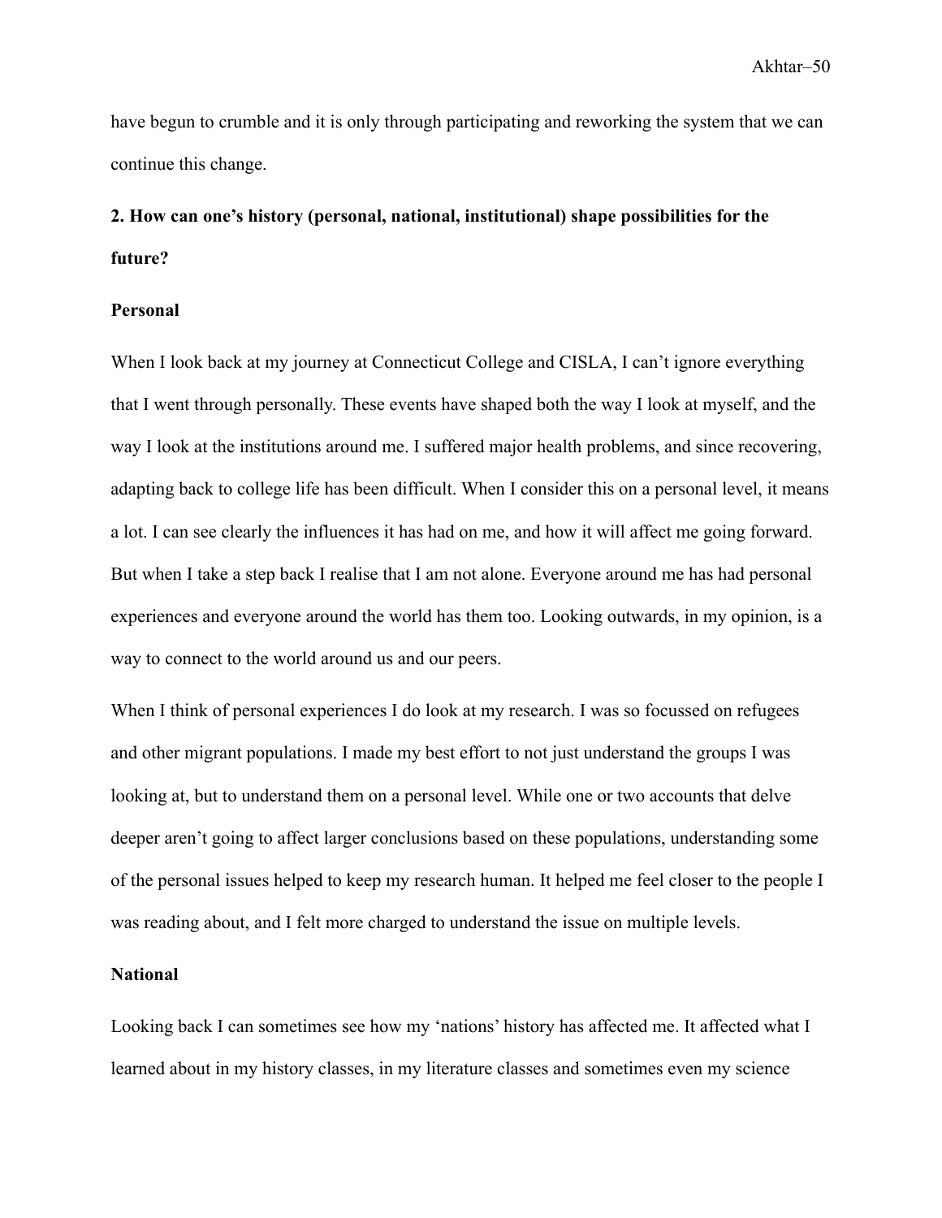have begun to crumble and it is only through participating and reworking the system that we can continue this change.

**2. How can one's history (personal, national, institutional) shape possibilities for the future?**

**Personal**

When I look back at my journey at Connecticut College and CISLA, I can't ignore everything that I went through personally. These events have shaped both the way I look at myself, and the way I look at the institutions around me. I suffered major health problems, and since recovering, adapting back to college life has been difficult. When I consider this on a personal level, it means a lot. I can see clearly the influences it has had on me, and how it will affect me going forward. But when I take a step back I realise that I am not alone. Everyone around me has had personal experiences and everyone around the world has them too. Looking outwards, in my opinion, is a way to connect to the world around us and our peers.

When I think of personal experiences I do look at my research. I was so focussed on refugees and other migrant populations. I made my best effort to not just understand the groups I was looking at, but to understand them on a personal level. While one or two accounts that delve deeper aren't going to affect larger conclusions based on these populations, understanding some of the personal issues helped to keep my research human. It helped me feel closer to the people I was reading about, and I felt more charged to understand the issue on multiple levels.

**National**

Looking back I can sometimes see how my 'nations' history has affected me. It affected what I learned about in my history classes, in my literature classes and sometimes even my science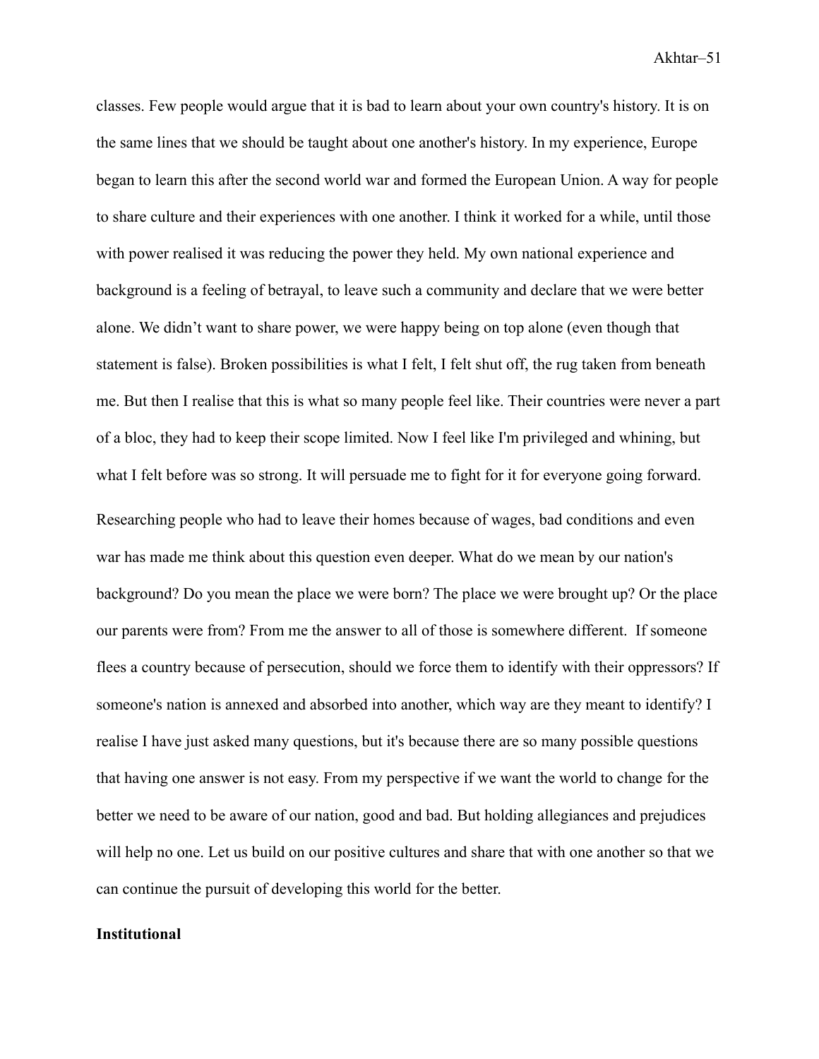classes. Few people would argue that it is bad to learn about your own country's history. It is on the same lines that we should be taught about one another's history. In my experience, Europe began to learn this after the second world war and formed the European Union. A way for people to share culture and their experiences with one another. I think it worked for a while, until those with power realised it was reducing the power they held. My own national experience and background is a feeling of betrayal, to leave such a community and declare that we were better alone. We didn't want to share power, we were happy being on top alone (even though that statement is false). Broken possibilities is what I felt, I felt shut off, the rug taken from beneath me. But then I realise that this is what so many people feel like. Their countries were never a part of a bloc, they had to keep their scope limited. Now I feel like I'm privileged and whining, but what I felt before was so strong. It will persuade me to fight for it for everyone going forward.

Researching people who had to leave their homes because of wages, bad conditions and even war has made me think about this question even deeper. What do we mean by our nation's background? Do you mean the place we were born? The place we were brought up? Or the place our parents were from? From me the answer to all of those is somewhere different. If someone flees a country because of persecution, should we force them to identify with their oppressors? If someone's nation is annexed and absorbed into another, which way are they meant to identify? I realise I have just asked many questions, but it's because there are so many possible questions that having one answer is not easy. From my perspective if we want the world to change for the better we need to be aware of our nation, good and bad. But holding allegiances and prejudices will help no one. Let us build on our positive cultures and share that with one another so that we can continue the pursuit of developing this world for the better.

**Institutional**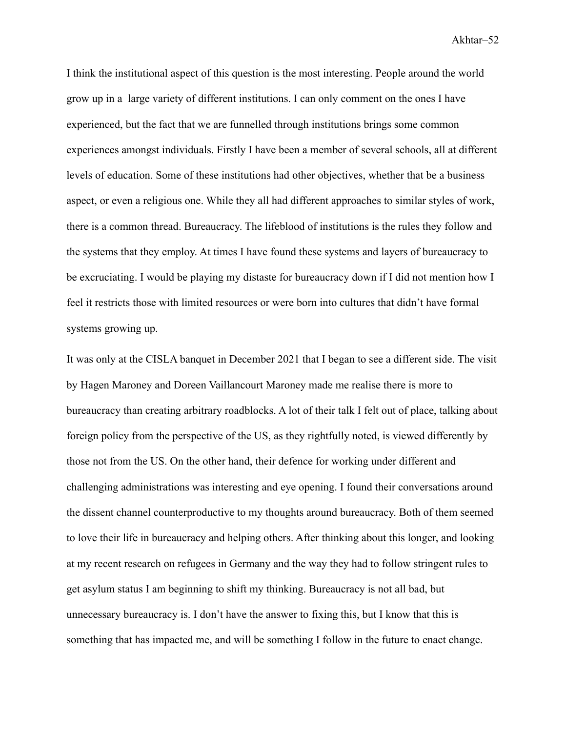I think the institutional aspect of this question is the most interesting. People around the world grow up in a large variety of different institutions. I can only comment on the ones I have experienced, but the fact that we are funnelled through institutions brings some common experiences amongst individuals. Firstly I have been a member of several schools, all at different levels of education. Some of these institutions had other objectives, whether that be a business aspect, or even a religious one. While they all had different approaches to similar styles of work, there is a common thread. Bureaucracy. The lifeblood of institutions is the rules they follow and the systems that they employ. At times I have found these systems and layers of bureaucracy to be excruciating. I would be playing my distaste for bureaucracy down if I did not mention how I feel it restricts those with limited resources or were born into cultures that didn't have formal systems growing up.

It was only at the CISLA banquet in December 2021 that I began to see a different side. The visit by Hagen Maroney and Doreen Vaillancourt Maroney made me realise there is more to bureaucracy than creating arbitrary roadblocks. A lot of their talk I felt out of place, talking about foreign policy from the perspective of the US, as they rightfully noted, is viewed differently by those not from the US. On the other hand, their defence for working under different and challenging administrations was interesting and eye opening. I found their conversations around the dissent channel counterproductive to my thoughts around bureaucracy. Both of them seemed to love their life in bureaucracy and helping others. After thinking about this longer, and looking at my recent research on refugees in Germany and the way they had to follow stringent rules to get asylum status I am beginning to shift my thinking. Bureaucracy is not all bad, but unnecessary bureaucracy is. I don't have the answer to fixing this, but I know that this is something that has impacted me, and will be something I follow in the future to enact change.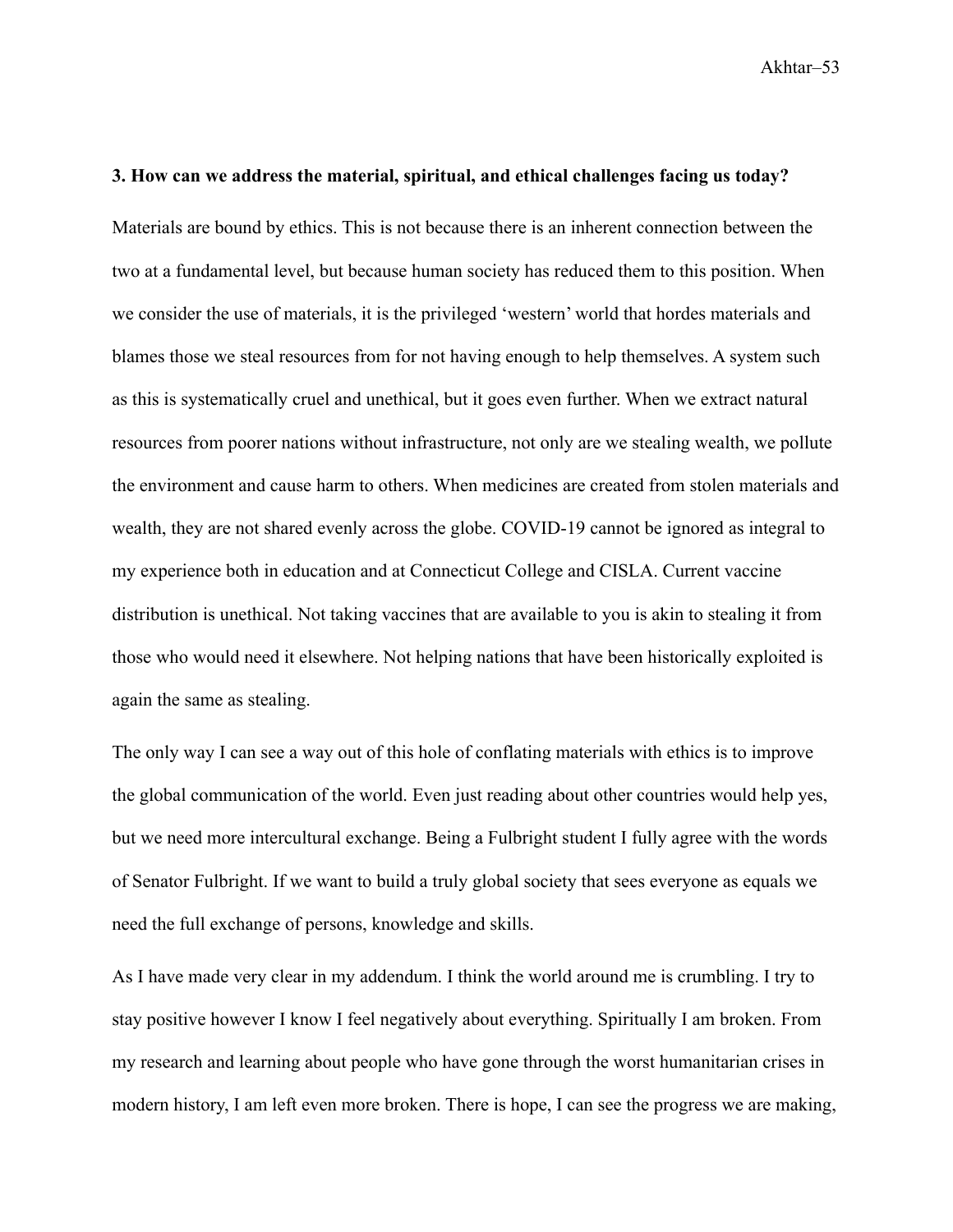**3. How can we address the material, spiritual, and ethical challenges facing us today?**

Materials are bound by ethics. This is not because there is an inherent connection between the two at a fundamental level, but because human society has reduced them to this position. When we consider the use of materials, it is the privileged 'western' world that hordes materials and blames those we steal resources from for not having enough to help themselves. A system such as this is systematically cruel and unethical, but it goes even further. When we extract natural resources from poorer nations without infrastructure, not only are we stealing wealth, we pollute the environment and cause harm to others. When medicines are created from stolen materials and wealth, they are not shared evenly across the globe. COVID-19 cannot be ignored as integral to my experience both in education and at Connecticut College and CISLA. Current vaccine distribution is unethical. Not taking vaccines that are available to you is akin to stealing it from those who would need it elsewhere. Not helping nations that have been historically exploited is again the same as stealing.

The only way I can see a way out of this hole of conflating materials with ethics is to improve the global communication of the world. Even just reading about other countries would help yes, but we need more intercultural exchange. Being a Fulbright student I fully agree with the words of Senator Fulbright. If we want to build a truly global society that sees everyone as equals we need the full exchange of persons, knowledge and skills.

As I have made very clear in my addendum. I think the world around me is crumbling. I try to stay positive however I know I feel negatively about everything. Spiritually I am broken. From my research and learning about people who have gone through the worst humanitarian crises in modern history, I am left even more broken. There is hope, I can see the progress we are making,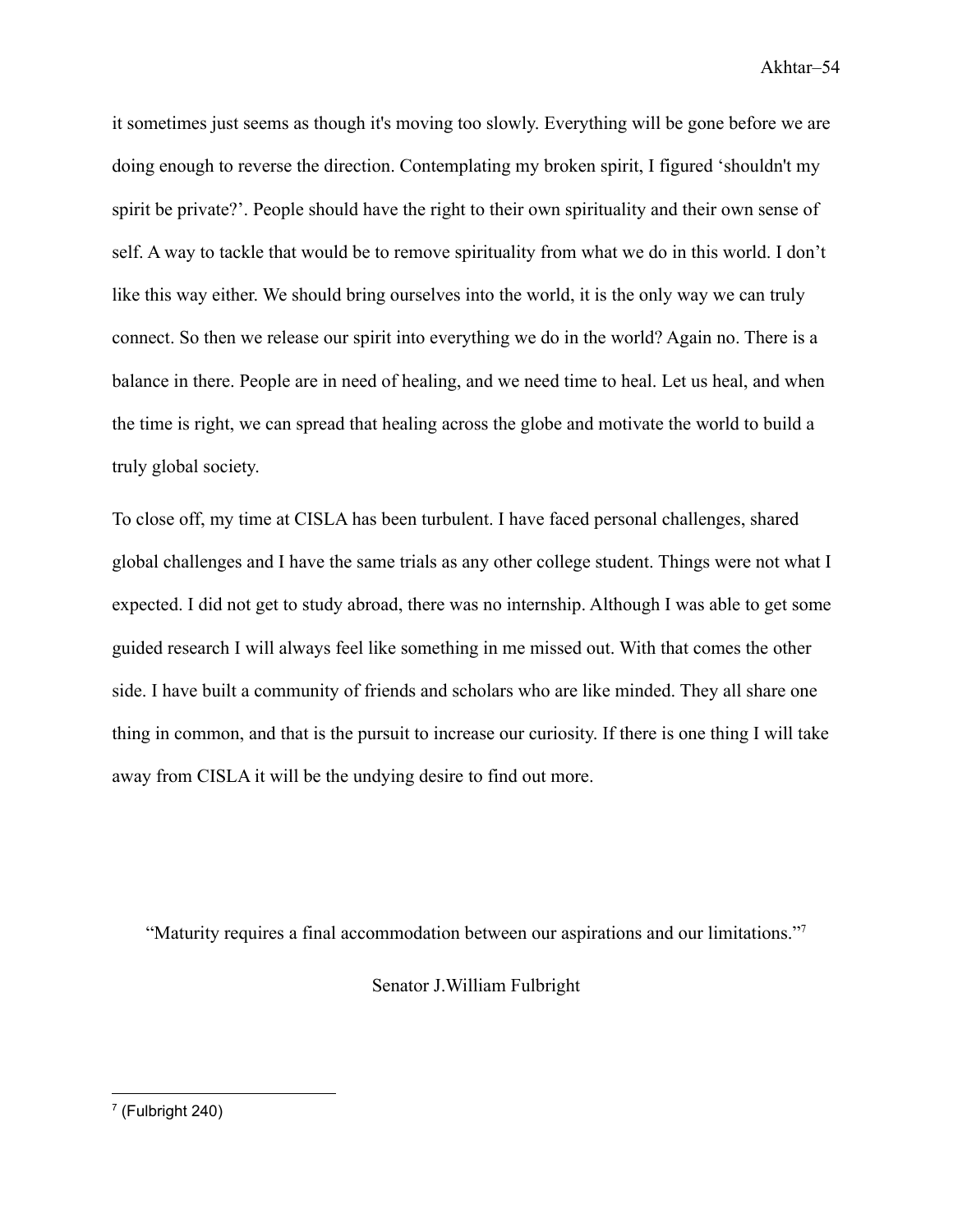it sometimes just seems as though it's moving too slowly. Everything will be gone before we are doing enough to reverse the direction. Contemplating my broken spirit, I figured 'shouldn't my spirit be private?'. People should have the right to their own spirituality and their own sense of self. A way to tackle that would be to remove spirituality from what we do in this world. I don't like this way either. We should bring ourselves into the world, it is the only way we can truly connect. So then we release our spirit into everything we do in the world? Again no. There is a balance in there. People are in need of healing, and we need time to heal. Let us heal, and when the time is right, we can spread that healing across the globe and motivate the world to build a truly global society.

To close off, my time at CISLA has been turbulent. I have faced personal challenges, shared global challenges and I have the same trials as any other college student. Things were not what I expected. I did not get to study abroad, there was no internship. Although I was able to get some guided research I will always feel like something in me missed out. With that comes the other side. I have built a community of friends and scholars who are like minded. They all share one thing in common, and that is the pursuit to increase our curiosity. If there is one thing I will take away from CISLA it will be the undying desire to find out more.

"Maturity requires a final accommodation between our aspirations and our limitations."[7]

Senator J.William Fulbright

---

[7] (Fulbright 240)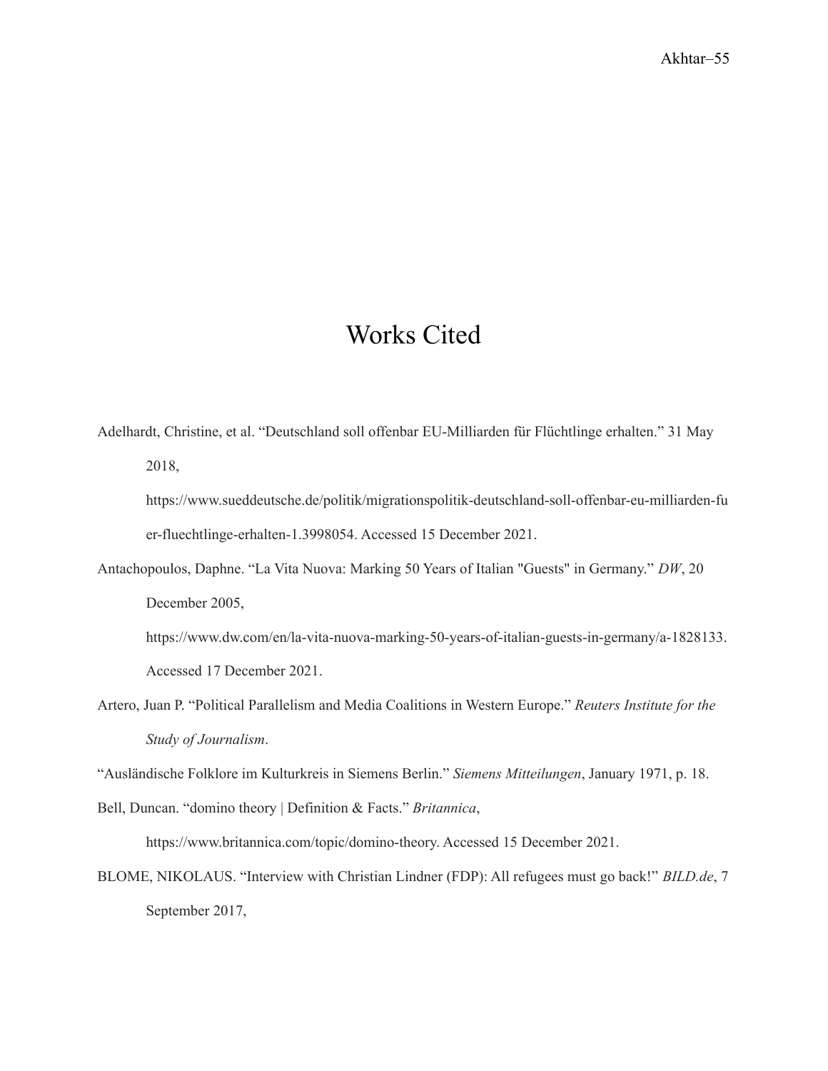# Works Cited

Adelhardt, Christine, et al. “Deutschland soll offenbar EU-Milliarden für Flüchtlinge erhalten.” 31 May 2018, https://www.sueddeutsche.de/politik/migrationspolitik-deutschland-soll-offenbar-eu-milliarden-fuer-fluechtlinge-erhalten-1.3998054. Accessed 15 December 2021.

Antachopoulos, Daphne. “La Vita Nuova: Marking 50 Years of Italian "Guests" in Germany.” *DW*, 20 December 2005, https://www.dw.com/en/la-vita-nuova-marking-50-years-of-italian-guests-in-germany/a-1828133. Accessed 17 December 2021.

Artero, Juan P. “Political Parallelism and Media Coalitions in Western Europe.” *Reuters Institute for the Study of Journalism*.

“Ausländische Folklore im Kulturkreis in Siemens Berlin.” *Siemens Mitteilungen*, January 1971, p. 18.

Bell, Duncan. “domino theory | Definition & Facts.” *Britannica*, https://www.britannica.com/topic/domino-theory. Accessed 15 December 2021.

BLOME, NIKOLAUS. “Interview with Christian Lindner (FDP): All refugees must go back!” *BILD.de*, 7 September 2017,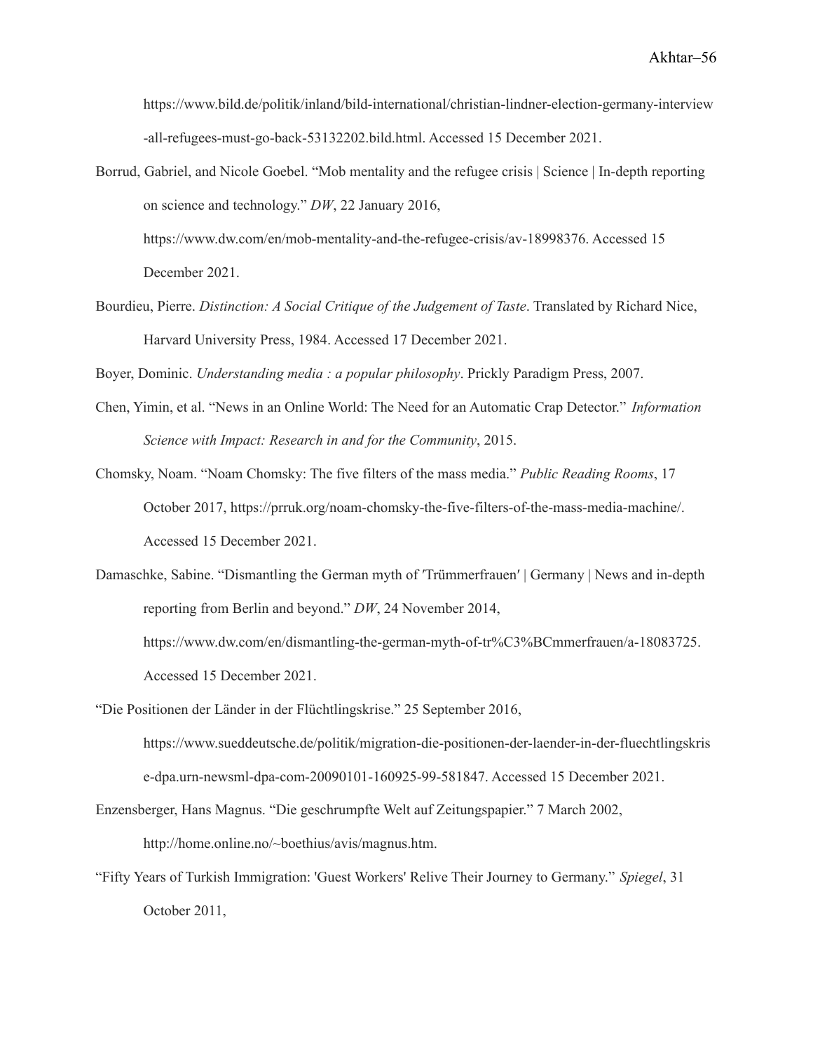https://www.bild.de/politik/inland/bild-international/christian-lindner-election-germany-interview-all-refugees-must-go-back-53132202.bild.html. Accessed 15 December 2021.

Borrud, Gabriel, and Nicole Goebel. "Mob mentality and the refugee crisis | Science | In-depth reporting on science and technology." *DW*, 22 January 2016, https://www.dw.com/en/mob-mentality-and-the-refugee-crisis/av-18998376. Accessed 15 December 2021.

Bourdieu, Pierre. *Distinction: A Social Critique of the Judgement of Taste*. Translated by Richard Nice, Harvard University Press, 1984. Accessed 17 December 2021.

Boyer, Dominic. *Understanding media : a popular philosophy*. Prickly Paradigm Press, 2007.

Chen, Yimin, et al. "News in an Online World: The Need for an Automatic Crap Detector." *Information Science with Impact: Research in and for the Community*, 2015.

Chomsky, Noam. "Noam Chomsky: The five filters of the mass media." *Public Reading Rooms*, 17 October 2017, https://prruk.org/noam-chomsky-the-five-filters-of-the-mass-media-machine/. Accessed 15 December 2021.

Damaschke, Sabine. "Dismantling the German myth of 'Trümmerfrauen' | Germany | News and in-depth reporting from Berlin and beyond." *DW*, 24 November 2014, https://www.dw.com/en/dismantling-the-german-myth-of-tr%C3%BCmmerfrauen/a-18083725. Accessed 15 December 2021.

"Die Positionen der Länder in der Flüchtlingskrise." 25 September 2016, https://www.sueddeutsche.de/politik/migration-die-positionen-der-laender-in-der-fluechtlingskrise-dpa.urn-newsml-dpa-com-20090101-160925-99-581847. Accessed 15 December 2021.

Enzensberger, Hans Magnus. "Die geschrumpfte Welt auf Zeitungspapier." 7 March 2002, http://home.online.no/~boethius/avis/magnus.htm.

"Fifty Years of Turkish Immigration: 'Guest Workers' Relive Their Journey to Germany." *Spiegel*, 31 October 2011,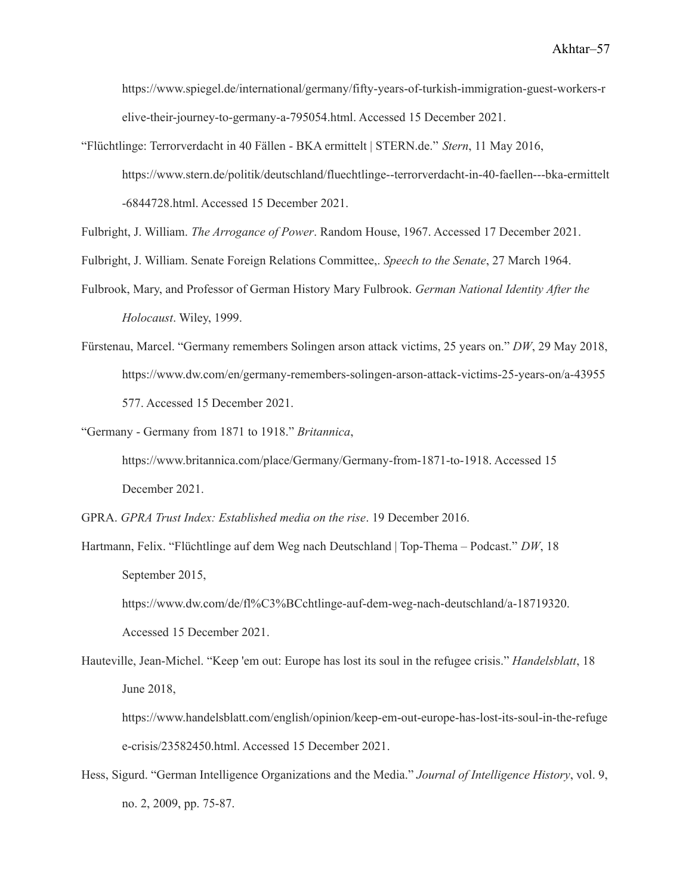https://www.spiegel.de/international/germany/fifty-years-of-turkish-immigration-guest-workers-relive-their-journey-to-germany-a-795054.html. Accessed 15 December 2021.

"Flüchtlinge: Terrorverdacht in 40 Fällen - BKA ermittelt | STERN.de." *Stern*, 11 May 2016, https://www.stern.de/politik/deutschland/fluechtlinge--terrorverdacht-in-40-faellen---bka-ermittelt-6844728.html. Accessed 15 December 2021.

Fulbright, J. William. *The Arrogance of Power*. Random House, 1967. Accessed 17 December 2021.

Fulbright, J. William. Senate Foreign Relations Committee,. *Speech to the Senate*, 27 March 1964.

Fulbrook, Mary, and Professor of German History Mary Fulbrook. *German National Identity After the Holocaust*. Wiley, 1999.

Fürstenau, Marcel. "Germany remembers Solingen arson attack victims, 25 years on." *DW*, 29 May 2018, https://www.dw.com/en/germany-remembers-solingen-arson-attack-victims-25-years-on/a-43955577. Accessed 15 December 2021.

"Germany - Germany from 1871 to 1918." *Britannica*, https://www.britannica.com/place/Germany/Germany-from-1871-to-1918. Accessed 15 December 2021.

GPRA. *GPRA Trust Index: Established media on the rise*. 19 December 2016.

Hartmann, Felix. "Flüchtlinge auf dem Weg nach Deutschland | Top-Thema – Podcast." *DW*, 18 September 2015, https://www.dw.com/de/fl%C3%BCchtlinge-auf-dem-weg-nach-deutschland/a-18719320. Accessed 15 December 2021.

Hauteville, Jean-Michel. "Keep 'em out: Europe has lost its soul in the refugee crisis." *Handelsblatt*, 18 June 2018, https://www.handelsblatt.com/english/opinion/keep-em-out-europe-has-lost-its-soul-in-the-refugee-crisis/23582450.html. Accessed 15 December 2021.

Hess, Sigurd. "German Intelligence Organizations and the Media." *Journal of Intelligence History*, vol. 9, no. 2, 2009, pp. 75-87.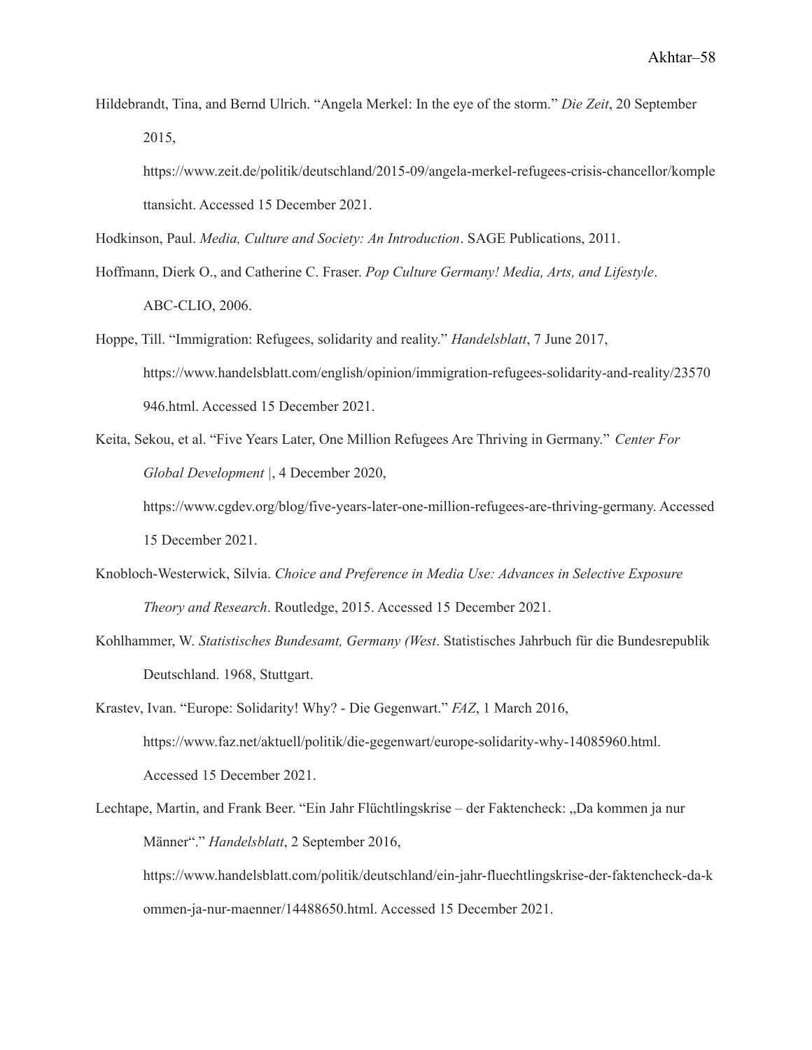Hildebrandt, Tina, and Bernd Ulrich. "Angela Merkel: In the eye of the storm." *Die Zeit*, 20 September 2015, https://www.zeit.de/politik/deutschland/2015-09/angela-merkel-refugees-crisis-chancellor/komplettansicht. Accessed 15 December 2021.

Hodkinson, Paul. *Media, Culture and Society: An Introduction*. SAGE Publications, 2011.

Hoffmann, Dierk O., and Catherine C. Fraser. *Pop Culture Germany! Media, Arts, and Lifestyle*. ABC-CLIO, 2006.

Hoppe, Till. "Immigration: Refugees, solidarity and reality." *Handelsblatt*, 7 June 2017, https://www.handelsblatt.com/english/opinion/immigration-refugees-solidarity-and-reality/23570946.html. Accessed 15 December 2021.

Keita, Sekou, et al. "Five Years Later, One Million Refugees Are Thriving in Germany." *Center For Global Development |*, 4 December 2020, https://www.cgdev.org/blog/five-years-later-one-million-refugees-are-thriving-germany. Accessed 15 December 2021.

Knobloch-Westerwick, Silvia. *Choice and Preference in Media Use: Advances in Selective Exposure Theory and Research*. Routledge, 2015. Accessed 15 December 2021.

Kohlhammer, W. *Statistisches Bundesamt, Germany (West*. Statistisches Jahrbuch für die Bundesrepublik Deutschland. 1968, Stuttgart.

Krastev, Ivan. "Europe: Solidarity! Why? - Die Gegenwart." *FAZ*, 1 March 2016, https://www.faz.net/aktuell/politik/die-gegenwart/europe-solidarity-why-14085960.html. Accessed 15 December 2021.

Lechtape, Martin, and Frank Beer. "Ein Jahr Flüchtlingskrise – der Faktencheck: „Da kommen ja nur Männer"." *Handelsblatt*, 2 September 2016, https://www.handelsblatt.com/politik/deutschland/ein-jahr-fluechtlingskrise-der-faktencheck-da-kommen-ja-nur-maenner/14488650.html. Accessed 15 December 2021.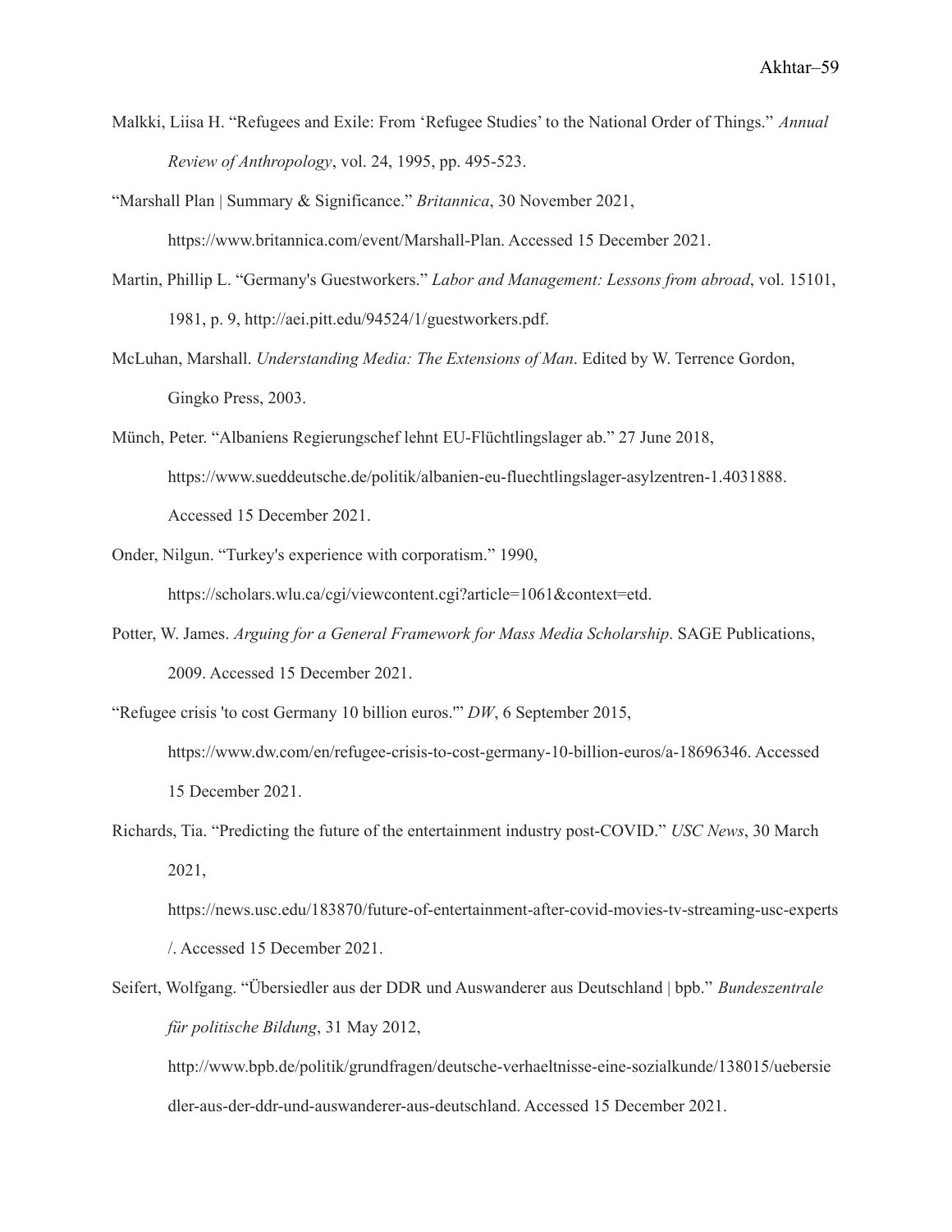Malkki, Liisa H. "Refugees and Exile: From 'Refugee Studies' to the National Order of Things." *Annual Review of Anthropology*, vol. 24, 1995, pp. 495-523.

"Marshall Plan | Summary & Significance." *Britannica*, 30 November 2021, https://www.britannica.com/event/Marshall-Plan. Accessed 15 December 2021.

Martin, Phillip L. "Germany's Guestworkers." *Labor and Management: Lessons from abroad*, vol. 15101, 1981, p. 9, http://aei.pitt.edu/94524/1/guestworkers.pdf.

McLuhan, Marshall. *Understanding Media: The Extensions of Man*. Edited by W. Terrence Gordon, Gingko Press, 2003.

Münch, Peter. "Albaniens Regierungschef lehnt EU-Flüchtlingslager ab." 27 June 2018, https://www.sueddeutsche.de/politik/albanien-eu-fluechtlingslager-asylzentren-1.4031888. Accessed 15 December 2021.

Onder, Nilgun. "Turkey's experience with corporatism." 1990, https://scholars.wlu.ca/cgi/viewcontent.cgi?article=1061&context=etd.

Potter, W. James. *Arguing for a General Framework for Mass Media Scholarship*. SAGE Publications, 2009. Accessed 15 December 2021.

"Refugee crisis 'to cost Germany 10 billion euros.'" *DW*, 6 September 2015, https://www.dw.com/en/refugee-crisis-to-cost-germany-10-billion-euros/a-18696346. Accessed 15 December 2021.

Richards, Tia. "Predicting the future of the entertainment industry post-COVID." *USC News*, 30 March 2021, https://news.usc.edu/183870/future-of-entertainment-after-covid-movies-tv-streaming-usc-experts/. Accessed 15 December 2021.

Seifert, Wolfgang. "Übersiedler aus der DDR und Auswanderer aus Deutschland | bpb." *Bundeszentrale für politische Bildung*, 31 May 2012, http://www.bpb.de/politik/grundfragen/deutsche-verhaeltnisse-eine-sozialkunde/138015/uebersiedler-aus-der-ddr-und-auswanderer-aus-deutschland. Accessed 15 December 2021.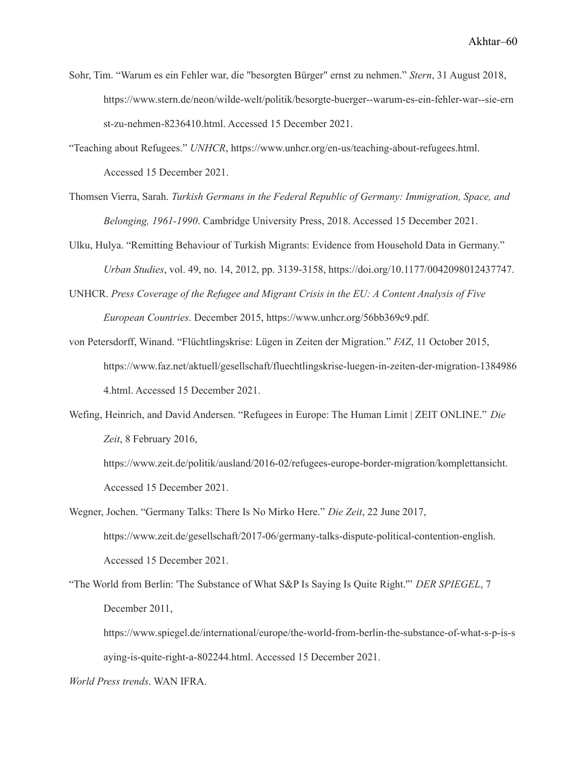Sohr, Tim. “Warum es ein Fehler war, die "besorgten Bürger" ernst zu nehmen.” *Stern*, 31 August 2018, https://www.stern.de/neon/wilde-welt/politik/besorgte-buerger--warum-es-ein-fehler-war--sie-ernst-zu-nehmen-8236410.html. Accessed 15 December 2021.

“Teaching about Refugees.” *UNHCR*, https://www.unhcr.org/en-us/teaching-about-refugees.html. Accessed 15 December 2021.

Thomsen Vierra, Sarah. *Turkish Germans in the Federal Republic of Germany: Immigration, Space, and Belonging, 1961-1990*. Cambridge University Press, 2018. Accessed 15 December 2021.

Ulku, Hulya. “Remitting Behaviour of Turkish Migrants: Evidence from Household Data in Germany.” *Urban Studies*, vol. 49, no. 14, 2012, pp. 3139-3158, https://doi.org/10.1177/0042098012437747.

UNHCR. *Press Coverage of the Refugee and Migrant Crisis in the EU: A Content Analysis of Five European Countries*. December 2015, https://www.unhcr.org/56bb369c9.pdf.

von Petersdorff, Winand. “Flüchtlingskrise: Lügen in Zeiten der Migration.” *FAZ*, 11 October 2015, https://www.faz.net/aktuell/gesellschaft/fluechtlingskrise-luegen-in-zeiten-der-migration-13849864.html. Accessed 15 December 2021.

Wefing, Heinrich, and David Andersen. “Refugees in Europe: The Human Limit | ZEIT ONLINE.” *Die Zeit*, 8 February 2016, https://www.zeit.de/politik/ausland/2016-02/refugees-europe-border-migration/komplettansicht. Accessed 15 December 2021.

Wegner, Jochen. “Germany Talks: There Is No Mirko Here.” *Die Zeit*, 22 June 2017, https://www.zeit.de/gesellschaft/2017-06/germany-talks-dispute-political-contention-english. Accessed 15 December 2021.

“The World from Berlin: 'The Substance of What S&P Is Saying Is Quite Right.'” *DER SPIEGEL*, 7 December 2011, https://www.spiegel.de/international/europe/the-world-from-berlin-the-substance-of-what-s-p-is-saying-is-quite-right-a-802244.html. Accessed 15 December 2021.

*World Press trends*. WAN IFRA.